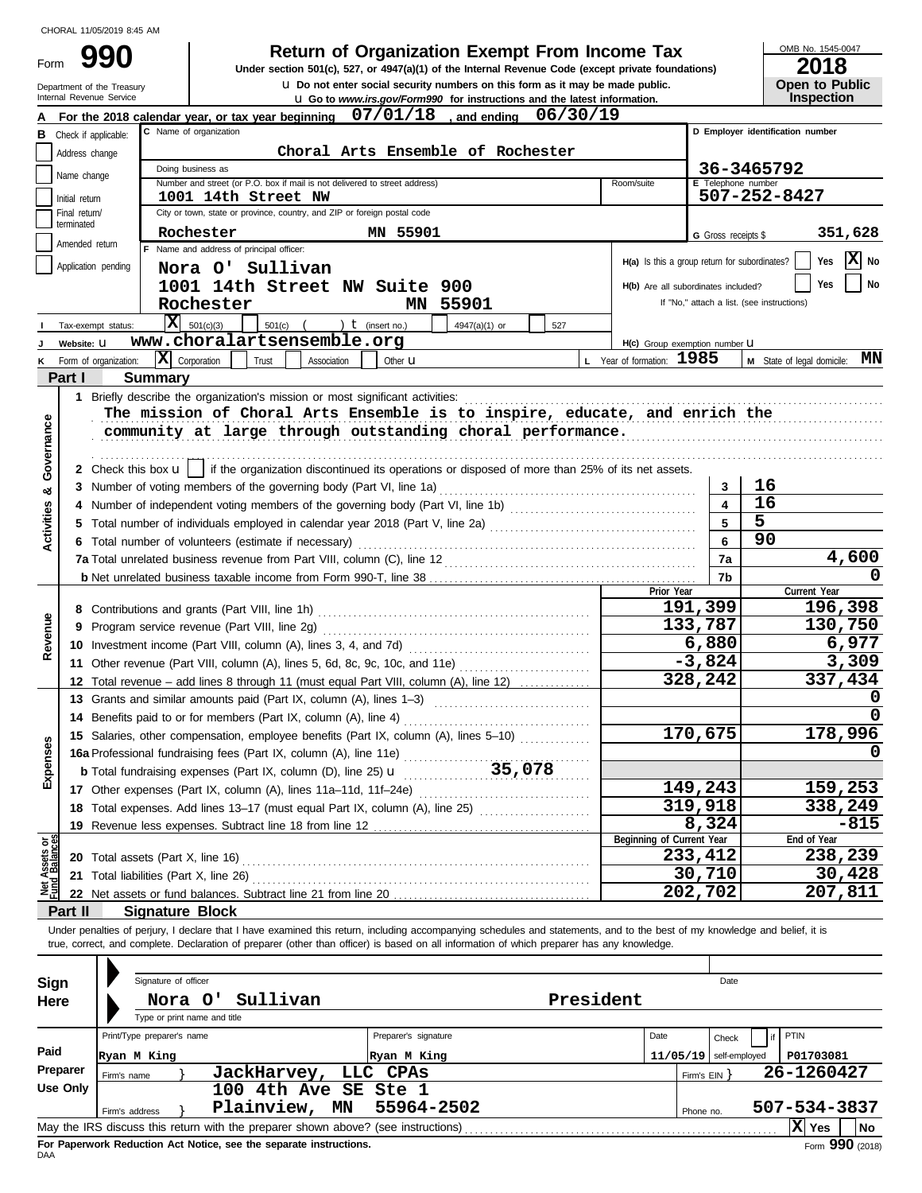CHORAL 11/05/2019 8:45 AM

Form **990**

Department of the Treasury
Internal Revenue Service

# Return of Organization Exempt From Income Tax

**Under section 501(c), 527, or 4947(a)(1) of the Internal Revenue Code (except private foundations)**

u Do not enter social security numbers on this form as it may be made public.

u Go to www.irs.gov/Form990 for instructions and the latest information.

OMB No. 1545-0047

**2018**

**Open to Public Inspection**

**A** For the 2018 calendar year, or tax year beginning 07/01/18, and ending 06/30/19

**B** Check if applicable: Address change / Name change / Initial return / Final return/terminated / Amended return / Application pending

**C** Name of organization: Choral Arts Ensemble of Rochester

Doing business as

Number and street (or P.O. box if mail is not delivered to street address): 1001 14th Street NW

City or town, state or province, country, and ZIP or foreign postal code: Rochester MN 55901

**D** Employer identification number: 36-3465792

**E** Telephone number: 507-252-8427

**G** Gross receipts $ 351,628

**F** Name and address of principal officer: Nora O' Sullivan, 1001 14th Street NW Suite 900, Rochester MN 55901

H(a) Is this a group return for subordinates? Yes [ ] No [X]

H(b) Are all subordinates included? Yes [ ] No [ ]
If "No," attach a list. (see instructions)

**I** Tax-exempt status: [X] 501(c)(3) [ ] 501(c) ( ) t (insert no.) [ ] 4947(a)(1) or [ ] 527

**J** Website: u www.choralartsensemble.org

H(c) Group exemption number u

**K** Form of organization: [X] Corporation [ ] Trust [ ] Association [ ] Other u

**L** Year of formation: 1985

**M** State of legal domicile: MN

## Part I Summary

**Activities & Governance**

1 Briefly describe the organization's mission or most significant activities:
The mission of Choral Arts Ensemble is to inspire, educate, and enrich the community at large through outstanding choral performance.

2 Check this box u [ ] if the organization discontinued its operations or disposed of more than 25% of its net assets.

| | | | |
|---|---|---|---|
| 3 | Number of voting members of the governing body (Part VI, line 1a) | 3 | 16 |
| 4 | Number of independent voting members of the governing body (Part VI, line 1b) | 4 | 16 |
| 5 | Total number of individuals employed in calendar year 2018 (Part V, line 2a) | 5 | 5 |
| 6 | Total number of volunteers (estimate if necessary) | 6 | 90 |
| 7a | Total unrelated business revenue from Part VIII, column (C), line 12 | 7a | 4,600 |
| b | Net unrelated business taxable income from Form 990-T, line 38 | 7b | 0 |

| | | | Prior Year | Current Year |
|---|---|---|---|---|
| **Revenue** | 8 | Contributions and grants (Part VIII, line 1h) | 191,399 | 196,398 |
| | 9 | Program service revenue (Part VIII, line 2g) | 133,787 | 130,750 |
| | 10 | Investment income (Part VIII, column (A), lines 3, 4, and 7d) | 6,880 | 6,977 |
| | 11 | Other revenue (Part VIII, column (A), lines 5, 6d, 8c, 9c, 10c, and 11e) | -3,824 | 3,309 |
| | 12 | Total revenue – add lines 8 through 11 (must equal Part VIII, column (A), line 12) | 328,242 | 337,434 |
| **Expenses** | 13 | Grants and similar amounts paid (Part IX, column (A), lines 1–3) | | 0 |
| | 14 | Benefits paid to or for members (Part IX, column (A), line 4) | | 0 |
| | 15 | Salaries, other compensation, employee benefits (Part IX, column (A), lines 5–10) | 170,675 | 178,996 |
| | 16a | Professional fundraising fees (Part IX, column (A), line 11e) | | 0 |
| | b | Total fundraising expenses (Part IX, column (D), line 25) u 35,078 | | |
| | 17 | Other expenses (Part IX, column (A), lines 11a–11d, 11f–24e) | 149,243 | 159,253 |
| | 18 | Total expenses. Add lines 13–17 (must equal Part IX, column (A), line 25) | 319,918 | 338,249 |
| | 19 | Revenue less expenses. Subtract line 18 from line 12 | 8,324 | -815 |
| | | | **Beginning of Current Year** | **End of Year** |
| **Net Assets or Fund Balances** | 20 | Total assets (Part X, line 16) | 233,412 | 238,239 |
| | 21 | Total liabilities (Part X, line 26) | 30,710 | 30,428 |
| | 22 | Net assets or fund balances. Subtract line 21 from line 20 | 202,702 | 207,811 |

## Part II Signature Block

Under penalties of perjury, I declare that I have examined this return, including accompanying schedules and statements, and to the best of my knowledge and belief, it is true, correct, and complete. Declaration of preparer (other than officer) is based on all information of which preparer has any knowledge.

**Sign Here**

Signature of officer — Date

Nora O' Sullivan — President

Type or print name and title

**Paid Preparer Use Only**

| Print/Type preparer's name | Preparer's signature | Date | Check [ ] if self-employed | PTIN |
|---|---|---|---|---|
| Ryan M King | Ryan M King | 11/05/19 | | P01703081 |

Firm's name } JackHarvey, LLC CPAs — Firm's EIN } 26-1260427

Firm's address } 100 4th Ave SE Ste 1, Plainview, MN 55964-2502 — Phone no. 507-534-3837

May the IRS discuss this return with the preparer shown above? (see instructions) [X] Yes [ ] No

**For Paperwork Reduction Act Notice, see the separate instructions.**

DAA

Form **990** (2018)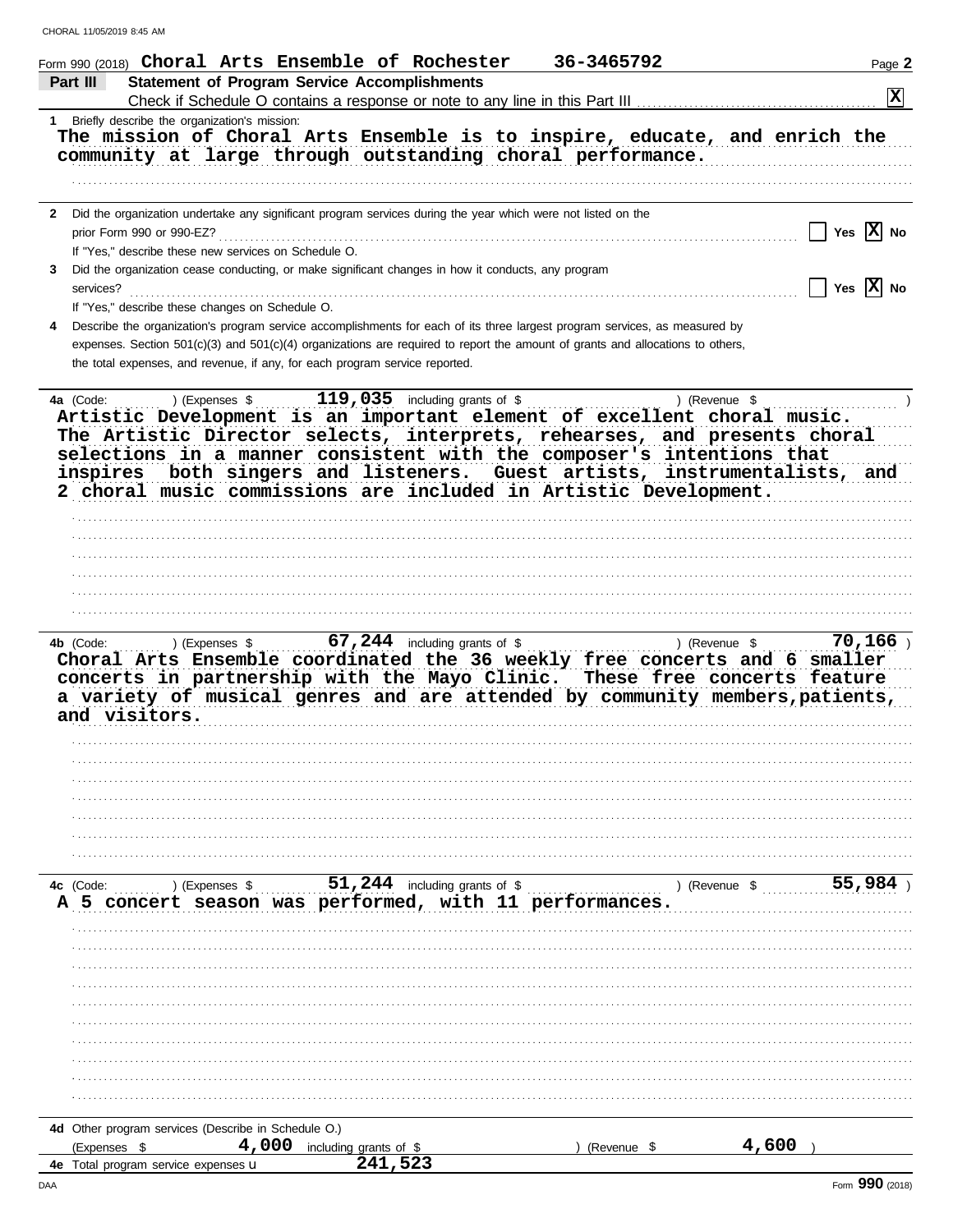CHORAL 11/05/2019 8:45 AM

Form 990 (2018) **Choral Arts Ensemble of Rochester 36-3465792** Page **2**

## Part III Statement of Program Service Accomplishments

Check if Schedule O contains a response or note to any line in this Part III .......... **[X]**

**1** Briefly describe the organization's mission:

**The mission of Choral Arts Ensemble is to inspire, educate, and enrich the community at large through outstanding choral performance.**

**2** Did the organization undertake any significant program services during the year which were not listed on the prior Form 990 or 990-EZ? .......... [ ] Yes [X] No

If "Yes," describe these new services on Schedule O.

**3** Did the organization cease conducting, or make significant changes in how it conducts, any program services? .......... [ ] Yes [X] No

If "Yes," describe these changes on Schedule O.

**4** Describe the organization's program service accomplishments for each of its three largest program services, as measured by expenses. Section 501(c)(3) and 501(c)(4) organizations are required to report the amount of grants and allocations to others, the total expenses, and revenue, if any, for each program service reported.

**4a** (Code: ) (Expenses $ **119,035** including grants of $ ) (Revenue $ )

**Artistic Development is an important element of excellent choral music. The Artistic Director selects, interprets, rehearses, and presents choral selections in a manner consistent with the composer's intentions that inspires both singers and listeners. Guest artists, instrumentalists, and 2 choral music commissions are included in Artistic Development.**

**4b** (Code: ) (Expenses $ **67,244** including grants of $ ) (Revenue $ **70,166** )

**Choral Arts Ensemble coordinated the 36 weekly free concerts and 6 smaller concerts in partnership with the Mayo Clinic. These free concerts feature a variety of musical genres and are attended by community members,patients, and visitors.**

**4c** (Code: ) (Expenses $ **51,244** including grants of $ ) (Revenue $ **55,984** )

**A 5 concert season was performed, with 11 performances.**

**4d** Other program services (Describe in Schedule O.)

(Expenses $ **4,000** including grants of $ ) (Revenue $ **4,600** )

**4e** Total program service expenses ► **241,523**

Form **990** (2018)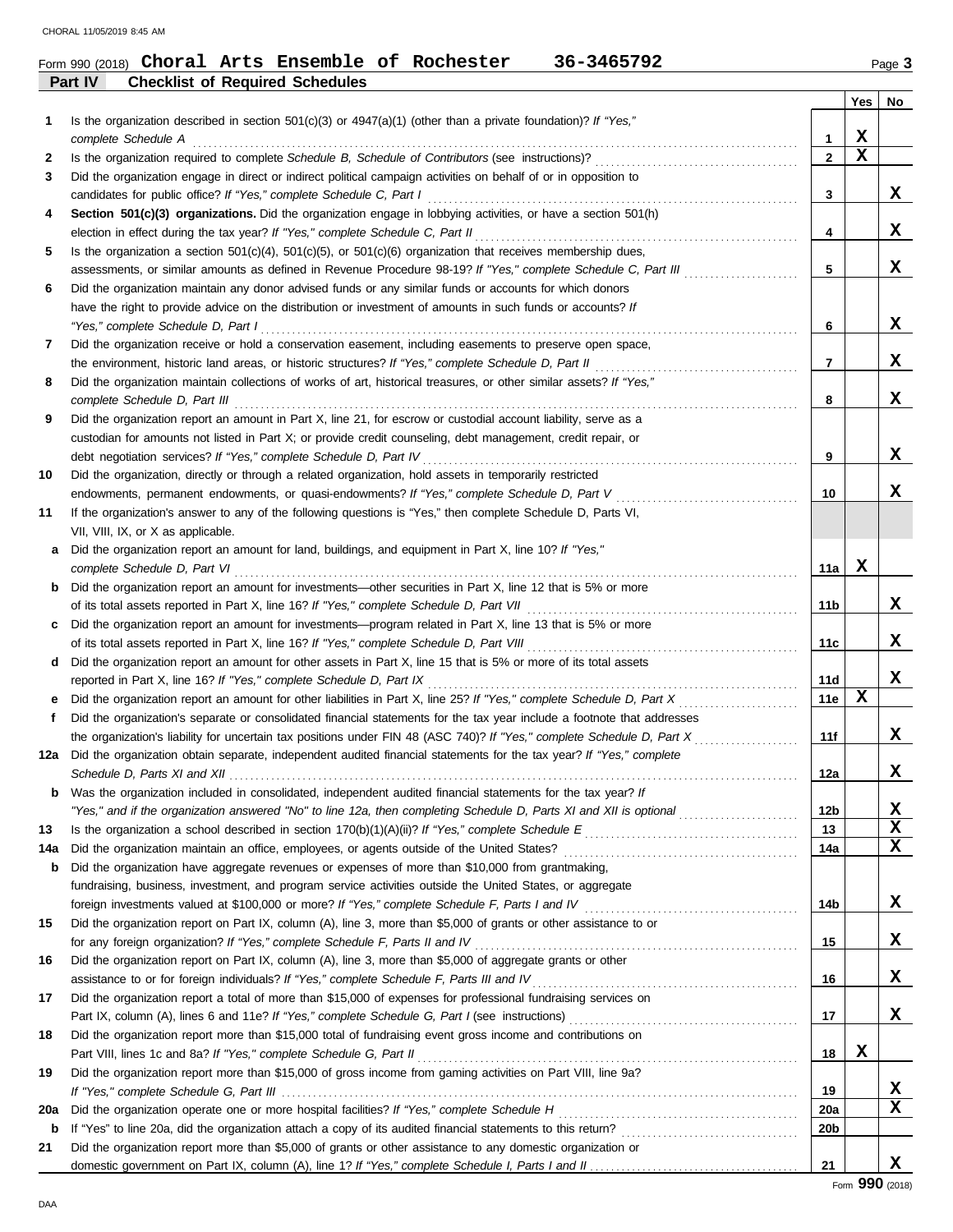Form 990 (2018) **Choral Arts Ensemble of Rochester 36-3465792** Page **3**

## Part IV Checklist of Required Schedules

| | | Line | Yes | No |
|---|---|---|---|---|
| **1** | Is the organization described in section 501(c)(3) or 4947(a)(1) (other than a private foundation)? *If "Yes," complete Schedule A* | 1 | X | |
| **2** | Is the organization required to complete *Schedule B, Schedule of Contributors* (see instructions)? | 2 | X | |
| **3** | Did the organization engage in direct or indirect political campaign activities on behalf of or in opposition to candidates for public office? *If "Yes," complete Schedule C, Part I* | 3 | | X |
| **4** | **Section 501(c)(3) organizations.** Did the organization engage in lobbying activities, or have a section 501(h) election in effect during the tax year? *If "Yes," complete Schedule C, Part II* | 4 | | X |
| **5** | Is the organization a section 501(c)(4), 501(c)(5), or 501(c)(6) organization that receives membership dues, assessments, or similar amounts as defined in Revenue Procedure 98-19? *If "Yes," complete Schedule C, Part III* | 5 | | X |
| **6** | Did the organization maintain any donor advised funds or any similar funds or accounts for which donors have the right to provide advice on the distribution or investment of amounts in such funds or accounts? *If "Yes," complete Schedule D, Part I* | 6 | | X |
| **7** | Did the organization receive or hold a conservation easement, including easements to preserve open space, the environment, historic land areas, or historic structures? *If "Yes," complete Schedule D, Part II* | 7 | | X |
| **8** | Did the organization maintain collections of works of art, historical treasures, or other similar assets? *If "Yes," complete Schedule D, Part III* | 8 | | X |
| **9** | Did the organization report an amount in Part X, line 21, for escrow or custodial account liability, serve as a custodian for amounts not listed in Part X; or provide credit counseling, debt management, credit repair, or debt negotiation services? *If "Yes," complete Schedule D, Part IV* | 9 | | X |
| **10** | Did the organization, directly or through a related organization, hold assets in temporarily restricted endowments, permanent endowments, or quasi-endowments? *If "Yes," complete Schedule D, Part V* | 10 | | X |
| **11** | If the organization's answer to any of the following questions is "Yes," then complete Schedule D, Parts VI, VII, VIII, IX, or X as applicable. | | | |
| **a** | Did the organization report an amount for land, buildings, and equipment in Part X, line 10? *If "Yes," complete Schedule D, Part VI* | 11a | X | |
| **b** | Did the organization report an amount for investments—other securities in Part X, line 12 that is 5% or more of its total assets reported in Part X, line 16? *If "Yes," complete Schedule D, Part VII* | 11b | | X |
| **c** | Did the organization report an amount for investments—program related in Part X, line 13 that is 5% or more of its total assets reported in Part X, line 16? *If "Yes," complete Schedule D, Part VIII* | 11c | | X |
| **d** | Did the organization report an amount for other assets in Part X, line 15 that is 5% or more of its total assets reported in Part X, line 16? *If "Yes," complete Schedule D, Part IX* | 11d | | X |
| **e** | Did the organization report an amount for other liabilities in Part X, line 25? *If "Yes," complete Schedule D, Part X* | 11e | X | |
| **f** | Did the organization's separate or consolidated financial statements for the tax year include a footnote that addresses the organization's liability for uncertain tax positions under FIN 48 (ASC 740)? *If "Yes," complete Schedule D, Part X* | 11f | | X |
| **12a** | Did the organization obtain separate, independent audited financial statements for the tax year? *If "Yes," complete Schedule D, Parts XI and XII* | 12a | | X |
| **b** | Was the organization included in consolidated, independent audited financial statements for the tax year? *If "Yes," and if the organization answered "No" to line 12a, then completing Schedule D, Parts XI and XII is optional* | 12b | | X |
| **13** | Is the organization a school described in section 170(b)(1)(A)(ii)? *If "Yes," complete Schedule E* | 13 | | X |
| **14a** | Did the organization maintain an office, employees, or agents outside of the United States? | 14a | | X |
| **b** | Did the organization have aggregate revenues or expenses of more than $10,000 from grantmaking, fundraising, business, investment, and program service activities outside the United States, or aggregate foreign investments valued at $100,000 or more? *If "Yes," complete Schedule F, Parts I and IV* | 14b | | X |
| **15** | Did the organization report on Part IX, column (A), line 3, more than $5,000 of grants or other assistance to or for any foreign organization? *If "Yes," complete Schedule F, Parts II and IV* | 15 | | X |
| **16** | Did the organization report on Part IX, column (A), line 3, more than $5,000 of aggregate grants or other assistance to or for foreign individuals? *If "Yes," complete Schedule F, Parts III and IV* | 16 | | X |
| **17** | Did the organization report a total of more than $15,000 of expenses for professional fundraising services on Part IX, column (A), lines 6 and 11e? *If "Yes," complete Schedule G, Part I* (see instructions) | 17 | | X |
| **18** | Did the organization report more than $15,000 total of fundraising event gross income and contributions on Part VIII, lines 1c and 8a? *If "Yes," complete Schedule G, Part II* | 18 | X | |
| **19** | Did the organization report more than $15,000 of gross income from gaming activities on Part VIII, line 9a? *If "Yes," complete Schedule G, Part III* | 19 | | X |
| **20a** | Did the organization operate one or more hospital facilities? *If "Yes," complete Schedule H* | 20a | | X |
| **b** | If "Yes" to line 20a, did the organization attach a copy of its audited financial statements to this return? | 20b | | |
| **21** | Did the organization report more than $5,000 of grants or other assistance to any domestic organization or domestic government on Part IX, column (A), line 1? *If "Yes," complete Schedule I, Parts I and II* | 21 | | X |

Form **990** (2018)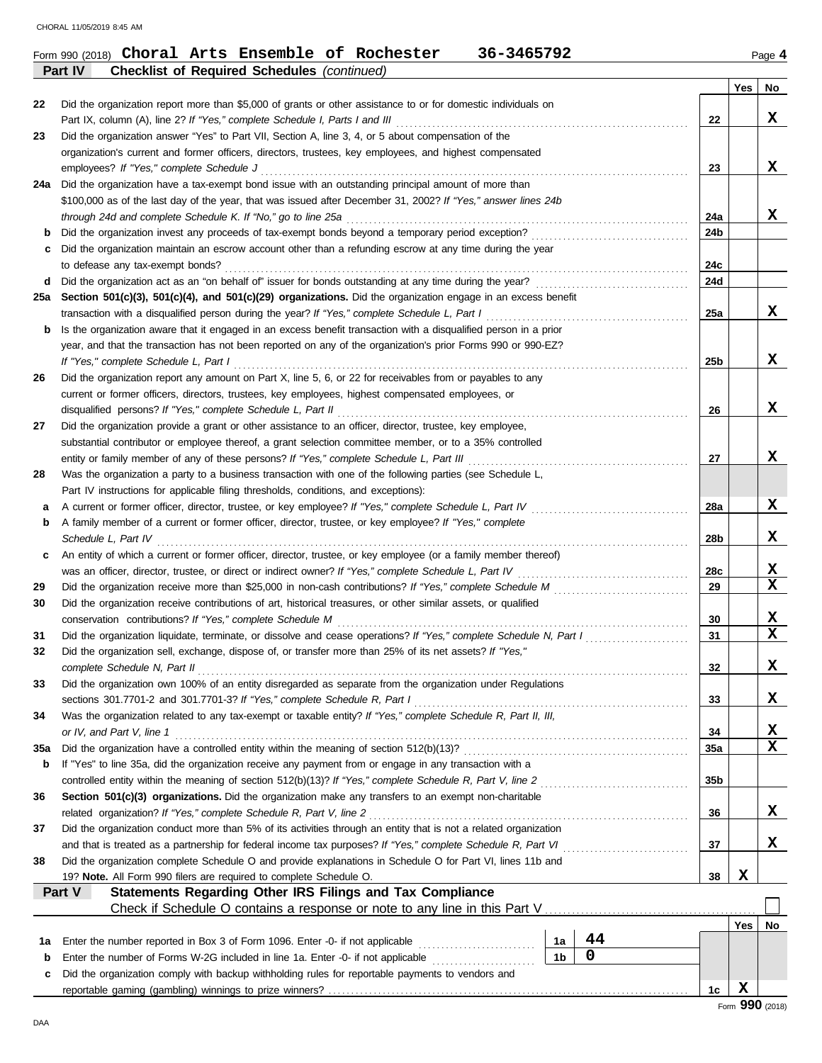Form 990 (2018) **Choral Arts Ensemble of Rochester 36-3465792** Page **4**

**Part IV Checklist of Required Schedules** *(continued)*

| | | | Yes | No |
|---|---|---|---|---|
| 22 | Did the organization report more than $5,000 of grants or other assistance to or for domestic individuals on Part IX, column (A), line 2? *If "Yes," complete Schedule I, Parts I and III* | 22 | | X |
| 23 | Did the organization answer "Yes" to Part VII, Section A, line 3, 4, or 5 about compensation of the organization's current and former officers, directors, trustees, key employees, and highest compensated employees? *If "Yes," complete Schedule J* | 23 | | X |
| 24a | Did the organization have a tax-exempt bond issue with an outstanding principal amount of more than $100,000 as of the last day of the year, that was issued after December 31, 2002? *If "Yes," answer lines 24b through 24d and complete Schedule K. If "No," go to line 25a* | 24a | | X |
| b | Did the organization invest any proceeds of tax-exempt bonds beyond a temporary period exception? | 24b | | |
| c | Did the organization maintain an escrow account other than a refunding escrow at any time during the year to defease any tax-exempt bonds? | 24c | | |
| d | Did the organization act as an "on behalf of" issuer for bonds outstanding at any time during the year? | 24d | | |
| 25a | **Section 501(c)(3), 501(c)(4), and 501(c)(29) organizations.** Did the organization engage in an excess benefit transaction with a disqualified person during the year? *If "Yes," complete Schedule L, Part I* | 25a | | X |
| b | Is the organization aware that it engaged in an excess benefit transaction with a disqualified person in a prior year, and that the transaction has not been reported on any of the organization's prior Forms 990 or 990-EZ? *If "Yes," complete Schedule L, Part I* | 25b | | X |
| 26 | Did the organization report any amount on Part X, line 5, 6, or 22 for receivables from or payables to any current or former officers, directors, trustees, key employees, highest compensated employees, or disqualified persons? *If "Yes," complete Schedule L, Part II* | 26 | | X |
| 27 | Did the organization provide a grant or other assistance to an officer, director, trustee, key employee, substantial contributor or employee thereof, a grant selection committee member, or to a 35% controlled entity or family member of any of these persons? *If "Yes," complete Schedule L, Part III* | 27 | | X |
| 28 | Was the organization a party to a business transaction with one of the following parties (see Schedule L, Part IV instructions for applicable filing thresholds, conditions, and exceptions): | | | |
| a | A current or former officer, director, trustee, or key employee? *If "Yes," complete Schedule L, Part IV* | 28a | | X |
| b | A family member of a current or former officer, director, trustee, or key employee? *If "Yes," complete Schedule L, Part IV* | 28b | | X |
| c | An entity of which a current or former officer, director, trustee, or key employee (or a family member thereof) was an officer, director, trustee, or direct or indirect owner? *If "Yes," complete Schedule L, Part IV* | 28c | | X |
| 29 | Did the organization receive more than $25,000 in non-cash contributions? *If "Yes," complete Schedule M* | 29 | | X |
| 30 | Did the organization receive contributions of art, historical treasures, or other similar assets, or qualified conservation contributions? *If "Yes," complete Schedule M* | 30 | | X |
| 31 | Did the organization liquidate, terminate, or dissolve and cease operations? *If "Yes," complete Schedule N, Part I* | 31 | | X |
| 32 | Did the organization sell, exchange, dispose of, or transfer more than 25% of its net assets? *If "Yes," complete Schedule N, Part II* | 32 | | X |
| 33 | Did the organization own 100% of an entity disregarded as separate from the organization under Regulations sections 301.7701-2 and 301.7701-3? *If "Yes," complete Schedule R, Part I* | 33 | | X |
| 34 | Was the organization related to any tax-exempt or taxable entity? *If "Yes," complete Schedule R, Part II, III, or IV, and Part V, line 1* | 34 | | X |
| 35a | Did the organization have a controlled entity within the meaning of section 512(b)(13)? | 35a | | X |
| b | If "Yes" to line 35a, did the organization receive any payment from or engage in any transaction with a controlled entity within the meaning of section 512(b)(13)? *If "Yes," complete Schedule R, Part V, line 2* | 35b | | |
| 36 | **Section 501(c)(3) organizations.** Did the organization make any transfers to an exempt non-charitable related organization? *If "Yes," complete Schedule R, Part V, line 2* | 36 | | X |
| 37 | Did the organization conduct more than 5% of its activities through an entity that is not a related organization and that is treated as a partnership for federal income tax purposes? *If "Yes," complete Schedule R, Part VI* | 37 | | X |
| 38 | Did the organization complete Schedule O and provide explanations in Schedule O for Part VI, lines 11b and 19? **Note.** All Form 990 filers are required to complete Schedule O. | 38 | X | |

**Part V Statements Regarding Other IRS Filings and Tax Compliance**

Check if Schedule O contains a response or note to any line in this Part V ☐

| | | | | | Yes | No |
|---|---|---|---|---|---|---|
| 1a | Enter the number reported in Box 3 of Form 1096. Enter -0- if not applicable | 1a | 44 | | | |
| b | Enter the number of Forms W-2G included in line 1a. Enter -0- if not applicable | 1b | 0 | | | |
| c | Did the organization comply with backup withholding rules for reportable payments to vendors and reportable gaming (gambling) winnings to prize winners? | | | 1c | X | |

Form **990** (2018)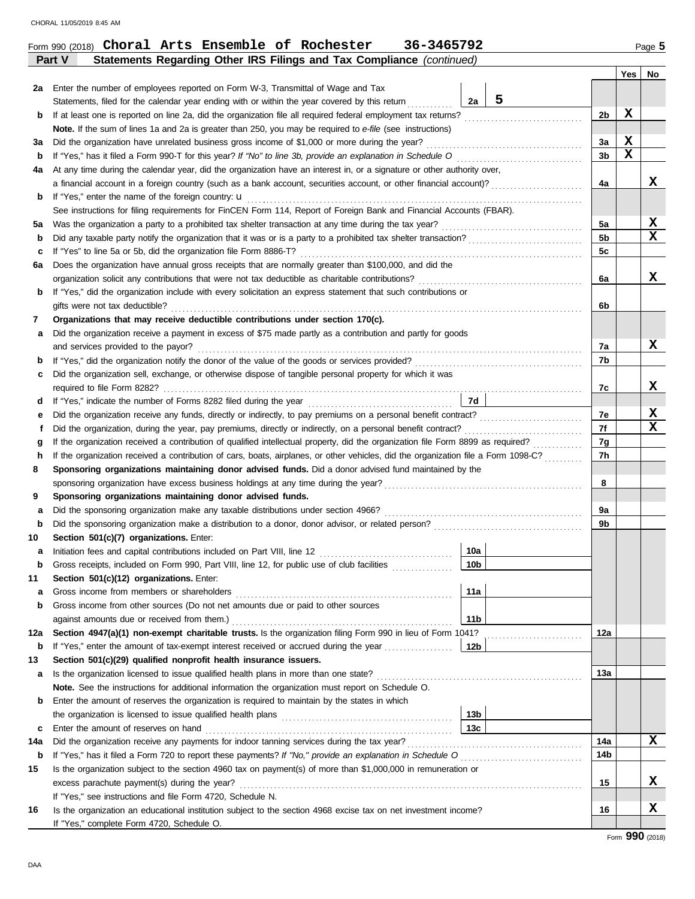Form 990 (2018) **Choral Arts Ensemble of Rochester 36-3465792** Page 5

**Part V Statements Regarding Other IRS Filings and Tax Compliance** *(continued)*

| | | | | | Yes | No |
|---|---|---|---|---|---|---|
| **2a** | Enter the number of employees reported on Form W-3, Transmittal of Wage and Tax Statements, filed for the calendar year ending with or within the year covered by this return | 2a | 5 | | | |
| **b** | If at least one is reported on line 2a, did the organization file all required federal employment tax returns? | | | 2b | X | |
| | **Note.** If the sum of lines 1a and 2a is greater than 250, you may be required to *e-file* (see instructions) | | | | | |
| **3a** | Did the organization have unrelated business gross income of $1,000 or more during the year? | | | 3a | X | |
| **b** | If "Yes," has it filed a Form 990-T for this year? *If "No" to line 3b, provide an explanation in Schedule O* | | | 3b | X | |
| **4a** | At any time during the calendar year, did the organization have an interest in, or a signature or other authority over, a financial account in a foreign country (such as a bank account, securities account, or other financial account)? | | | 4a | | X |
| **b** | If "Yes," enter the name of the foreign country: u | | | | | |
| | See instructions for filing requirements for FinCEN Form 114, Report of Foreign Bank and Financial Accounts (FBAR). | | | | | |
| **5a** | Was the organization a party to a prohibited tax shelter transaction at any time during the tax year? | | | 5a | | X |
| **b** | Did any taxable party notify the organization that it was or is a party to a prohibited tax shelter transaction? | | | 5b | | X |
| **c** | If "Yes" to line 5a or 5b, did the organization file Form 8886-T? | | | 5c | | |
| **6a** | Does the organization have annual gross receipts that are normally greater than $100,000, and did the organization solicit any contributions that were not tax deductible as charitable contributions? | | | 6a | | X |
| **b** | If "Yes," did the organization include with every solicitation an express statement that such contributions or gifts were not tax deductible? | | | 6b | | |
| **7** | **Organizations that may receive deductible contributions under section 170(c).** | | | | | |
| **a** | Did the organization receive a payment in excess of $75 made partly as a contribution and partly for goods and services provided to the payor? | | | 7a | | X |
| **b** | If "Yes," did the organization notify the donor of the value of the goods or services provided? | | | 7b | | |
| **c** | Did the organization sell, exchange, or otherwise dispose of tangible personal property for which it was required to file Form 8282? | | | 7c | | X |
| **d** | If "Yes," indicate the number of Forms 8282 filed during the year | 7d | | | | |
| **e** | Did the organization receive any funds, directly or indirectly, to pay premiums on a personal benefit contract? | | | 7e | | X |
| **f** | Did the organization, during the year, pay premiums, directly or indirectly, on a personal benefit contract? | | | 7f | | X |
| **g** | If the organization received a contribution of qualified intellectual property, did the organization file Form 8899 as required? | | | 7g | | |
| **h** | If the organization received a contribution of cars, boats, airplanes, or other vehicles, did the organization file a Form 1098-C? | | | 7h | | |
| **8** | **Sponsoring organizations maintaining donor advised funds.** Did a donor advised fund maintained by the sponsoring organization have excess business holdings at any time during the year? | | | 8 | | |
| **9** | **Sponsoring organizations maintaining donor advised funds.** | | | | | |
| **a** | Did the sponsoring organization make any taxable distributions under section 4966? | | | 9a | | |
| **b** | Did the sponsoring organization make a distribution to a donor, donor advisor, or related person? | | | 9b | | |
| **10** | **Section 501(c)(7) organizations.** Enter: | | | | | |
| **a** | Initiation fees and capital contributions included on Part VIII, line 12 | 10a | | | | |
| **b** | Gross receipts, included on Form 990, Part VIII, line 12, for public use of club facilities | 10b | | | | |
| **11** | **Section 501(c)(12) organizations.** Enter: | | | | | |
| **a** | Gross income from members or shareholders | 11a | | | | |
| **b** | Gross income from other sources (Do not net amounts due or paid to other sources against amounts due or received from them.) | 11b | | | | |
| **12a** | **Section 4947(a)(1) non-exempt charitable trusts.** Is the organization filing Form 990 in lieu of Form 1041? | | | 12a | | |
| **b** | If "Yes," enter the amount of tax-exempt interest received or accrued during the year | 12b | | | | |
| **13** | **Section 501(c)(29) qualified nonprofit health insurance issuers.** | | | | | |
| **a** | Is the organization licensed to issue qualified health plans in more than one state? | | | 13a | | |
| | **Note.** See the instructions for additional information the organization must report on Schedule O. | | | | | |
| **b** | Enter the amount of reserves the organization is required to maintain by the states in which the organization is licensed to issue qualified health plans | 13b | | | | |
| **c** | Enter the amount of reserves on hand | 13c | | | | |
| **14a** | Did the organization receive any payments for indoor tanning services during the tax year? | | | 14a | | X |
| **b** | If "Yes," has it filed a Form 720 to report these payments? *If "No," provide an explanation in Schedule O* | | | 14b | | |
| **15** | Is the organization subject to the section 4960 tax on payment(s) of more than $1,000,000 in remuneration or excess parachute payment(s) during the year? | | | 15 | | X |
| | If "Yes," see instructions and file Form 4720, Schedule N. | | | | | |
| **16** | Is the organization an educational institution subject to the section 4968 excise tax on net investment income? | | | 16 | | X |
| | If "Yes," complete Form 4720, Schedule O. | | | | | |

Form **990** (2018)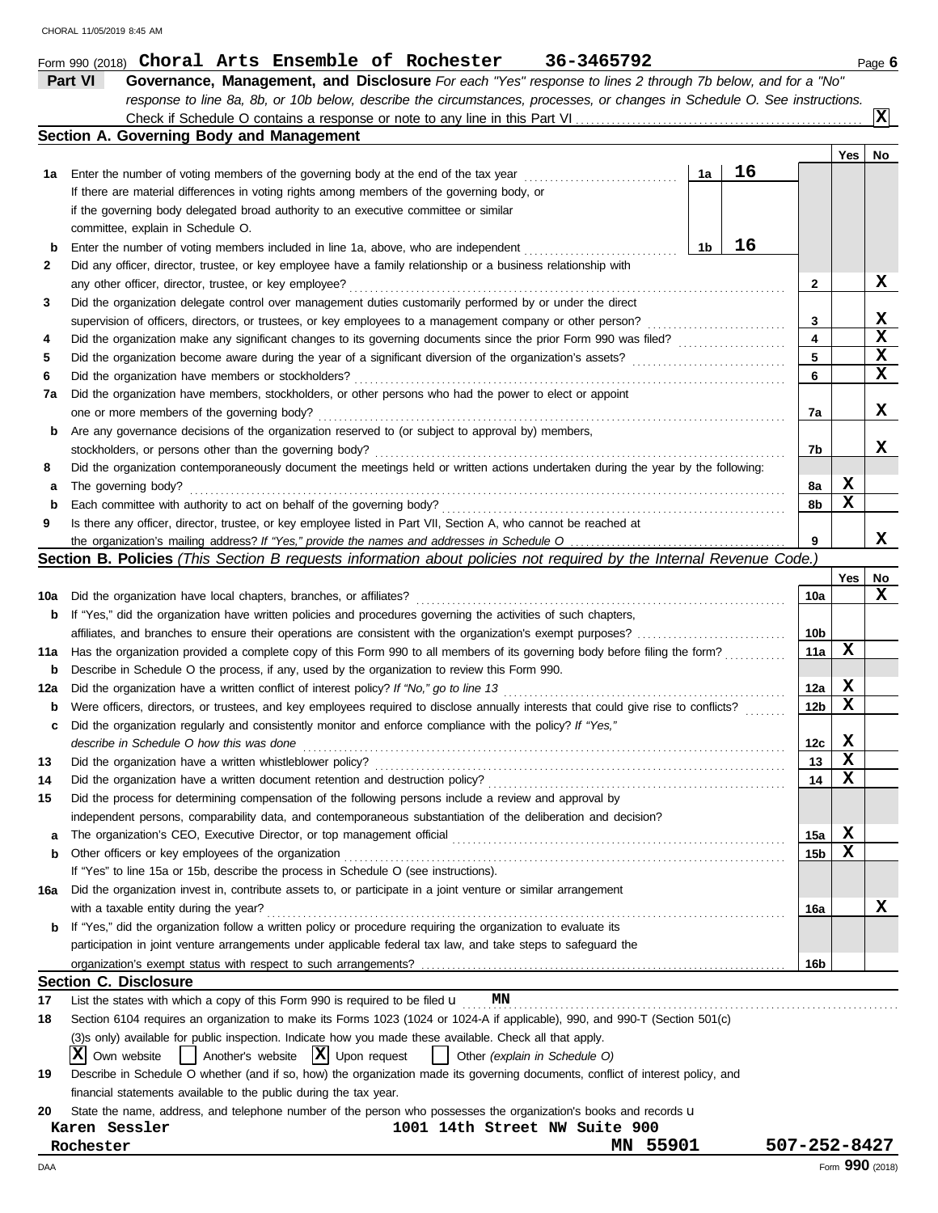Form 990 (2018) **Choral Arts Ensemble of Rochester 36-3465792** Page **6**

## Part VI Governance, Management, and Disclosure

*For each "Yes" response to lines 2 through 7b below, and for a "No" response to line 8a, 8b, or 10b below, describe the circumstances, processes, or changes in Schedule O. See instructions.*

Check if Schedule O contains a response or note to any line in this Part VI ..... **X**

### Section A. Governing Body and Management

| | | | Yes | No |
|---|---|---|---|---|
| **1a** | Enter the number of voting members of the governing body at the end of the tax year ..... **1a** 16 <br> If there are material differences in voting rights among members of the governing body, or if the governing body delegated broad authority to an executive committee or similar committee, explain in Schedule O. | | | |
| **b** | Enter the number of voting members included in line 1a, above, who are independent ..... **1b** 16 | | | |
| **2** | Did any officer, director, trustee, or key employee have a family relationship or a business relationship with any other officer, director, trustee, or key employee? | **2** | | X |
| **3** | Did the organization delegate control over management duties customarily performed by or under the direct supervision of officers, directors, or trustees, or key employees to a management company or other person? | **3** | | X |
| **4** | Did the organization make any significant changes to its governing documents since the prior Form 990 was filed? | **4** | | X |
| **5** | Did the organization become aware during the year of a significant diversion of the organization's assets? | **5** | | X |
| **6** | Did the organization have members or stockholders? | **6** | | X |
| **7a** | Did the organization have members, stockholders, or other persons who had the power to elect or appoint one or more members of the governing body? | **7a** | | X |
| **b** | Are any governance decisions of the organization reserved to (or subject to approval by) members, stockholders, or persons other than the governing body? | **7b** | | X |
| **8** | Did the organization contemporaneously document the meetings held or written actions undertaken during the year by the following: | | | |
| **a** | The governing body? | **8a** | X | |
| **b** | Each committee with authority to act on behalf of the governing body? | **8b** | X | |
| **9** | Is there any officer, director, trustee, or key employee listed in Part VII, Section A, who cannot be reached at the organization's mailing address? *If "Yes," provide the names and addresses in Schedule O* | **9** | | X |

### Section B. Policies *(This Section B requests information about policies not required by the Internal Revenue Code.)*

| | | | Yes | No |
|---|---|---|---|---|
| **10a** | Did the organization have local chapters, branches, or affiliates? | **10a** | | X |
| **b** | If "Yes," did the organization have written policies and procedures governing the activities of such chapters, affiliates, and branches to ensure their operations are consistent with the organization's exempt purposes? | **10b** | | |
| **11a** | Has the organization provided a complete copy of this Form 990 to all members of its governing body before filing the form? | **11a** | X | |
| **b** | Describe in Schedule O the process, if any, used by the organization to review this Form 990. | | | |
| **12a** | Did the organization have a written conflict of interest policy? *If "No," go to line 13* | **12a** | X | |
| **b** | Were officers, directors, or trustees, and key employees required to disclose annually interests that could give rise to conflicts? | **12b** | X | |
| **c** | Did the organization regularly and consistently monitor and enforce compliance with the policy? *If "Yes," describe in Schedule O how this was done* | **12c** | X | |
| **13** | Did the organization have a written whistleblower policy? | **13** | X | |
| **14** | Did the organization have a written document retention and destruction policy? | **14** | X | |
| **15** | Did the process for determining compensation of the following persons include a review and approval by independent persons, comparability data, and contemporaneous substantiation of the deliberation and decision? | | | |
| **a** | The organization's CEO, Executive Director, or top management official | **15a** | X | |
| **b** | Other officers or key employees of the organization <br> If "Yes" to line 15a or 15b, describe the process in Schedule O (see instructions). | **15b** | X | |
| **16a** | Did the organization invest in, contribute assets to, or participate in a joint venture or similar arrangement with a taxable entity during the year? | **16a** | | X |
| **b** | If "Yes," did the organization follow a written policy or procedure requiring the organization to evaluate its participation in joint venture arrangements under applicable federal tax law, and take steps to safeguard the organization's exempt status with respect to such arrangements? | **16b** | | |

### Section C. Disclosure

**17** List the states with which a copy of this Form 990 is required to be filed u **MN**

**18** Section 6104 requires an organization to make its Forms 1023 (1024 or 1024-A if applicable), 990, and 990-T (Section 501(c)(3)s only) available for public inspection. Indicate how you made these available. Check all that apply.

[X] Own website [ ] Another's website [X] Upon request [ ] Other *(explain in Schedule O)*

**19** Describe in Schedule O whether (and if so, how) the organization made its governing documents, conflict of interest policy, and financial statements available to the public during the tax year.

**20** State the name, address, and telephone number of the person who possesses the organization's books and records u

**Karen Sessler** **1001 14th Street NW Suite 900**
**Rochester** **MN 55901** **507-252-8427**

DAA Form **990** (2018)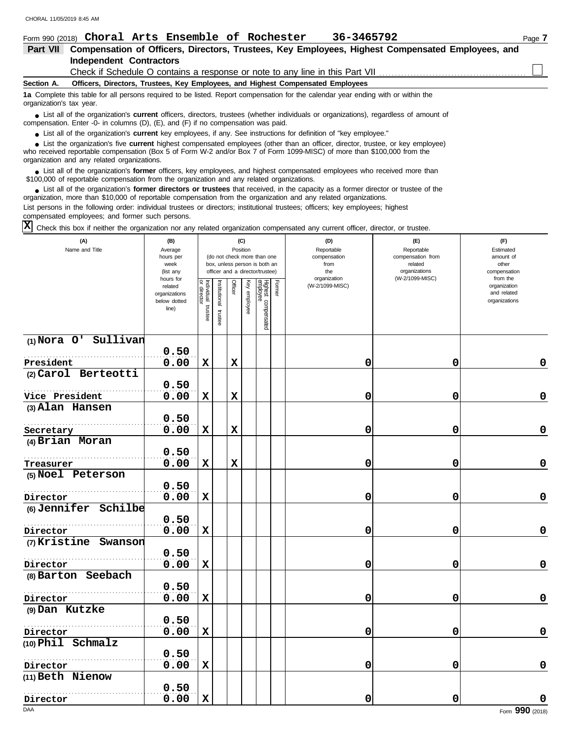Form 990 (2018) **Choral Arts Ensemble of Rochester** **36-3465792**

## Part VII Compensation of Officers, Directors, Trustees, Key Employees, Highest Compensated Employees, and Independent Contractors

Check if Schedule O contains a response or note to any line in this Part VII ☐

### Section A. Officers, Directors, Trustees, Key Employees, and Highest Compensated Employees

**1a** Complete this table for all persons required to be listed. Report compensation for the calendar year ending with or within the organization's tax year.

- List all of the organization's **current** officers, directors, trustees (whether individuals or organizations), regardless of amount of compensation. Enter -0- in columns (D), (E), and (F) if no compensation was paid.
- List all of the organization's **current** key employees, if any. See instructions for definition of "key employee."
- List the organization's five **current** highest compensated employees (other than an officer, director, trustee, or key employee) who received reportable compensation (Box 5 of Form W-2 and/or Box 7 of Form 1099-MISC) of more than $100,000 from the organization and any related organizations.
- List all of the organization's **former** officers, key employees, and highest compensated employees who received more than $100,000 of reportable compensation from the organization and any related organizations.
- List all of the organization's **former directors or trustees** that received, in the capacity as a former director or trustee of the organization, more than $10,000 of reportable compensation from the organization and any related organizations.

List persons in the following order: individual trustees or directors; institutional trustees; officers; key employees; highest compensated employees; and former such persons.

☒ Check this box if neither the organization nor any related organization compensated any current officer, director, or trustee.

| (A) Name and Title | (B) Average hours per week (list any hours for related organizations below dotted line) | (C) Position: Individual trustee or director | Institutional trustee | Officer | Key employee | Highest compensated employee | Former | (D) Reportable compensation from the organization (W-2/1099-MISC) | (E) Reportable compensation from related organizations (W-2/1099-MISC) | (F) Estimated amount of other compensation from the organization and related organizations |
|---|---|---|---|---|---|---|---|---|---|---|
| (1) Nora O' Sullivan<br>President | 0.50<br>0.00 | X | | X | | | | 0 | 0 | 0 |
| (2) Carol Berteotti<br>Vice President | 0.50<br>0.00 | X | | X | | | | 0 | 0 | 0 |
| (3) Alan Hansen<br>Secretary | 0.50<br>0.00 | X | | X | | | | 0 | 0 | 0 |
| (4) Brian Moran<br>Treasurer | 0.50<br>0.00 | X | | X | | | | 0 | 0 | 0 |
| (5) Noel Peterson<br>Director | 0.50<br>0.00 | X | | | | | | 0 | 0 | 0 |
| (6) Jennifer Schilbe<br>Director | 0.50<br>0.00 | X | | | | | | 0 | 0 | 0 |
| (7) Kristine Swanson<br>Director | 0.50<br>0.00 | X | | | | | | 0 | 0 | 0 |
| (8) Barton Seebach<br>Director | 0.50<br>0.00 | X | | | | | | 0 | 0 | 0 |
| (9) Dan Kutzke<br>Director | 0.50<br>0.00 | X | | | | | | 0 | 0 | 0 |
| (10) Phil Schmalz<br>Director | 0.50<br>0.00 | X | | | | | | 0 | 0 | 0 |
| (11) Beth Nienow<br>Director | 0.50<br>0.00 | X | | | | | | 0 | 0 | 0 |

Form **990** (2018)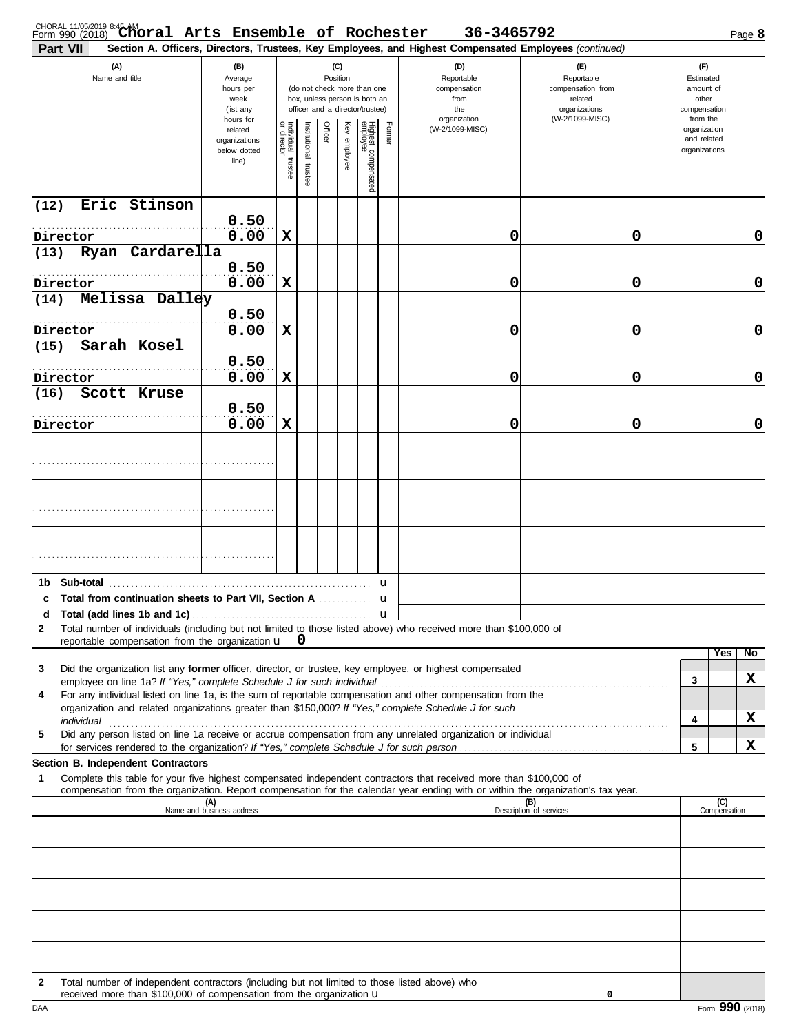Form 990 (2018) **Choral Arts Ensemble of Rochester** 36-3465792

**Part VII** **Section A. Officers, Directors, Trustees, Key Employees, and Highest Compensated Employees** *(continued)*

| (A) Name and title | (B) Average hours per week (list any hours for related organizations below dotted line) | (C) Position: Individual trustee or director | Institutional trustee | Officer | Key employee | Highest compensated employee | Former | (D) Reportable compensation from the organization (W-2/1099-MISC) | (E) Reportable compensation from related organizations (W-2/1099-MISC) | (F) Estimated amount of other compensation from the organization and related organizations |
|---|---|---|---|---|---|---|---|---|---|---|
| (12) Eric Stinson<br>Director | 0.50<br>0.00 | X | | | | | | 0 | 0 | 0 |
| (13) Ryan Cardarella<br>Director | 0.50<br>0.00 | X | | | | | | 0 | 0 | 0 |
| (14) Melissa Dalley<br>Director | 0.50<br>0.00 | X | | | | | | 0 | 0 | 0 |
| (15) Sarah Kosel<br>Director | 0.50<br>0.00 | X | | | | | | 0 | 0 | 0 |
| (16) Scott Kruse<br>Director | 0.50<br>0.00 | X | | | | | | 0 | 0 | 0 |
| | | | | | | | | | | |
| | | | | | | | | | | |
| | | | | | | | | | | |

**1b Sub-total** u

**c Total from continuation sheets to Part VII, Section A** u

**d Total (add lines 1b and 1c)** u

**2** Total number of individuals (including but not limited to those listed above) who received more than $100,000 of reportable compensation from the organization u 0

| | | Yes | No |
|---|---|---|---|
| **3** Did the organization list any **former** officer, director, or trustee, key employee, or highest compensated employee on line 1a? *If "Yes," complete Schedule J for such individual* | 3 | | X |
| **4** For any individual listed on line 1a, is the sum of reportable compensation and other compensation from the organization and related organizations greater than $150,000? *If "Yes," complete Schedule J for such individual* | 4 | | X |
| **5** Did any person listed on line 1a receive or accrue compensation from any unrelated organization or individual for services rendered to the organization? *If "Yes," complete Schedule J for such person* | 5 | | X |

**Section B. Independent Contractors**

**1** Complete this table for your five highest compensated independent contractors that received more than $100,000 of compensation from the organization. Report compensation for the calendar year ending with or within the organization's tax year.

| (A) Name and business address | (B) Description of services | (C) Compensation |
|---|---|---|
| | | |
| | | |
| | | |
| | | |
| | | |

**2** Total number of independent contractors (including but not limited to those listed above) who received more than $100,000 of compensation from the organization u 0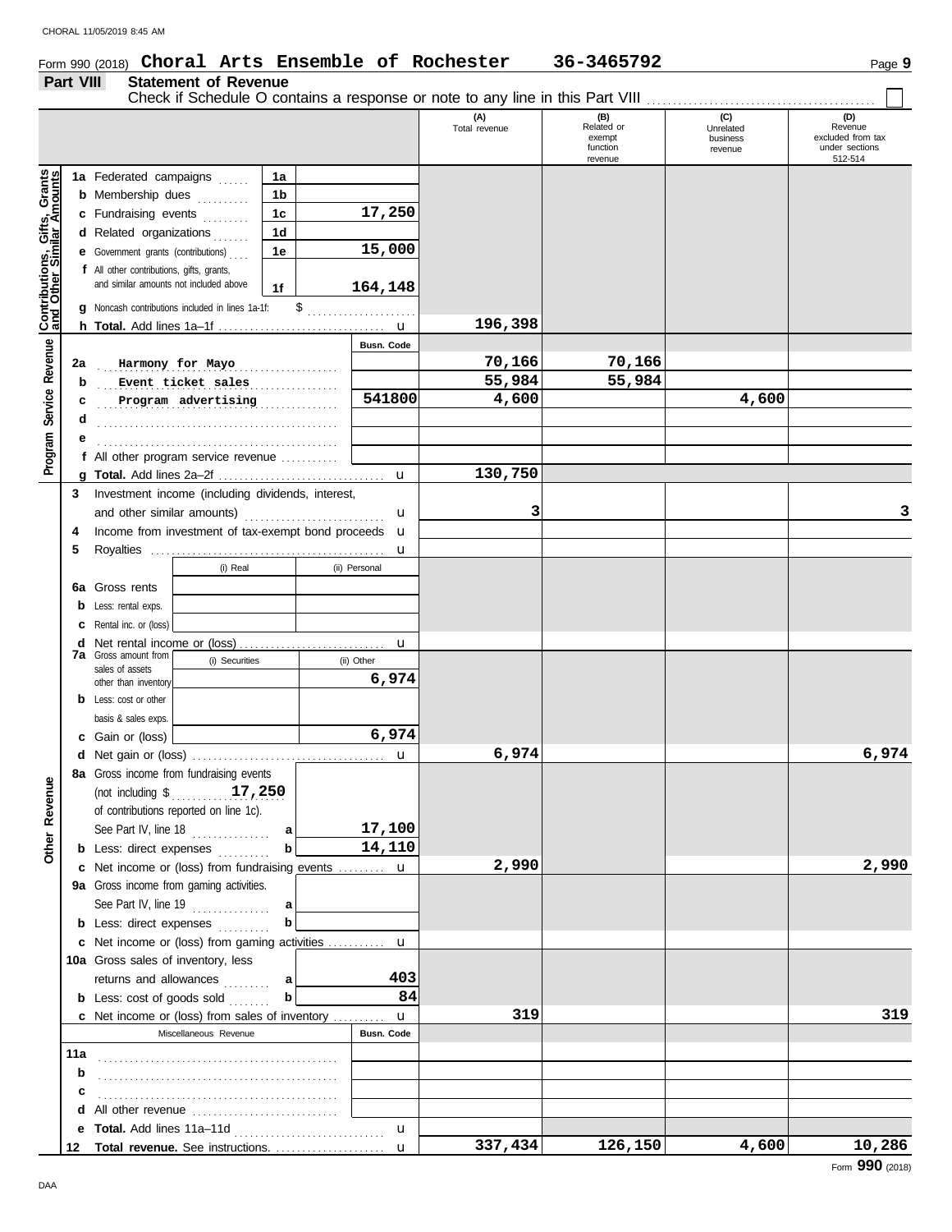Form 990 (2018) **Choral Arts Ensemble of Rochester** **36-3465792**

## Part VIII Statement of Revenue

Check if Schedule O contains a response or note to any line in this Part VIII ☐

| | | | | (A) Total revenue | (B) Related or exempt function revenue | (C) Unrelated business revenue | (D) Revenue excluded from tax under sections 512-514 |
|---|---|---|---|---|---|---|---|
| **Contributions, Gifts, Grants and Other Similar Amounts** | 1a Federated campaigns | 1a | | | | | |
| | b Membership dues | 1b | | | | | |
| | c Fundraising events | 1c | 17,250 | | | | |
| | d Related organizations | 1d | | | | | |
| | e Government grants (contributions) | 1e | 15,000 | | | | |
| | f All other contributions, gifts, grants, and similar amounts not included above | 1f | 164,148 | | | | |
| | g Noncash contributions included in lines 1a-1f: $ | | | | | | |
| | h **Total.** Add lines 1a–1f | | | 196,398 | | | |
| **Program Service Revenue** | | | Busn. Code | | | | |
| | 2a Harmony for Mayo | | | 70,166 | 70,166 | | |
| | b Event ticket sales | | | 55,984 | 55,984 | | |
| | c Program advertising | | 541800 | 4,600 | | 4,600 | |
| | d | | | | | | |
| | e | | | | | | |
| | f All other program service revenue | | | | | | |
| | g **Total.** Add lines 2a–2f | | | 130,750 | | | |
| **Other Revenue** | 3 Investment income (including dividends, interest, and other similar amounts) | | | 3 | | | 3 |
| | 4 Income from investment of tax-exempt bond proceeds | | | | | | |
| | 5 Royalties | | | | | | |
| | | (i) Real | (ii) Personal | | | | |
| | 6a Gross rents | | | | | | |
| | b Less: rental exps. | | | | | | |
| | c Rental inc. or (loss) | | | | | | |
| | d Net rental income or (loss) | | | | | | |
| | | (i) Securities | (ii) Other | | | | |
| | 7a Gross amount from sales of assets other than inventory | | 6,974 | | | | |
| | b Less: cost or other basis & sales exps. | | | | | | |
| | c Gain or (loss) | | 6,974 | | | | |
| | d Net gain or (loss) | | | 6,974 | | | 6,974 |
| | 8a Gross income from fundraising events (not including $ 17,250 of contributions reported on line 1c). See Part IV, line 18 | a | 17,100 | | | | |
| | b Less: direct expenses | b | 14,110 | | | | |
| | c Net income or (loss) from fundraising events | | | 2,990 | | | 2,990 |
| | 9a Gross income from gaming activities. See Part IV, line 19 | a | | | | | |
| | b Less: direct expenses | b | | | | | |
| | c Net income or (loss) from gaming activities | | | | | | |
| | 10a Gross sales of inventory, less returns and allowances | a | 403 | | | | |
| | b Less: cost of goods sold | b | 84 | | | | |
| | c Net income or (loss) from sales of inventory | | | 319 | | | 319 |
| | Miscellaneous Revenue | | Busn. Code | | | | |
| | 11a | | | | | | |
| | b | | | | | | |
| | c | | | | | | |
| | d All other revenue | | | | | | |
| | e **Total.** Add lines 11a–11d | | | | | | |
| | 12 **Total revenue.** See instructions. | | | 337,434 | 126,150 | 4,600 | 10,286 |

Form **990** (2018)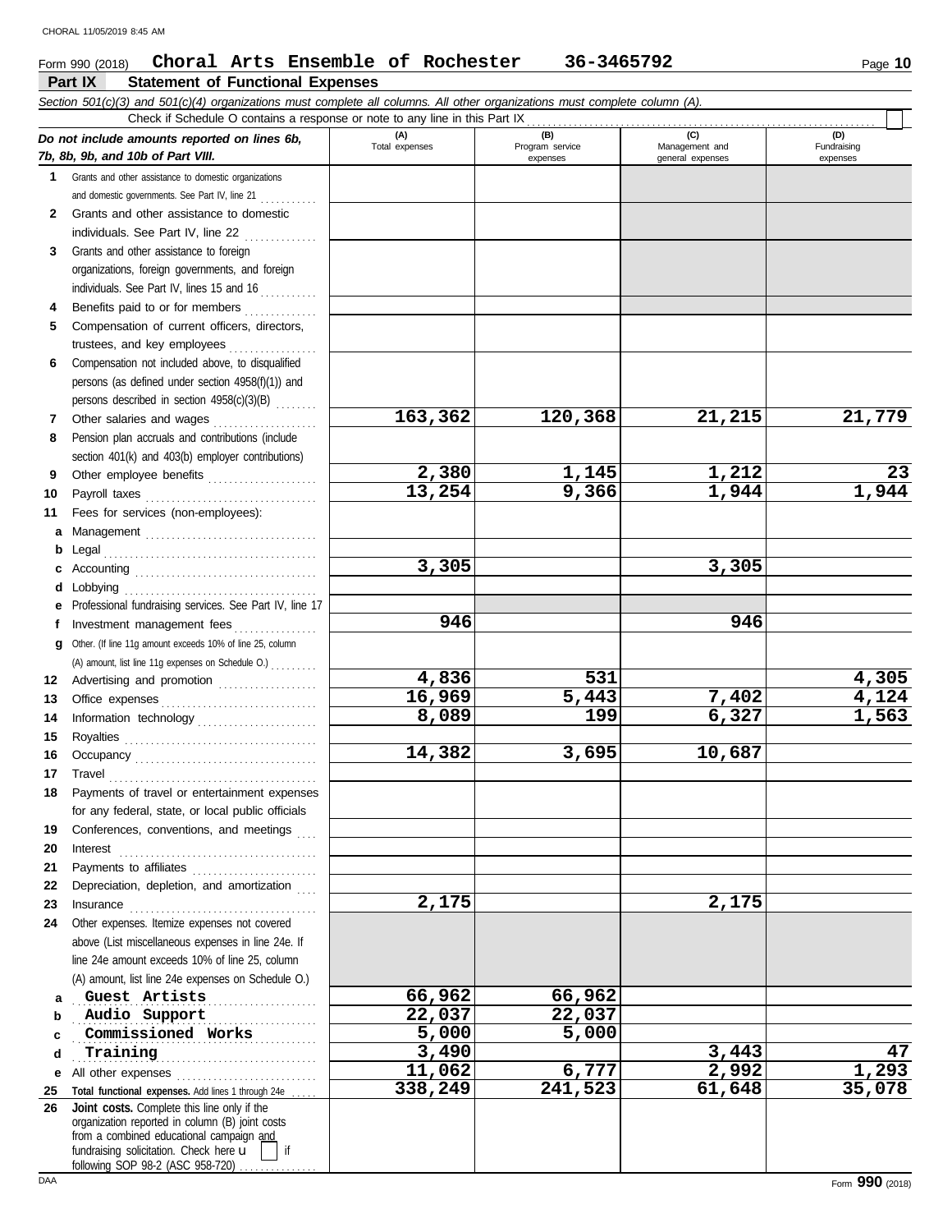Form 990 (2018) **Choral Arts Ensemble of Rochester 36-3465792**

## Part IX Statement of Functional Expenses

*Section 501(c)(3) and 501(c)(4) organizations must complete all columns. All other organizations must complete column (A).*

Check if Schedule O contains a response or note to any line in this Part IX . . . . . . ☐

| *Do not include amounts reported on lines 6b, 7b, 8b, 9b, and 10b of Part VIII.* | (A) Total expenses | (B) Program service expenses | (C) Management and general expenses | (D) Fundraising expenses |
|---|---|---|---|---|
| **1** Grants and other assistance to domestic organizations and domestic governments. See Part IV, line 21 | | | | |
| **2** Grants and other assistance to domestic individuals. See Part IV, line 22 | | | | |
| **3** Grants and other assistance to foreign organizations, foreign governments, and foreign individuals. See Part IV, lines 15 and 16 | | | | |
| **4** Benefits paid to or for members | | | | |
| **5** Compensation of current officers, directors, trustees, and key employees | | | | |
| **6** Compensation not included above, to disqualified persons (as defined under section 4958(f)(1)) and persons described in section 4958(c)(3)(B) | | | | |
| **7** Other salaries and wages | 163,362 | 120,368 | 21,215 | 21,779 |
| **8** Pension plan accruals and contributions (include section 401(k) and 403(b) employer contributions) | | | | |
| **9** Other employee benefits | 2,380 | 1,145 | 1,212 | 23 |
| **10** Payroll taxes | 13,254 | 9,366 | 1,944 | 1,944 |
| **11** Fees for services (non-employees): | | | | |
| **a** Management | | | | |
| **b** Legal | | | | |
| **c** Accounting | 3,305 | | 3,305 | |
| **d** Lobbying | | | | |
| **e** Professional fundraising services. See Part IV, line 17 | | | | |
| **f** Investment management fees | 946 | | 946 | |
| **g** Other. (If line 11g amount exceeds 10% of line 25, column (A) amount, list line 11g expenses on Schedule O.) | | | | |
| **12** Advertising and promotion | 4,836 | 531 | | 4,305 |
| **13** Office expenses | 16,969 | 5,443 | 7,402 | 4,124 |
| **14** Information technology | 8,089 | 199 | 6,327 | 1,563 |
| **15** Royalties | | | | |
| **16** Occupancy | 14,382 | 3,695 | 10,687 | |
| **17** Travel | | | | |
| **18** Payments of travel or entertainment expenses for any federal, state, or local public officials | | | | |
| **19** Conferences, conventions, and meetings | | | | |
| **20** Interest | | | | |
| **21** Payments to affiliates | | | | |
| **22** Depreciation, depletion, and amortization | | | | |
| **23** Insurance | 2,175 | | 2,175 | |
| **24** Other expenses. Itemize expenses not covered above (List miscellaneous expenses in line 24e. If line 24e amount exceeds 10% of line 25, column (A) amount, list line 24e expenses on Schedule O.) | | | | |
| **a** Guest Artists | 66,962 | 66,962 | | |
| **b** Audio Support | 22,037 | 22,037 | | |
| **c** Commissioned Works | 5,000 | 5,000 | | |
| **d** Training | 3,490 | | 3,443 | 47 |
| **e** All other expenses | 11,062 | 6,777 | 2,992 | 1,293 |
| **25 Total functional expenses.** Add lines 1 through 24e | 338,249 | 241,523 | 61,648 | 35,078 |
| **26 Joint costs.** Complete this line only if the organization reported in column (B) joint costs from a combined educational campaign and fundraising solicitation. Check here ☐ if following SOP 98-2 (ASC 958-720) | | | | |

Form **990** (2018)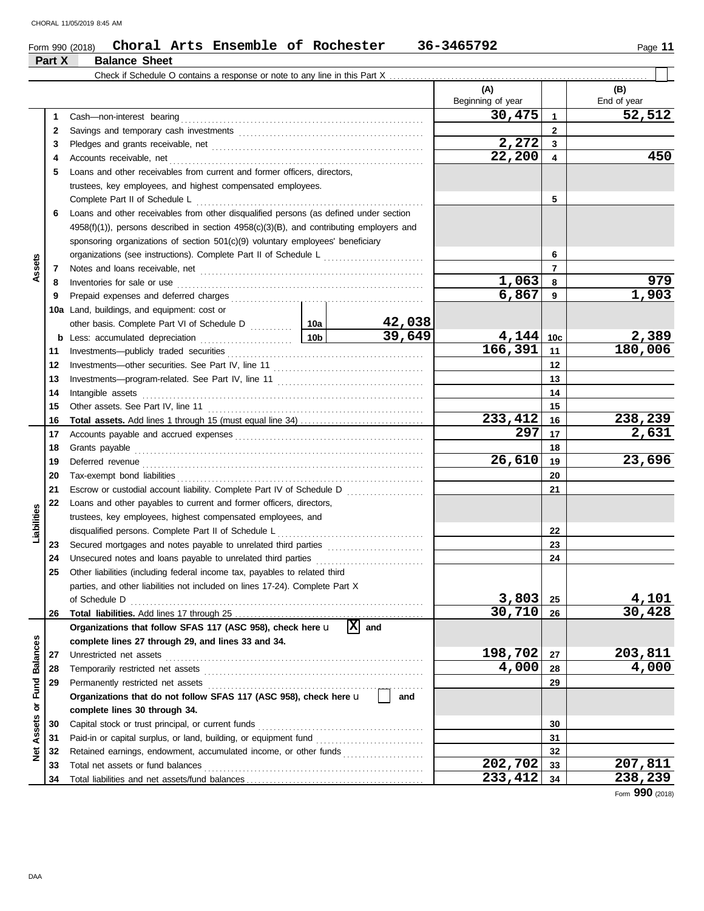Form 990 (2018) **Choral Arts Ensemble of Rochester** **36-3465792**

## Part X Balance Sheet

Check if Schedule O contains a response or note to any line in this Part X . . . . . . . . . . ☐

| Section | Line | Description | | | (A) Beginning of year | Line | (B) End of year |
|---|---|---|---|---|---|---|---|
| Assets | 1 | Cash—non-interest bearing | | | 30,475 | 1 | 52,512 |
| | 2 | Savings and temporary cash investments | | | | 2 | |
| | 3 | Pledges and grants receivable, net | | | 2,272 | 3 | |
| | 4 | Accounts receivable, net | | | 22,200 | 4 | 450 |
| | 5 | Loans and other receivables from current and former officers, directors, trustees, key employees, and highest compensated employees. Complete Part II of Schedule L | | | | 5 | |
| | 6 | Loans and other receivables from other disqualified persons (as defined under section 4958(f)(1)), persons described in section 4958(c)(3)(B), and contributing employers and sponsoring organizations of section 501(c)(9) voluntary employees' beneficiary organizations (see instructions). Complete Part II of Schedule L | | | | 6 | |
| | 7 | Notes and loans receivable, net | | | | 7 | |
| | 8 | Inventories for sale or use | | | 1,063 | 8 | 979 |
| | 9 | Prepaid expenses and deferred charges | | | 6,867 | 9 | 1,903 |
| | 10a | Land, buildings, and equipment: cost or other basis. Complete Part VI of Schedule D | 10a | 42,038 | | | |
| | b | Less: accumulated depreciation | 10b | 39,649 | 4,144 | 10c | 2,389 |
| | 11 | Investments—publicly traded securities | | | 166,391 | 11 | 180,006 |
| | 12 | Investments—other securities. See Part IV, line 11 | | | | 12 | |
| | 13 | Investments—program-related. See Part IV, line 11 | | | | 13 | |
| | 14 | Intangible assets | | | | 14 | |
| | 15 | Other assets. See Part IV, line 11 | | | | 15 | |
| | 16 | **Total assets.** Add lines 1 through 15 (must equal line 34) | | | 233,412 | 16 | 238,239 |
| Liabilities | 17 | Accounts payable and accrued expenses | | | 297 | 17 | 2,631 |
| | 18 | Grants payable | | | | 18 | |
| | 19 | Deferred revenue | | | 26,610 | 19 | 23,696 |
| | 20 | Tax-exempt bond liabilities | | | | 20 | |
| | 21 | Escrow or custodial account liability. Complete Part IV of Schedule D | | | | 21 | |
| | 22 | Loans and other payables to current and former officers, directors, trustees, key employees, highest compensated employees, and disqualified persons. Complete Part II of Schedule L | | | | 22 | |
| | 23 | Secured mortgages and notes payable to unrelated third parties | | | | 23 | |
| | 24 | Unsecured notes and loans payable to unrelated third parties | | | | 24 | |
| | 25 | Other liabilities (including federal income tax, payables to related third parties, and other liabilities not included on lines 17-24). Complete Part X of Schedule D | | | 3,803 | 25 | 4,101 |
| | 26 | **Total liabilities.** Add lines 17 through 25 | | | 30,710 | 26 | 30,428 |
| Net Assets or Fund Balances | | **Organizations that follow SFAS 117 (ASC 958), check here** u [X] **and complete lines 27 through 29, and lines 33 and 34.** | | | | | |
| | 27 | Unrestricted net assets | | | 198,702 | 27 | 203,811 |
| | 28 | Temporarily restricted net assets | | | 4,000 | 28 | 4,000 |
| | 29 | Permanently restricted net assets | | | | 29 | |
| | | **Organizations that do not follow SFAS 117 (ASC 958), check here** u [ ] **and complete lines 30 through 34.** | | | | | |
| | 30 | Capital stock or trust principal, or current funds | | | | 30 | |
| | 31 | Paid-in or capital surplus, or land, building, or equipment fund | | | | 31 | |
| | 32 | Retained earnings, endowment, accumulated income, or other funds | | | | 32 | |
| | 33 | Total net assets or fund balances | | | 202,702 | 33 | 207,811 |
| | 34 | Total liabilities and net assets/fund balances | | | 233,412 | 34 | 238,239 |

Form **990** (2018)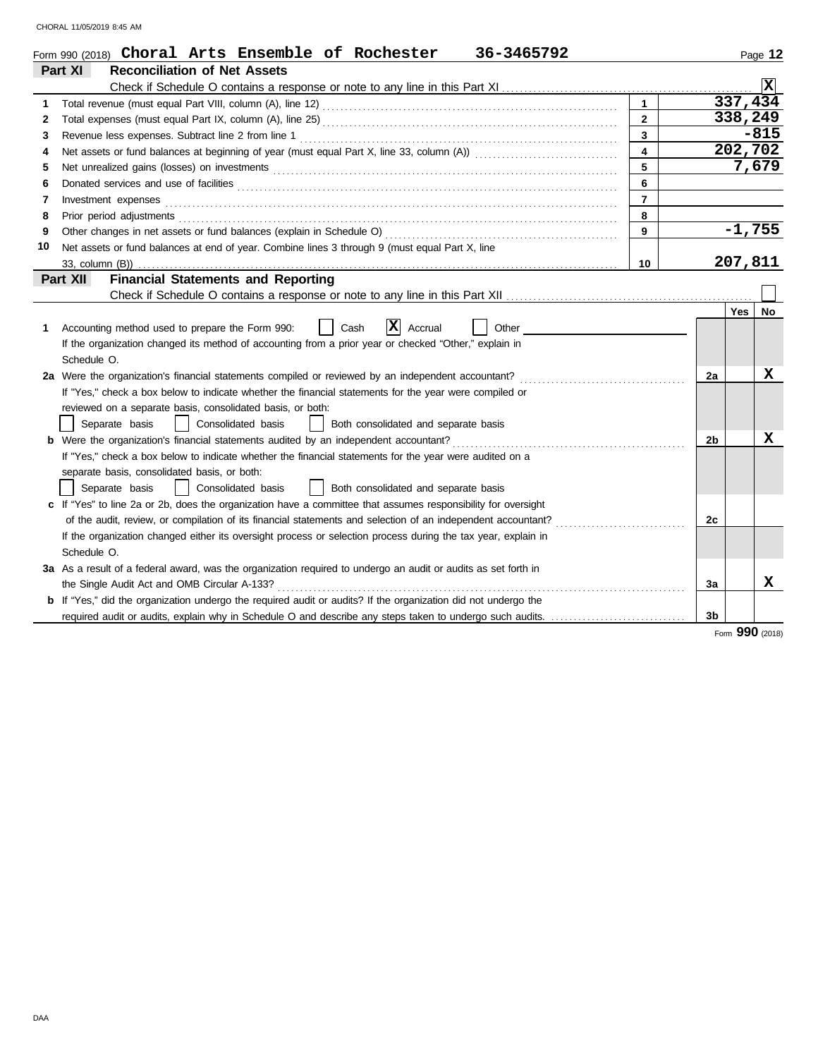Form 990 (2018) **Choral Arts Ensemble of Rochester 36-3465792**

## Part XI Reconciliation of Net Assets

Check if Schedule O contains a response or note to any line in this Part XI . . . . . . [X]

| | | | |
|---|---|---|---|
| 1 | Total revenue (must equal Part VIII, column (A), line 12) | 1 | 337,434 |
| 2 | Total expenses (must equal Part IX, column (A), line 25) | 2 | 338,249 |
| 3 | Revenue less expenses. Subtract line 2 from line 1 | 3 | -815 |
| 4 | Net assets or fund balances at beginning of year (must equal Part X, line 33, column (A)) | 4 | 202,702 |
| 5 | Net unrealized gains (losses) on investments | 5 | 7,679 |
| 6 | Donated services and use of facilities | 6 | |
| 7 | Investment expenses | 7 | |
| 8 | Prior period adjustments | 8 | |
| 9 | Other changes in net assets or fund balances (explain in Schedule O) | 9 | -1,755 |
| 10 | Net assets or fund balances at end of year. Combine lines 3 through 9 (must equal Part X, line 33, column (B)) | 10 | 207,811 |

## Part XII Financial Statements and Reporting

Check if Schedule O contains a response or note to any line in this Part XII . . . . . . [ ]

| | | | Yes | No |
|---|---|---|---|---|
| 1 | Accounting method used to prepare the Form 990: [ ] Cash [X] Accrual [ ] Other<br>If the organization changed its method of accounting from a prior year or checked "Other," explain in Schedule O. | | | |
| 2a | Were the organization's financial statements compiled or reviewed by an independent accountant?<br>If "Yes," check a box below to indicate whether the financial statements for the year were compiled or reviewed on a separate basis, consolidated basis, or both:<br>[ ] Separate basis [ ] Consolidated basis [ ] Both consolidated and separate basis | 2a | | X |
| b | Were the organization's financial statements audited by an independent accountant?<br>If "Yes," check a box below to indicate whether the financial statements for the year were audited on a separate basis, consolidated basis, or both:<br>[ ] Separate basis [ ] Consolidated basis [ ] Both consolidated and separate basis | 2b | | X |
| c | If "Yes" to line 2a or 2b, does the organization have a committee that assumes responsibility for oversight of the audit, review, or compilation of its financial statements and selection of an independent accountant?<br>If the organization changed either its oversight process or selection process during the tax year, explain in Schedule O. | 2c | | |
| 3a | As a result of a federal award, was the organization required to undergo an audit or audits as set forth in the Single Audit Act and OMB Circular A-133? | 3a | | X |
| b | If "Yes," did the organization undergo the required audit or audits? If the organization did not undergo the required audit or audits, explain why in Schedule O and describe any steps taken to undergo such audits. | 3b | | |

Form **990** (2018)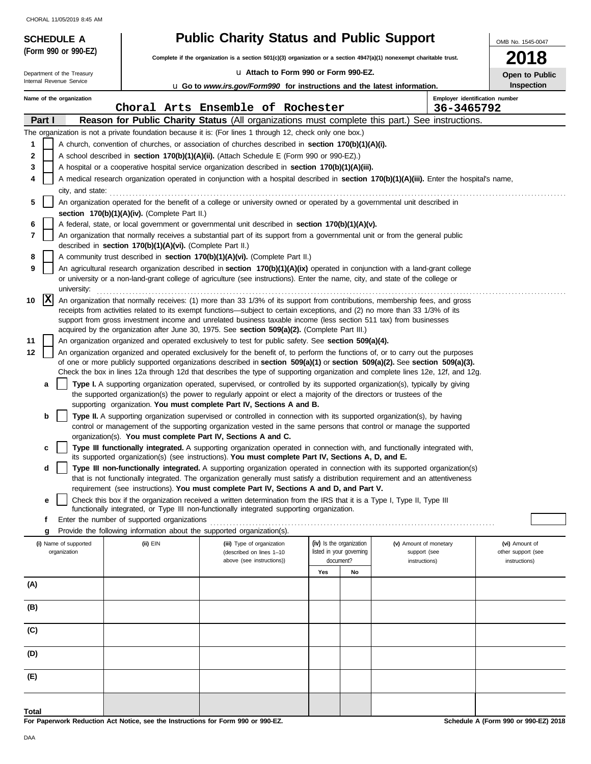**SCHEDULE A**
**(Form 990 or 990-EZ)**

Department of the Treasury
Internal Revenue Service

# Public Charity Status and Public Support

**Complete if the organization is a section 501(c)(3) organization or a section 4947(a)(1) nonexempt charitable trust.**

u **Attach to Form 990 or Form 990-EZ.**

u **Go to *www.irs.gov/Form990* for instructions and the latest information.**

OMB No. 1545-0047

**2018**

**Open to Public Inspection**

**Name of the organization**
Choral Arts Ensemble of Rochester

**Employer identification number**
36-3465792

**Part I** **Reason for Public Charity Status** (All organizations must complete this part.) See instructions.

The organization is not a private foundation because it is: (For lines 1 through 12, check only one box.)

1 [ ] A church, convention of churches, or association of churches described in **section 170(b)(1)(A)(i).**

2 [ ] A school described in **section 170(b)(1)(A)(ii).** (Attach Schedule E (Form 990 or 990-EZ).)

3 [ ] A hospital or a cooperative hospital service organization described in **section 170(b)(1)(A)(iii).**

4 [ ] A medical research organization operated in conjunction with a hospital described in **section 170(b)(1)(A)(iii).** Enter the hospital's name, city, and state:

5 [ ] An organization operated for the benefit of a college or university owned or operated by a governmental unit described in **section 170(b)(1)(A)(iv).** (Complete Part II.)

6 [ ] A federal, state, or local government or governmental unit described in **section 170(b)(1)(A)(v).**

7 [ ] An organization that normally receives a substantial part of its support from a governmental unit or from the general public described in **section 170(b)(1)(A)(vi).** (Complete Part II.)

8 [ ] A community trust described in **section 170(b)(1)(A)(vi).** (Complete Part II.)

9 [ ] An agricultural research organization described in **section 170(b)(1)(A)(ix)** operated in conjunction with a land-grant college or university or a non-land-grant college of agriculture (see instructions). Enter the name, city, and state of the college or university:

10 [X] An organization that normally receives: (1) more than 33 1/3% of its support from contributions, membership fees, and gross receipts from activities related to its exempt functions—subject to certain exceptions, and (2) no more than 33 1/3% of its support from gross investment income and unrelated business taxable income (less section 511 tax) from businesses acquired by the organization after June 30, 1975. See **section 509(a)(2).** (Complete Part III.)

11 [ ] An organization organized and operated exclusively to test for public safety. See **section 509(a)(4).**

12 [ ] An organization organized and operated exclusively for the benefit of, to perform the functions of, or to carry out the purposes of one or more publicly supported organizations described in **section 509(a)(1)** or **section 509(a)(2).** See **section 509(a)(3).** Check the box in lines 12a through 12d that describes the type of supporting organization and complete lines 12e, 12f, and 12g.

a [ ] **Type I.** A supporting organization operated, supervised, or controlled by its supported organization(s), typically by giving the supported organization(s) the power to regularly appoint or elect a majority of the directors or trustees of the supporting organization. **You must complete Part IV, Sections A and B.**

b [ ] **Type II.** A supporting organization supervised or controlled in connection with its supported organization(s), by having control or management of the supporting organization vested in the same persons that control or manage the supported organization(s). **You must complete Part IV, Sections A and C.**

c [ ] **Type III functionally integrated.** A supporting organization operated in connection with, and functionally integrated with, its supported organization(s) (see instructions). **You must complete Part IV, Sections A, D, and E.**

d [ ] **Type III non-functionally integrated.** A supporting organization operated in connection with its supported organization(s) that is not functionally integrated. The organization generally must satisfy a distribution requirement and an attentiveness requirement (see instructions). **You must complete Part IV, Sections A and D, and Part V.**

e [ ] Check this box if the organization received a written determination from the IRS that it is a Type I, Type II, Type III functionally integrated, or Type III non-functionally integrated supporting organization.

f Enter the number of supported organizations

g Provide the following information about the supported organization(s).

| (i) Name of supported organization | (ii) EIN | (iii) Type of organization (described on lines 1–10 above (see instructions)) | (iv) Is the organization listed in your governing document? | | (v) Amount of monetary support (see instructions) | (vi) Amount of other support (see instructions) |
|---|---|---|---|---|---|---|
| | | | Yes | No | | |
| (A) | | | | | | |
| (B) | | | | | | |
| (C) | | | | | | |
| (D) | | | | | | |
| (E) | | | | | | |
| Total | | | | | | |

**For Paperwork Reduction Act Notice, see the Instructions for Form 990 or 990-EZ.**

**Schedule A (Form 990 or 990-EZ) 2018**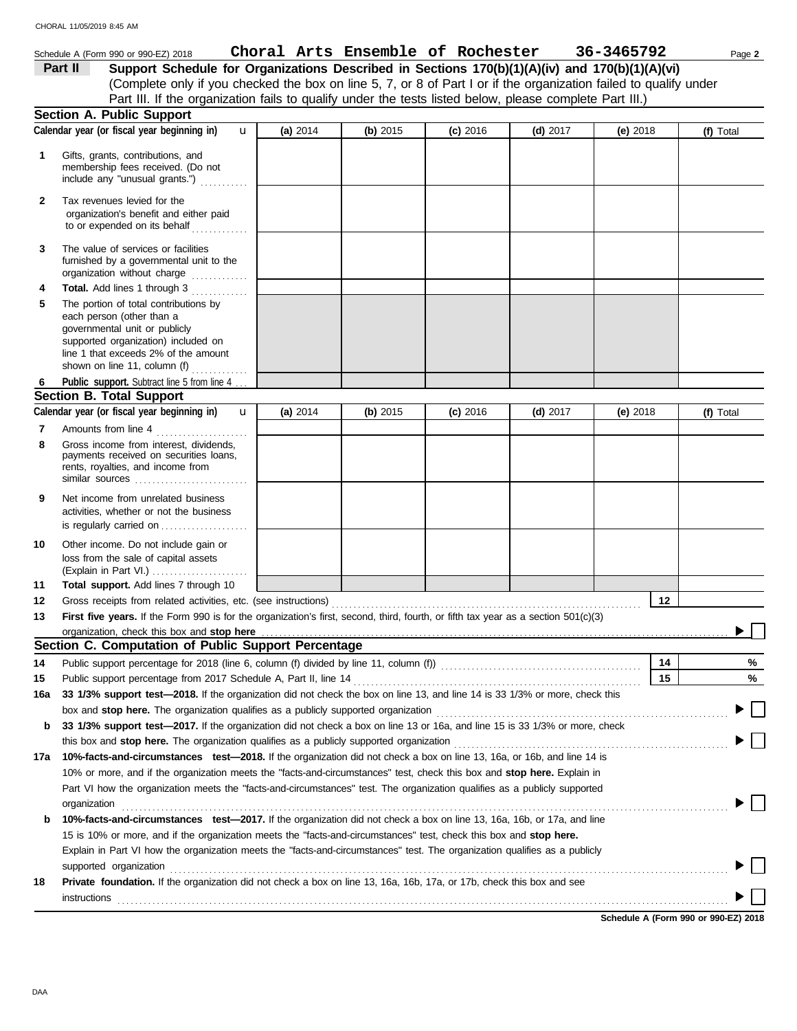Schedule A (Form 990 or 990-EZ) 2018 **Choral Arts Ensemble of Rochester 36-3465792**

**Part II Support Schedule for Organizations Described in Sections 170(b)(1)(A)(iv) and 170(b)(1)(A)(vi)**
(Complete only if you checked the box on line 5, 7, or 8 of Part I or if the organization failed to qualify under Part III. If the organization fails to qualify under the tests listed below, please complete Part III.)

## Section A. Public Support

| Calendar year (or fiscal year beginning in) | (a) 2014 | (b) 2015 | (c) 2016 | (d) 2017 | (e) 2018 | (f) Total |
|---|---|---|---|---|---|---|
| 1 Gifts, grants, contributions, and membership fees received. (Do not include any "unusual grants.") | | | | | | |
| 2 Tax revenues levied for the organization's benefit and either paid to or expended on its behalf | | | | | | |
| 3 The value of services or facilities furnished by a governmental unit to the organization without charge | | | | | | |
| 4 **Total.** Add lines 1 through 3 | | | | | | |
| 5 The portion of total contributions by each person (other than a governmental unit or publicly supported organization) included on line 1 that exceeds 2% of the amount shown on line 11, column (f) | | | | | | |
| 6 **Public support.** Subtract line 5 from line 4 | | | | | | |

## Section B. Total Support

| Calendar year (or fiscal year beginning in) | (a) 2014 | (b) 2015 | (c) 2016 | (d) 2017 | (e) 2018 | (f) Total |
|---|---|---|---|---|---|---|
| 7 Amounts from line 4 | | | | | | |
| 8 Gross income from interest, dividends, payments received on securities loans, rents, royalties, and income from similar sources | | | | | | |
| 9 Net income from unrelated business activities, whether or not the business is regularly carried on | | | | | | |
| 10 Other income. Do not include gain or loss from the sale of capital assets (Explain in Part VI.) | | | | | | |
| 11 **Total support.** Add lines 7 through 10 | | | | | | |

12 Gross receipts from related activities, etc. (see instructions) | 12 |

13 **First five years.** If the Form 990 is for the organization's first, second, third, fourth, or fifth tax year as a section 501(c)(3) organization, check this box and **stop here** ☐

## Section C. Computation of Public Support Percentage

14 Public support percentage for 2018 (line 6, column (f) divided by line 11, column (f)) | 14 | %

15 Public support percentage from 2017 Schedule A, Part II, line 14 | 15 | %

16a **33 1/3% support test—2018.** If the organization did not check the box on line 13, and line 14 is 33 1/3% or more, check this box and **stop here.** The organization qualifies as a publicly supported organization ☐

b **33 1/3% support test—2017.** If the organization did not check a box on line 13 or 16a, and line 15 is 33 1/3% or more, check this box and **stop here.** The organization qualifies as a publicly supported organization ☐

17a **10%-facts-and-circumstances test—2018.** If the organization did not check a box on line 13, 16a, or 16b, and line 14 is 10% or more, and if the organization meets the "facts-and-circumstances" test, check this box and **stop here.** Explain in Part VI how the organization meets the "facts-and-circumstances" test. The organization qualifies as a publicly supported organization ☐

b **10%-facts-and-circumstances test—2017.** If the organization did not check a box on line 13, 16a, 16b, or 17a, and line 15 is 10% or more, and if the organization meets the "facts-and-circumstances" test, check this box and **stop here.** Explain in Part VI how the organization meets the "facts-and-circumstances" test. The organization qualifies as a publicly supported organization ☐

18 **Private foundation.** If the organization did not check a box on line 13, 16a, 16b, 17a, or 17b, check this box and see instructions ☐

**Schedule A (Form 990 or 990-EZ) 2018**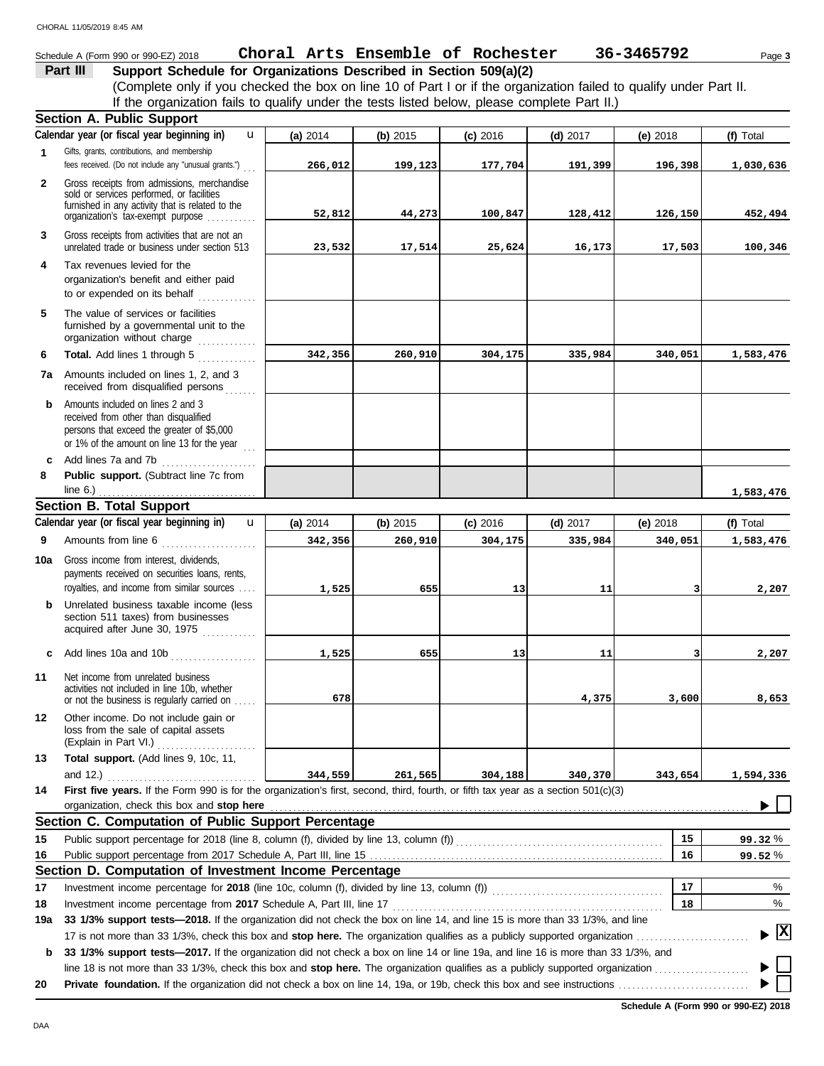CHORAL 11/05/2019 8:45 AM

Schedule A (Form 990 or 990-EZ) 2018 **Choral Arts Ensemble of Rochester 36-3465792** Page 3

**Part III** **Support Schedule for Organizations Described in Section 509(a)(2)**

(Complete only if you checked the box on line 10 of Part I or if the organization failed to qualify under Part II. If the organization fails to qualify under the tests listed below, please complete Part II.)

## Section A. Public Support

| | Calendar year (or fiscal year beginning in) | (a) 2014 | (b) 2015 | (c) 2016 | (d) 2017 | (e) 2018 | (f) Total |
|---|---|---|---|---|---|---|---|
| 1 | Gifts, grants, contributions, and membership fees received. (Do not include any "unusual grants.") | 266,012 | 199,123 | 177,704 | 191,399 | 196,398 | 1,030,636 |
| 2 | Gross receipts from admissions, merchandise sold or services performed, or facilities furnished in any activity that is related to the organization's tax-exempt purpose | 52,812 | 44,273 | 100,847 | 128,412 | 126,150 | 452,494 |
| 3 | Gross receipts from activities that are not an unrelated trade or business under section 513 | 23,532 | 17,514 | 25,624 | 16,173 | 17,503 | 100,346 |
| 4 | Tax revenues levied for the organization's benefit and either paid to or expended on its behalf | | | | | | |
| 5 | The value of services or facilities furnished by a governmental unit to the organization without charge | | | | | | |
| 6 | **Total.** Add lines 1 through 5 | 342,356 | 260,910 | 304,175 | 335,984 | 340,051 | 1,583,476 |
| 7a | Amounts included on lines 1, 2, and 3 received from disqualified persons | | | | | | |
| b | Amounts included on lines 2 and 3 received from other than disqualified persons that exceed the greater of $5,000 or 1% of the amount on line 13 for the year | | | | | | |
| c | Add lines 7a and 7b | | | | | | |
| 8 | **Public support.** (Subtract line 7c from line 6.) | | | | | | 1,583,476 |

## Section B. Total Support

| | Calendar year (or fiscal year beginning in) | (a) 2014 | (b) 2015 | (c) 2016 | (d) 2017 | (e) 2018 | (f) Total |
|---|---|---|---|---|---|---|---|
| 9 | Amounts from line 6 | 342,356 | 260,910 | 304,175 | 335,984 | 340,051 | 1,583,476 |
| 10a | Gross income from interest, dividends, payments received on securities loans, rents, royalties, and income from similar sources | 1,525 | 655 | 13 | 11 | 3 | 2,207 |
| b | Unrelated business taxable income (less section 511 taxes) from businesses acquired after June 30, 1975 | | | | | | |
| c | Add lines 10a and 10b | 1,525 | 655 | 13 | 11 | 3 | 2,207 |
| 11 | Net income from unrelated business activities not included in line 10b, whether or not the business is regularly carried on | 678 | | | 4,375 | 3,600 | 8,653 |
| 12 | Other income. Do not include gain or loss from the sale of capital assets (Explain in Part VI.) | | | | | | |
| 13 | **Total support.** (Add lines 9, 10c, 11, and 12.) | 344,559 | 261,565 | 304,188 | 340,370 | 343,654 | 1,594,336 |

**14** **First five years.** If the Form 990 is for the organization's first, second, third, fourth, or fifth tax year as a section 501(c)(3) organization, check this box and **stop here** ☐

## Section C. Computation of Public Support Percentage

| | | | |
|---|---|---|---|
| 15 | Public support percentage for 2018 (line 8, column (f), divided by line 13, column (f)) | 15 | 99.32 % |
| 16 | Public support percentage from 2017 Schedule A, Part III, line 15 | 16 | 99.52 % |

## Section D. Computation of Investment Income Percentage

| | | | |
|---|---|---|---|
| 17 | Investment income percentage for **2018** (line 10c, column (f), divided by line 13, column (f)) | 17 | % |
| 18 | Investment income percentage from **2017** Schedule A, Part III, line 17 | 18 | % |

**19a** **33 1/3% support tests—2018.** If the organization did not check the box on line 14, and line 15 is more than 33 1/3%, and line 17 is not more than 33 1/3%, check this box and **stop here.** The organization qualifies as a publicly supported organization ☒

**b** **33 1/3% support tests—2017.** If the organization did not check a box on line 14 or line 19a, and line 16 is more than 33 1/3%, and line 18 is not more than 33 1/3%, check this box and **stop here.** The organization qualifies as a publicly supported organization ☐

**20** **Private foundation.** If the organization did not check a box on line 14, 19a, or 19b, check this box and see instructions ☐

**Schedule A (Form 990 or 990-EZ) 2018**

DAA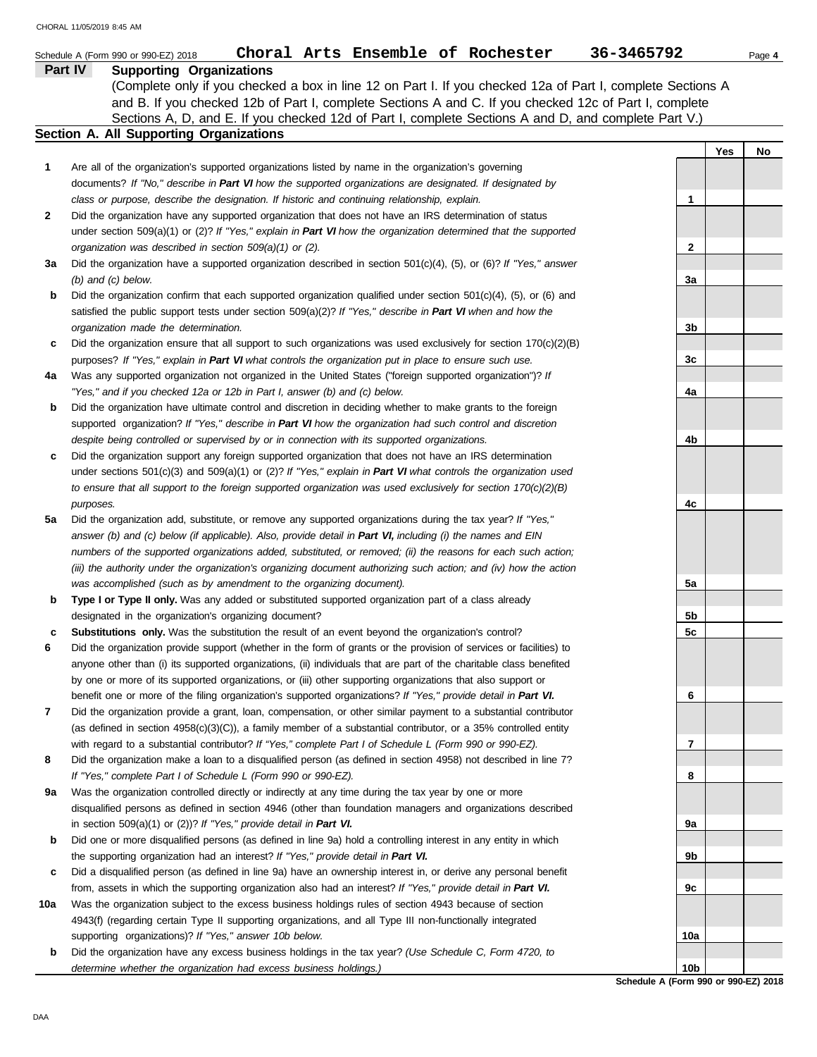Schedule A (Form 990 or 990-EZ) 2018 **Choral Arts Ensemble of Rochester 36-3465792** Page **4**

## Part IV Supporting Organizations

(Complete only if you checked a box in line 12 on Part I. If you checked 12a of Part I, complete Sections A and B. If you checked 12b of Part I, complete Sections A and C. If you checked 12c of Part I, complete Sections A, D, and E. If you checked 12d of Part I, complete Sections A and D, and complete Part V.)

### Section A. All Supporting Organizations

| | | | Yes | No |
|---|---|---|---|---|
| **1** | Are all of the organization's supported organizations listed by name in the organization's governing documents? *If "No," describe in **Part VI** how the supported organizations are designated. If designated by class or purpose, describe the designation. If historic and continuing relationship, explain.* | 1 | | |
| **2** | Did the organization have any supported organization that does not have an IRS determination of status under section 509(a)(1) or (2)? *If "Yes," explain in **Part VI** how the organization determined that the supported organization was described in section 509(a)(1) or (2).* | 2 | | |
| **3a** | Did the organization have a supported organization described in section 501(c)(4), (5), or (6)? *If "Yes," answer (b) and (c) below.* | 3a | | |
| **b** | Did the organization confirm that each supported organization qualified under section 501(c)(4), (5), or (6) and satisfied the public support tests under section 509(a)(2)? *If "Yes," describe in **Part VI** when and how the organization made the determination.* | 3b | | |
| **c** | Did the organization ensure that all support to such organizations was used exclusively for section 170(c)(2)(B) purposes? *If "Yes," explain in **Part VI** what controls the organization put in place to ensure such use.* | 3c | | |
| **4a** | Was any supported organization not organized in the United States ("foreign supported organization")? *If "Yes," and if you checked 12a or 12b in Part I, answer (b) and (c) below.* | 4a | | |
| **b** | Did the organization have ultimate control and discretion in deciding whether to make grants to the foreign supported organization? *If "Yes," describe in **Part VI** how the organization had such control and discretion despite being controlled or supervised by or in connection with its supported organizations.* | 4b | | |
| **c** | Did the organization support any foreign supported organization that does not have an IRS determination under sections 501(c)(3) and 509(a)(1) or (2)? *If "Yes," explain in **Part VI** what controls the organization used to ensure that all support to the foreign supported organization was used exclusively for section 170(c)(2)(B) purposes.* | 4c | | |
| **5a** | Did the organization add, substitute, or remove any supported organizations during the tax year? *If "Yes," answer (b) and (c) below (if applicable). Also, provide detail in **Part VI,** including (i) the names and EIN numbers of the supported organizations added, substituted, or removed; (ii) the reasons for each such action; (iii) the authority under the organization's organizing document authorizing such action; and (iv) how the action was accomplished (such as by amendment to the organizing document).* | 5a | | |
| **b** | **Type I or Type II only.** Was any added or substituted supported organization part of a class already designated in the organization's organizing document? | 5b | | |
| **c** | **Substitutions only.** Was the substitution the result of an event beyond the organization's control? | 5c | | |
| **6** | Did the organization provide support (whether in the form of grants or the provision of services or facilities) to anyone other than (i) its supported organizations, (ii) individuals that are part of the charitable class benefited by one or more of its supported organizations, or (iii) other supporting organizations that also support or benefit one or more of the filing organization's supported organizations? *If "Yes," provide detail in **Part VI.*** | 6 | | |
| **7** | Did the organization provide a grant, loan, compensation, or other similar payment to a substantial contributor (as defined in section 4958(c)(3)(C)), a family member of a substantial contributor, or a 35% controlled entity with regard to a substantial contributor? *If "Yes," complete Part I of Schedule L (Form 990 or 990-EZ).* | 7 | | |
| **8** | Did the organization make a loan to a disqualified person (as defined in section 4958) not described in line 7? *If "Yes," complete Part I of Schedule L (Form 990 or 990-EZ).* | 8 | | |
| **9a** | Was the organization controlled directly or indirectly at any time during the tax year by one or more disqualified persons as defined in section 4946 (other than foundation managers and organizations described in section 509(a)(1) or (2))? *If "Yes," provide detail in **Part VI.*** | 9a | | |
| **b** | Did one or more disqualified persons (as defined in line 9a) hold a controlling interest in any entity in which the supporting organization had an interest? *If "Yes," provide detail in **Part VI.*** | 9b | | |
| **c** | Did a disqualified person (as defined in line 9a) have an ownership interest in, or derive any personal benefit from, assets in which the supporting organization also had an interest? *If "Yes," provide detail in **Part VI.*** | 9c | | |
| **10a** | Was the organization subject to the excess business holdings rules of section 4943 because of section 4943(f) (regarding certain Type II supporting organizations, and all Type III non-functionally integrated supporting organizations)? *If "Yes," answer 10b below.* | 10a | | |
| **b** | Did the organization have any excess business holdings in the tax year? *(Use Schedule C, Form 4720, to determine whether the organization had excess business holdings.)* | 10b | | |

**Schedule A (Form 990 or 990-EZ) 2018**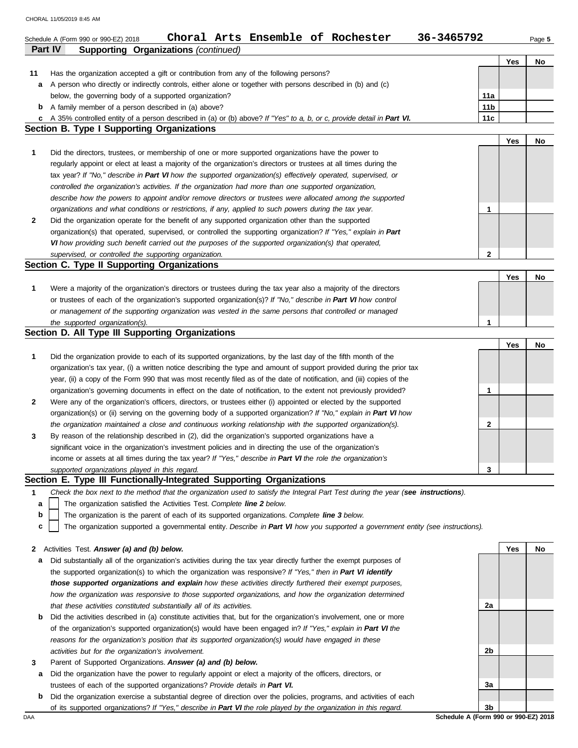Schedule A (Form 990 or 990-EZ) 2018 **Choral Arts Ensemble of Rochester** **36-3465792** Page **5**

**Part IV** **Supporting Organizations** *(continued)*

| | | | Yes | No |
|---|---|---|---|---|
| **11** | Has the organization accepted a gift or contribution from any of the following persons? | | | |
| **a** | A person who directly or indirectly controls, either alone or together with persons described in (b) and (c) below, the governing body of a supported organization? | **11a** | | |
| **b** | A family member of a person described in (a) above? | **11b** | | |
| **c** | A 35% controlled entity of a person described in (a) or (b) above? *If "Yes" to a, b, or c, provide detail in* ***Part VI.*** | **11c** | | |

## Section B. Type I Supporting Organizations

| | | | Yes | No |
|---|---|---|---|---|
| **1** | Did the directors, trustees, or membership of one or more supported organizations have the power to regularly appoint or elect at least a majority of the organization's directors or trustees at all times during the tax year? *If "No," describe in* ***Part VI*** *how the supported organization(s) effectively operated, supervised, or controlled the organization's activities. If the organization had more than one supported organization, describe how the powers to appoint and/or remove directors or trustees were allocated among the supported organizations and what conditions or restrictions, if any, applied to such powers during the tax year.* | **1** | | |
| **2** | Did the organization operate for the benefit of any supported organization other than the supported organization(s) that operated, supervised, or controlled the supporting organization? *If "Yes," explain in* ***Part VI*** *how providing such benefit carried out the purposes of the supported organization(s) that operated, supervised, or controlled the supporting organization.* | **2** | | |

## Section C. Type II Supporting Organizations

| | | | Yes | No |
|---|---|---|---|---|
| **1** | Were a majority of the organization's directors or trustees during the tax year also a majority of the directors or trustees of each of the organization's supported organization(s)? *If "No," describe in* ***Part VI*** *how control or management of the supporting organization was vested in the same persons that controlled or managed the supported organization(s).* | **1** | | |

## Section D. All Type III Supporting Organizations

| | | | Yes | No |
|---|---|---|---|---|
| **1** | Did the organization provide to each of its supported organizations, by the last day of the fifth month of the organization's tax year, (i) a written notice describing the type and amount of support provided during the prior tax year, (ii) a copy of the Form 990 that was most recently filed as of the date of notification, and (iii) copies of the organization's governing documents in effect on the date of notification, to the extent not previously provided? | **1** | | |
| **2** | Were any of the organization's officers, directors, or trustees either (i) appointed or elected by the supported organization(s) or (ii) serving on the governing body of a supported organization? *If "No," explain in* ***Part VI*** *how the organization maintained a close and continuous working relationship with the supported organization(s).* | **2** | | |
| **3** | By reason of the relationship described in (2), did the organization's supported organizations have a significant voice in the organization's investment policies and in directing the use of the organization's income or assets at all times during the tax year? *If "Yes," describe in* ***Part VI*** *the role the organization's supported organizations played in this regard.* | **3** | | |

## Section E. Type III Functionally-Integrated Supporting Organizations

**1** *Check the box next to the method that the organization used to satisfy the Integral Part Test during the year (**see instructions**).*

- **a** ☐ The organization satisfied the Activities Test. *Complete* ***line 2*** *below.*
- **b** ☐ The organization is the parent of each of its supported organizations. *Complete* ***line 3*** *below.*
- **c** ☐ The organization supported a governmental entity. *Describe in* ***Part VI*** *how you supported a government entity (see instructions).*

| | | | Yes | No |
|---|---|---|---|---|
| **2** | Activities Test. ***Answer (a) and (b) below.*** | | | |
| **a** | Did substantially all of the organization's activities during the tax year directly further the exempt purposes of the supported organization(s) to which the organization was responsive? *If "Yes," then in* ***Part VI identify those supported organizations and explain*** *how these activities directly furthered their exempt purposes, how the organization was responsive to those supported organizations, and how the organization determined that these activities constituted substantially all of its activities.* | **2a** | | |
| **b** | Did the activities described in (a) constitute activities that, but for the organization's involvement, one or more of the organization's supported organization(s) would have been engaged in? *If "Yes," explain in* ***Part VI*** *the reasons for the organization's position that its supported organization(s) would have engaged in these activities but for the organization's involvement.* | **2b** | | |
| **3** | Parent of Supported Organizations. ***Answer (a) and (b) below.*** | | | |
| **a** | Did the organization have the power to regularly appoint or elect a majority of the officers, directors, or trustees of each of the supported organizations? *Provide details in* ***Part VI.*** | **3a** | | |
| **b** | Did the organization exercise a substantial degree of direction over the policies, programs, and activities of each of its supported organizations? *If "Yes," describe in* ***Part VI*** *the role played by the organization in this regard.* | **3b** | | |

**Schedule A (Form 990 or 990-EZ) 2018**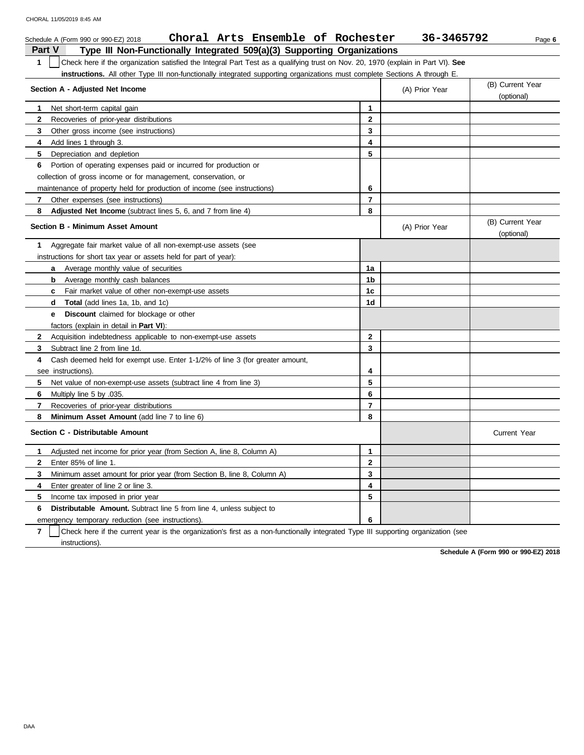Schedule A (Form 990 or 990-EZ) 2018 **Choral Arts Ensemble of Rochester** **36-3465792**

## Part V Type III Non-Functionally Integrated 509(a)(3) Supporting Organizations

**1** ☐ Check here if the organization satisfied the Integral Part Test as a qualifying trust on Nov. 20, 1970 (explain in Part VI). **See instructions.** All other Type III non-functionally integrated supporting organizations must complete Sections A through E.

| Section A - Adjusted Net Income | | (A) Prior Year | (B) Current Year (optional) |
|---|---|---|---|
| **1** Net short-term capital gain | 1 | | |
| **2** Recoveries of prior-year distributions | 2 | | |
| **3** Other gross income (see instructions) | 3 | | |
| **4** Add lines 1 through 3. | 4 | | |
| **5** Depreciation and depletion | 5 | | |
| **6** Portion of operating expenses paid or incurred for production or collection of gross income or for management, conservation, or maintenance of property held for production of income (see instructions) | 6 | | |
| **7** Other expenses (see instructions) | 7 | | |
| **8** **Adjusted Net Income** (subtract lines 5, 6, and 7 from line 4) | 8 | | |

| Section B - Minimum Asset Amount | | (A) Prior Year | (B) Current Year (optional) |
|---|---|---|---|
| **1** Aggregate fair market value of all non-exempt-use assets (see instructions for short tax year or assets held for part of year): | | | |
| **a** Average monthly value of securities | 1a | | |
| **b** Average monthly cash balances | 1b | | |
| **c** Fair market value of other non-exempt-use assets | 1c | | |
| **d** **Total** (add lines 1a, 1b, and 1c) | 1d | | |
| **e** **Discount** claimed for blockage or other factors (explain in detail in **Part VI**): | | | |
| **2** Acquisition indebtedness applicable to non-exempt-use assets | 2 | | |
| **3** Subtract line 2 from line 1d. | 3 | | |
| **4** Cash deemed held for exempt use. Enter 1-1/2% of line 3 (for greater amount, see instructions). | 4 | | |
| **5** Net value of non-exempt-use assets (subtract line 4 from line 3) | 5 | | |
| **6** Multiply line 5 by .035. | 6 | | |
| **7** Recoveries of prior-year distributions | 7 | | |
| **8** **Minimum Asset Amount** (add line 7 to line 6) | 8 | | |

| Section C - Distributable Amount | | | Current Year |
|---|---|---|---|
| **1** Adjusted net income for prior year (from Section A, line 8, Column A) | 1 | | |
| **2** Enter 85% of line 1. | 2 | | |
| **3** Minimum asset amount for prior year (from Section B, line 8, Column A) | 3 | | |
| **4** Enter greater of line 2 or line 3. | 4 | | |
| **5** Income tax imposed in prior year | 5 | | |
| **6** **Distributable Amount.** Subtract line 5 from line 4, unless subject to emergency temporary reduction (see instructions). | 6 | | |

**7** ☐ Check here if the current year is the organization's first as a non-functionally integrated Type III supporting organization (see instructions).

**Schedule A (Form 990 or 990-EZ) 2018**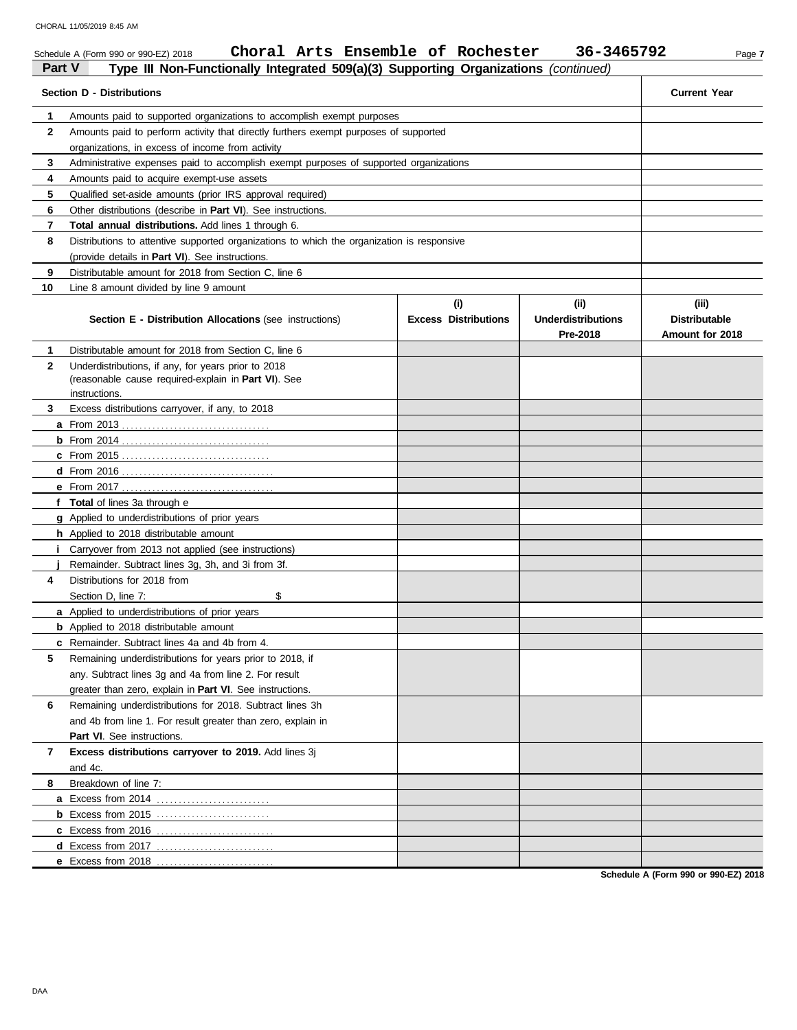Schedule A (Form 990 or 990-EZ) 2018 **Choral Arts Ensemble of Rochester 36-3465792**

**Part V** **Type III Non-Functionally Integrated 509(a)(3) Supporting Organizations** *(continued)*

| **Section D - Distributions** | | **Current Year** |
|---|---|---|
| **1** | Amounts paid to supported organizations to accomplish exempt purposes | |
| **2** | Amounts paid to perform activity that directly furthers exempt purposes of supported organizations, in excess of income from activity | |
| **3** | Administrative expenses paid to accomplish exempt purposes of supported organizations | |
| **4** | Amounts paid to acquire exempt-use assets | |
| **5** | Qualified set-aside amounts (prior IRS approval required) | |
| **6** | Other distributions (describe in **Part VI**). See instructions. | |
| **7** | **Total annual distributions.** Add lines 1 through 6. | |
| **8** | Distributions to attentive supported organizations to which the organization is responsive (provide details in **Part VI**). See instructions. | |
| **9** | Distributable amount for 2018 from Section C, line 6 | |
| **10** | Line 8 amount divided by line 9 amount | |

| | **Section E - Distribution Allocations** (see instructions) | **(i) Excess Distributions** | **(ii) Underdistributions Pre-2018** | **(iii) Distributable Amount for 2018** |
|---|---|---|---|---|
| **1** | Distributable amount for 2018 from Section C, line 6 | | | |
| **2** | Underdistributions, if any, for years prior to 2018 (reasonable cause required-explain in **Part VI**). See instructions. | | | |
| **3** | Excess distributions carryover, if any, to 2018 | | | |
| **a** | From 2013 | | | |
| **b** | From 2014 | | | |
| **c** | From 2015 | | | |
| **d** | From 2016 | | | |
| **e** | From 2017 | | | |
| **f** | **Total** of lines 3a through e | | | |
| **g** | Applied to underdistributions of prior years | | | |
| **h** | Applied to 2018 distributable amount | | | |
| **i** | Carryover from 2013 not applied (see instructions) | | | |
| **j** | Remainder. Subtract lines 3g, 3h, and 3i from 3f. | | | |
| **4** | Distributions for 2018 from Section D, line 7: $ | | | |
| **a** | Applied to underdistributions of prior years | | | |
| **b** | Applied to 2018 distributable amount | | | |
| **c** | Remainder. Subtract lines 4a and 4b from 4. | | | |
| **5** | Remaining underdistributions for years prior to 2018, if any. Subtract lines 3g and 4a from line 2. For result greater than zero, explain in **Part VI**. See instructions. | | | |
| **6** | Remaining underdistributions for 2018. Subtract lines 3h and 4b from line 1. For result greater than zero, explain in **Part VI**. See instructions. | | | |
| **7** | **Excess distributions carryover to 2019.** Add lines 3j and 4c. | | | |
| **8** | Breakdown of line 7: | | | |
| **a** | Excess from 2014 | | | |
| **b** | Excess from 2015 | | | |
| **c** | Excess from 2016 | | | |
| **d** | Excess from 2017 | | | |
| **e** | Excess from 2018 | | | |

**Schedule A (Form 990 or 990-EZ) 2018**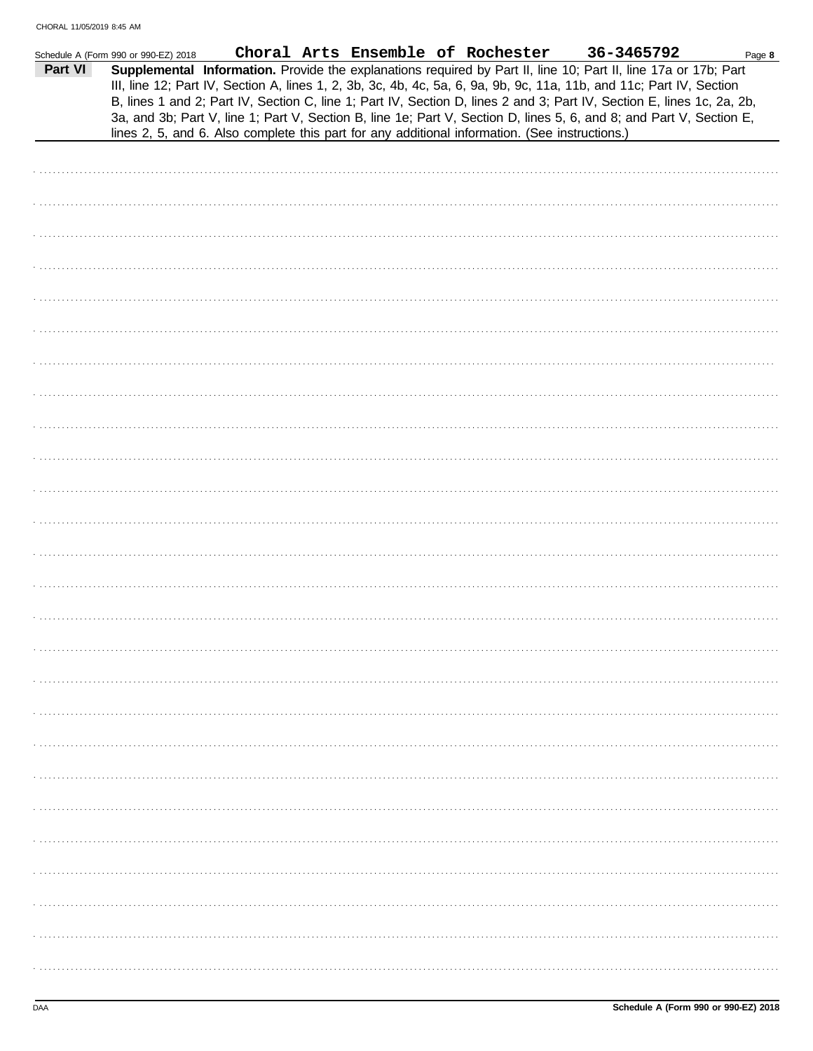Schedule A (Form 990 or 990-EZ) 2018 **Choral Arts Ensemble of Rochester 36-3465792**

**Part VI** **Supplemental Information.** Provide the explanations required by Part II, line 10; Part II, line 17a or 17b; Part III, line 12; Part IV, Section A, lines 1, 2, 3b, 3c, 4b, 4c, 5a, 6, 9a, 9b, 9c, 11a, 11b, and 11c; Part IV, Section B, lines 1 and 2; Part IV, Section C, line 1; Part IV, Section D, lines 2 and 3; Part IV, Section E, lines 1c, 2a, 2b, 3a, and 3b; Part V, line 1; Part V, Section B, line 1e; Part V, Section D, lines 5, 6, and 8; and Part V, Section E, lines 2, 5, and 6. Also complete this part for any additional information. (See instructions.)

Schedule A (Form 990 or 990-EZ) 2018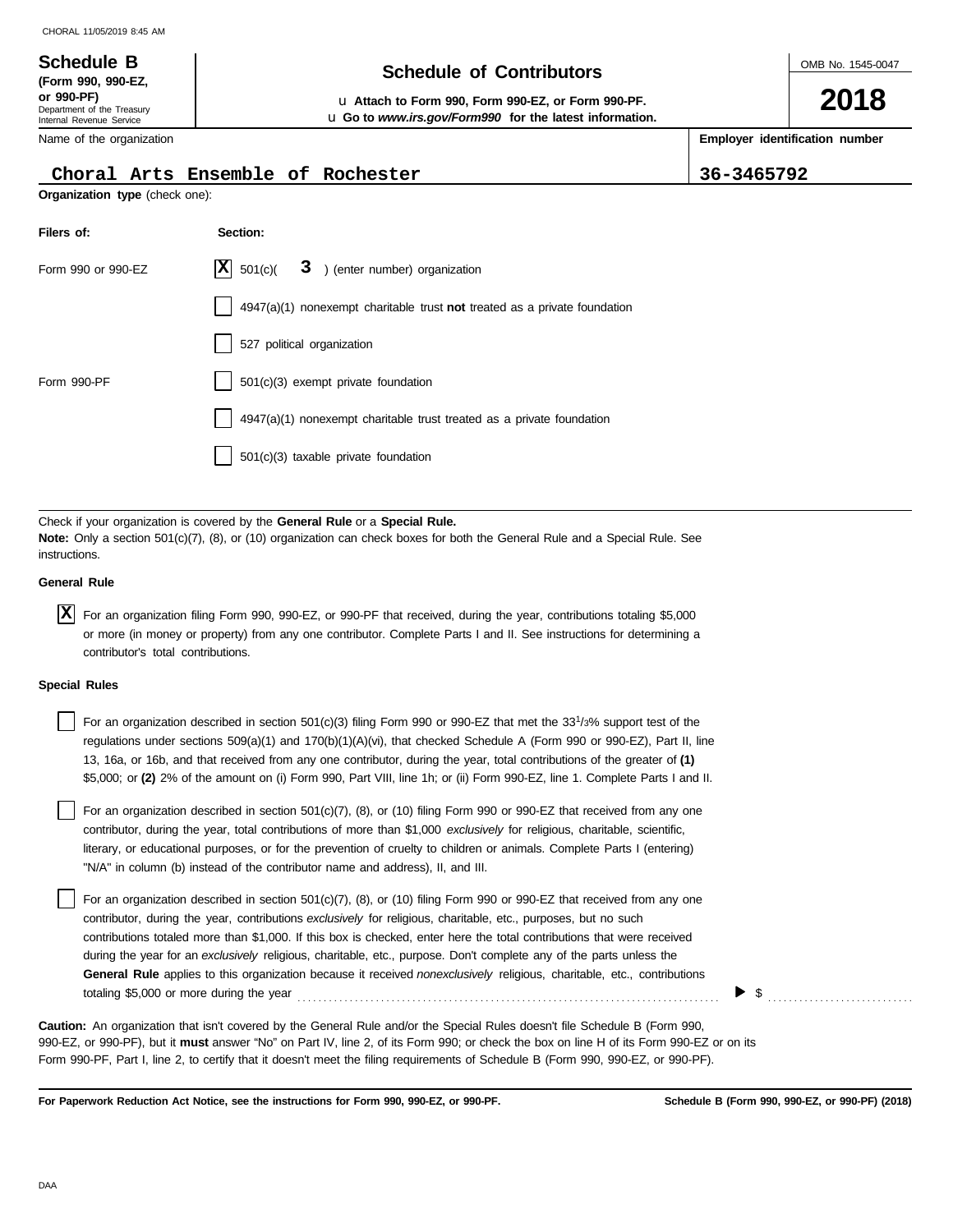**Schedule B** (Form 990, 990-EZ, or 990-PF)
Department of the Treasury
Internal Revenue Service

# Schedule of Contributors

u **Attach to Form 990, Form 990-EZ, or Form 990-PF.**
u **Go to *www.irs.gov/Form990* for the latest information.**

OMB No. 1545-0047

**2018**

Name of the organization: **Choral Arts Ensemble of Rochester**

**Employer identification number**: **36-3465792**

**Organization type** (check one):

| Filers of: | Section: |
|---|---|
| Form 990 or 990-EZ | [X] 501(c)( **3** ) (enter number) organization |
| | [ ] 4947(a)(1) nonexempt charitable trust **not** treated as a private foundation |
| | [ ] 527 political organization |
| Form 990-PF | [ ] 501(c)(3) exempt private foundation |
| | [ ] 4947(a)(1) nonexempt charitable trust treated as a private foundation |
| | [ ] 501(c)(3) taxable private foundation |

Check if your organization is covered by the **General Rule** or a **Special Rule.**

**Note:** Only a section 501(c)(7), (8), or (10) organization can check boxes for both the General Rule and a Special Rule. See instructions.

**General Rule**

[X] For an organization filing Form 990, 990-EZ, or 990-PF that received, during the year, contributions totaling $5,000 or more (in money or property) from any one contributor. Complete Parts I and II. See instructions for determining a contributor's total contributions.

**Special Rules**

[ ] For an organization described in section 501(c)(3) filing Form 990 or 990-EZ that met the 33 1/3% support test of the regulations under sections 509(a)(1) and 170(b)(1)(A)(vi), that checked Schedule A (Form 990 or 990-EZ), Part II, line 13, 16a, or 16b, and that received from any one contributor, during the year, total contributions of the greater of **(1)** $5,000; or **(2)** 2% of the amount on (i) Form 990, Part VIII, line 1h; or (ii) Form 990-EZ, line 1. Complete Parts I and II.

[ ] For an organization described in section 501(c)(7), (8), or (10) filing Form 990 or 990-EZ that received from any one contributor, during the year, total contributions of more than $1,000 *exclusively* for religious, charitable, scientific, literary, or educational purposes, or for the prevention of cruelty to children or animals. Complete Parts I (entering) "N/A" in column (b) instead of the contributor name and address), II, and III.

[ ] For an organization described in section 501(c)(7), (8), or (10) filing Form 990 or 990-EZ that received from any one contributor, during the year, contributions *exclusively* for religious, charitable, etc., purposes, but no such contributions totaled more than $1,000. If this box is checked, enter here the total contributions that were received during the year for an *exclusively* religious, charitable, etc., purpose. Don't complete any of the parts unless the **General Rule** applies to this organization because it received *nonexclusively* religious, charitable, etc., contributions totaling $5,000 or more during the year ▶ $ ..........

**Caution:** An organization that isn't covered by the General Rule and/or the Special Rules doesn't file Schedule B (Form 990, 990-EZ, or 990-PF), but it **must** answer "No" on Part IV, line 2, of its Form 990; or check the box on line H of its Form 990-EZ or on its Form 990-PF, Part I, line 2, to certify that it doesn't meet the filing requirements of Schedule B (Form 990, 990-EZ, or 990-PF).

**For Paperwork Reduction Act Notice, see the instructions for Form 990, 990-EZ, or 990-PF.** **Schedule B (Form 990, 990-EZ, or 990-PF) (2018)**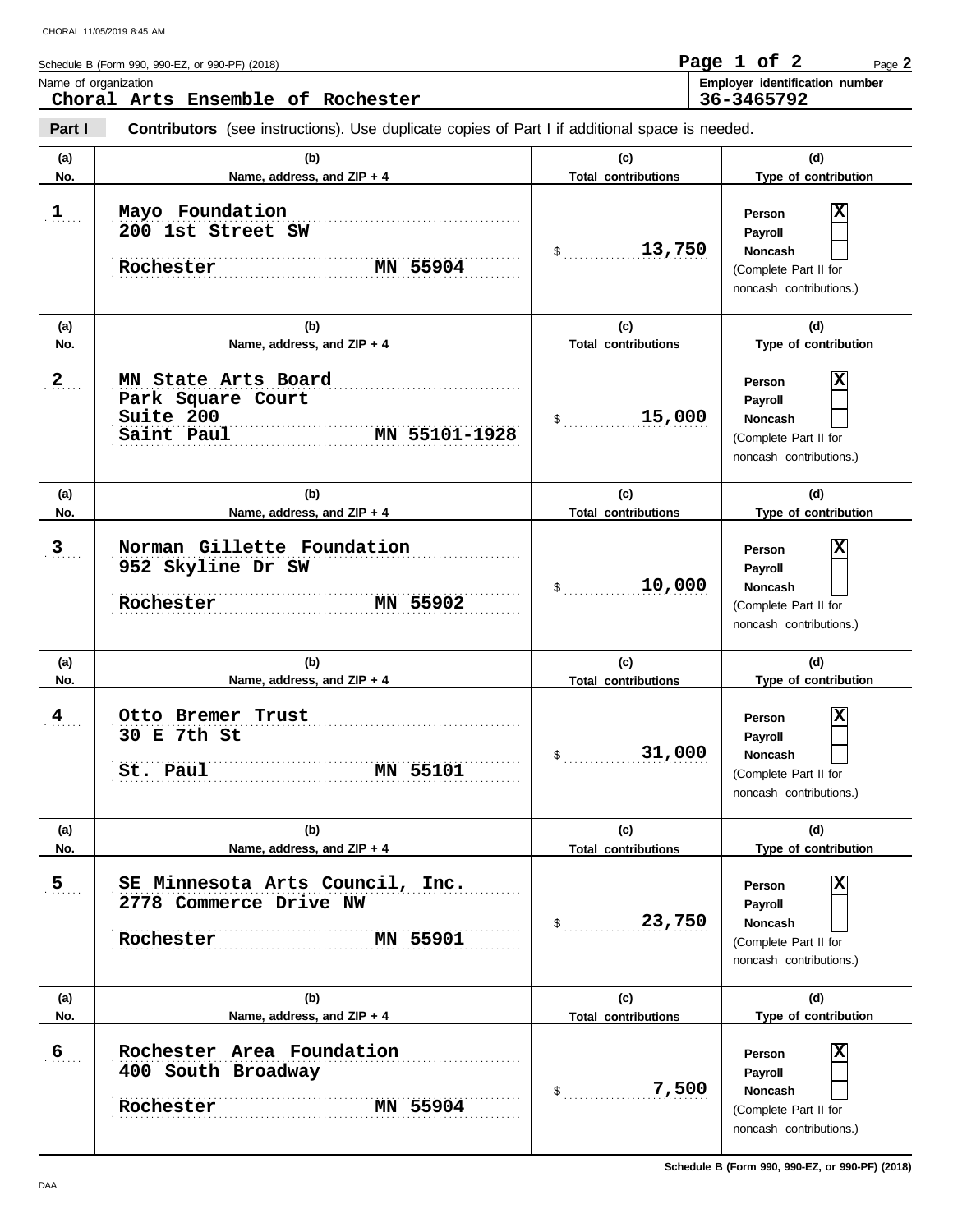Schedule B (Form 990, 990-EZ, or 990-PF) (2018)

Page 1 of 2

Name of organization
**Choral Arts Ensemble of Rochester**

Employer identification number
**36-3465792**

**Part I** **Contributors** (see instructions). Use duplicate copies of Part I if additional space is needed.

| (a) No. | (b) Name, address, and ZIP + 4 | (c) Total contributions | (d) Type of contribution |
|---|---|---|---|
| 1 | Mayo Foundation<br>200 1st Street SW<br>Rochester MN 55904 | $ 13,750 | Person [X]<br>Payroll [ ]<br>Noncash [ ]<br>(Complete Part II for noncash contributions.) |
| 2 | MN State Arts Board<br>Park Square Court<br>Suite 200<br>Saint Paul MN 55101-1928 | $ 15,000 | Person [X]<br>Payroll [ ]<br>Noncash [ ]<br>(Complete Part II for noncash contributions.) |
| 3 | Norman Gillette Foundation<br>952 Skyline Dr SW<br>Rochester MN 55902 | $ 10,000 | Person [X]<br>Payroll [ ]<br>Noncash [ ]<br>(Complete Part II for noncash contributions.) |
| 4 | Otto Bremer Trust<br>30 E 7th St<br>St. Paul MN 55101 | $ 31,000 | Person [X]<br>Payroll [ ]<br>Noncash [ ]<br>(Complete Part II for noncash contributions.) |
| 5 | SE Minnesota Arts Council, Inc.<br>2778 Commerce Drive NW<br>Rochester MN 55901 | $ 23,750 | Person [X]<br>Payroll [ ]<br>Noncash [ ]<br>(Complete Part II for noncash contributions.) |
| 6 | Rochester Area Foundation<br>400 South Broadway<br>Rochester MN 55904 | $ 7,500 | Person [X]<br>Payroll [ ]<br>Noncash [ ]<br>(Complete Part II for noncash contributions.) |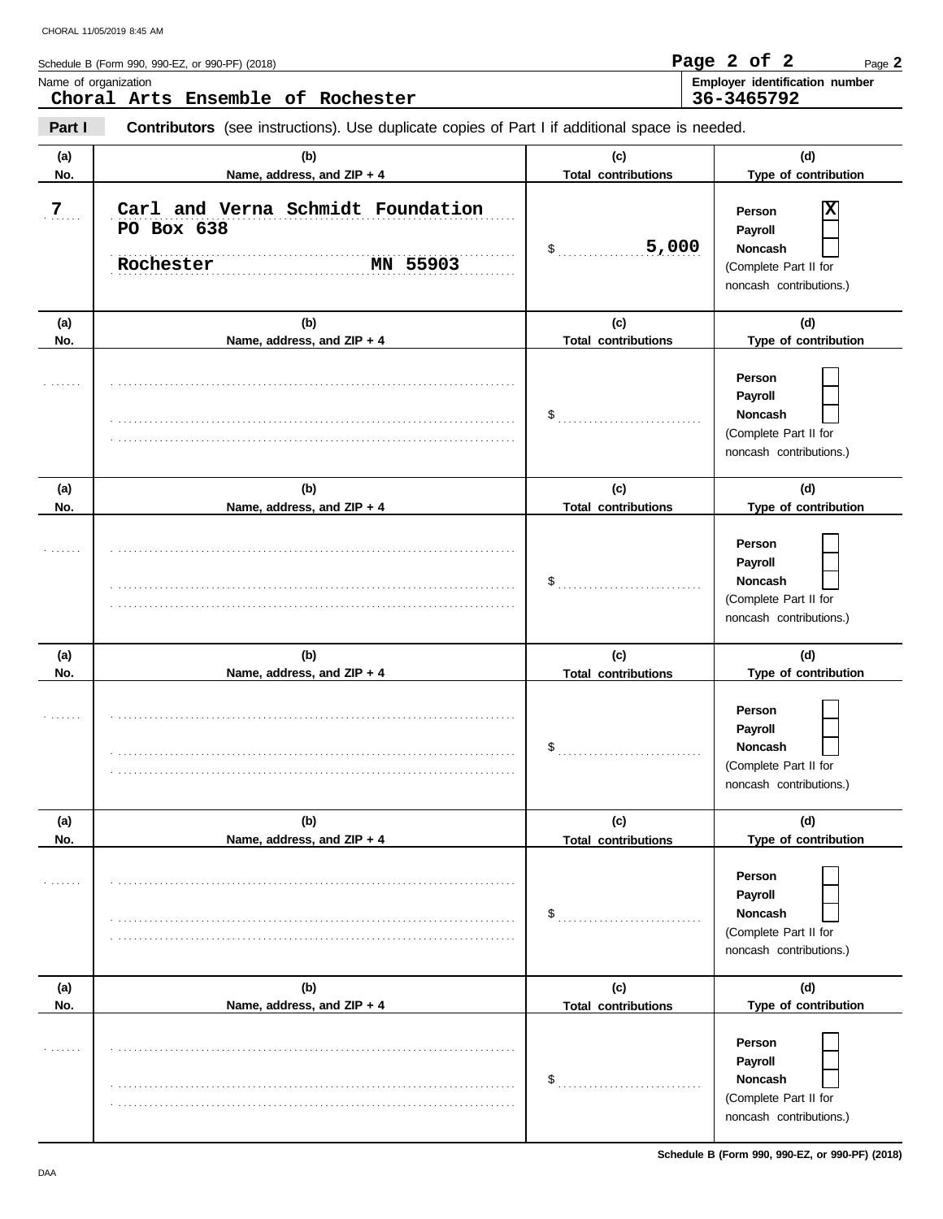Schedule B (Form 990, 990-EZ, or 990-PF) (2018)

Name of organization: **Choral Arts Ensemble of Rochester**

Employer identification number: **36-3465792**

**Part I** **Contributors** (see instructions). Use duplicate copies of Part I if additional space is needed.

| (a) No. | (b) Name, address, and ZIP + 4 | (c) Total contributions | (d) Type of contribution |
|---|---|---|---|
| 7 | Carl and Verna Schmidt Foundation<br>PO Box 638<br>Rochester MN 55903 | $ 5,000 | Person [X]<br>Payroll [ ]<br>Noncash [ ]<br>(Complete Part II for noncash contributions.) |
| | | $ | Person [ ]<br>Payroll [ ]<br>Noncash [ ]<br>(Complete Part II for noncash contributions.) |
| | | $ | Person [ ]<br>Payroll [ ]<br>Noncash [ ]<br>(Complete Part II for noncash contributions.) |
| | | $ | Person [ ]<br>Payroll [ ]<br>Noncash [ ]<br>(Complete Part II for noncash contributions.) |
| | | $ | Person [ ]<br>Payroll [ ]<br>Noncash [ ]<br>(Complete Part II for noncash contributions.) |
| | | $ | Person [ ]<br>Payroll [ ]<br>Noncash [ ]<br>(Complete Part II for noncash contributions.) |

Schedule B (Form 990, 990-EZ, or 990-PF) (2018)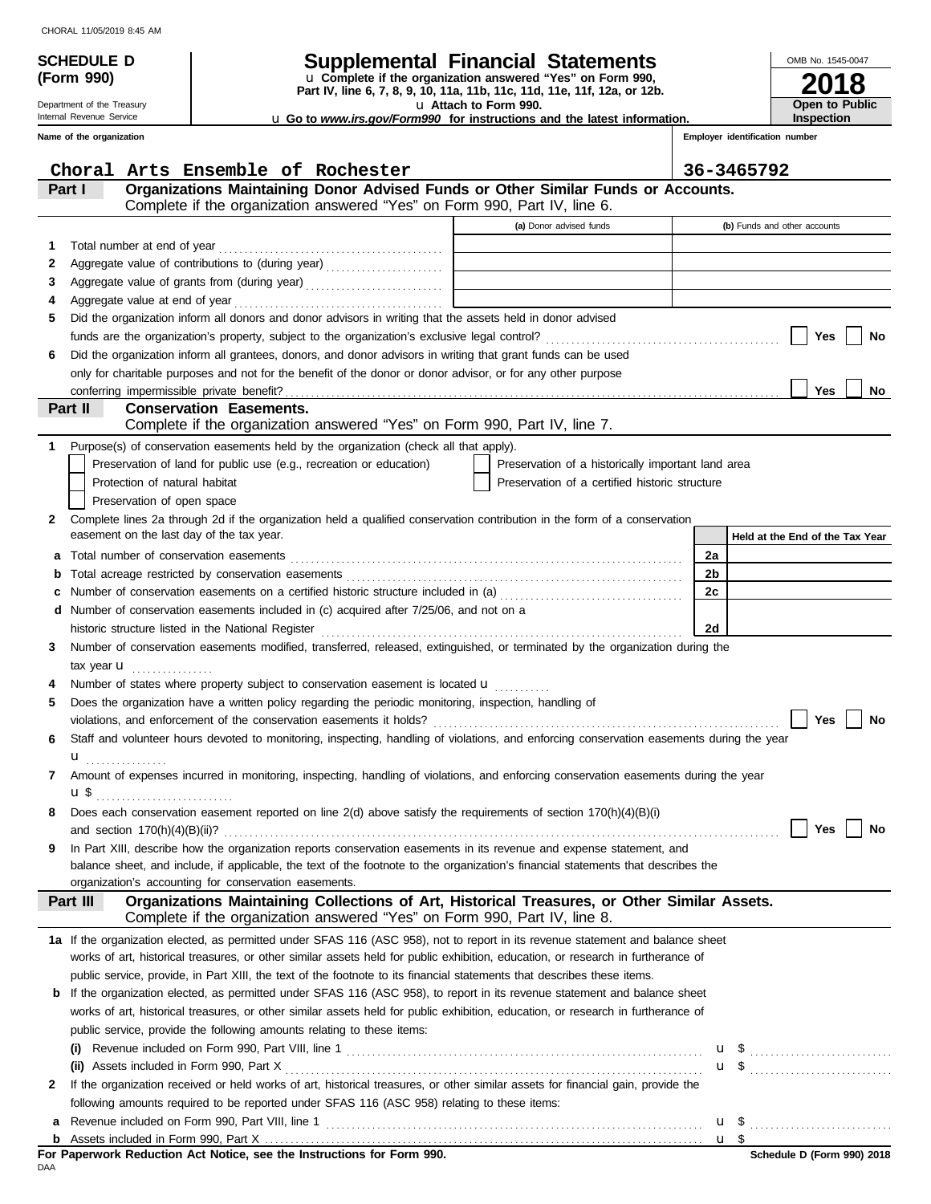CHORAL 11/05/2019 8:45 AM

**SCHEDULE D (Form 990)**

Department of the Treasury
Internal Revenue Service

# Supplemental Financial Statements

u Complete if the organization answered "Yes" on Form 990, Part IV, line 6, 7, 8, 9, 10, 11a, 11b, 11c, 11d, 11e, 11f, 12a, or 12b.
u Attach to Form 990.
u Go to *www.irs.gov/Form990* for instructions and the latest information.

OMB No. 1545-0047
**2018**
**Open to Public Inspection**

**Name of the organization:** Choral Arts Ensemble of Rochester
**Employer identification number:** 36-3465792

## Part I — Organizations Maintaining Donor Advised Funds or Other Similar Funds or Accounts.
Complete if the organization answered "Yes" on Form 990, Part IV, line 6.

| | | (a) Donor advised funds | (b) Funds and other accounts |
|---|---|---|---|
| 1 | Total number at end of year | | |
| 2 | Aggregate value of contributions to (during year) | | |
| 3 | Aggregate value of grants from (during year) | | |
| 4 | Aggregate value at end of year | | |

5 Did the organization inform all donors and donor advisors in writing that the assets held in donor advised funds are the organization's property, subject to the organization's exclusive legal control? ☐ Yes ☐ No

6 Did the organization inform all grantees, donors, and donor advisors in writing that grant funds can be used only for charitable purposes and not for the benefit of the donor or donor advisor, or for any other purpose conferring impermissible private benefit? ☐ Yes ☐ No

## Part II — Conservation Easements.
Complete if the organization answered "Yes" on Form 990, Part IV, line 7.

1 Purpose(s) of conservation easements held by the organization (check all that apply).

☐ Preservation of land for public use (e.g., recreation or education)
☐ Preservation of a historically important land area
☐ Protection of natural habitat
☐ Preservation of a certified historic structure
☐ Preservation of open space

2 Complete lines 2a through 2d if the organization held a qualified conservation contribution in the form of a conservation easement on the last day of the tax year.

| | | | Held at the End of the Tax Year |
|---|---|---|---|
| a | Total number of conservation easements | 2a | |
| b | Total acreage restricted by conservation easements | 2b | |
| c | Number of conservation easements on a certified historic structure included in (a) | 2c | |
| d | Number of conservation easements included in (c) acquired after 7/25/06, and not on a historic structure listed in the National Register | 2d | |

3 Number of conservation easements modified, transferred, released, extinguished, or terminated by the organization during the tax year u ..........

4 Number of states where property subject to conservation easement is located u ..........

5 Does the organization have a written policy regarding the periodic monitoring, inspection, handling of violations, and enforcement of the conservation easements it holds? ☐ Yes ☐ No

6 Staff and volunteer hours devoted to monitoring, inspecting, handling of violations, and enforcing conservation easements during the year u ..........

7 Amount of expenses incurred in monitoring, inspecting, handling of violations, and enforcing conservation easements during the year u $ ..........

8 Does each conservation easement reported on line 2(d) above satisfy the requirements of section 170(h)(4)(B)(i) and section 170(h)(4)(B)(ii)? ☐ Yes ☐ No

9 In Part XIII, describe how the organization reports conservation easements in its revenue and expense statement, and balance sheet, and include, if applicable, the text of the footnote to the organization's financial statements that describes the organization's accounting for conservation easements.

## Part III — Organizations Maintaining Collections of Art, Historical Treasures, or Other Similar Assets.
Complete if the organization answered "Yes" on Form 990, Part IV, line 8.

1a If the organization elected, as permitted under SFAS 116 (ASC 958), not to report in its revenue statement and balance sheet works of art, historical treasures, or other similar assets held for public exhibition, education, or research in furtherance of public service, provide, in Part XIII, the text of the footnote to its financial statements that describes these items.

b If the organization elected, as permitted under SFAS 116 (ASC 958), to report in its revenue statement and balance sheet works of art, historical treasures, or other similar assets held for public exhibition, education, or research in furtherance of public service, provide the following amounts relating to these items:

(i) Revenue included on Form 990, Part VIII, line 1 u $ ..........
(ii) Assets included in Form 990, Part X u $ ..........

2 If the organization received or held works of art, historical treasures, or other similar assets for financial gain, provide the following amounts required to be reported under SFAS 116 (ASC 958) relating to these items:

a Revenue included on Form 990, Part VIII, line 1 u $ ..........
b Assets included in Form 990, Part X u $

**For Paperwork Reduction Act Notice, see the Instructions for Form 990.**
DAA
**Schedule D (Form 990) 2018**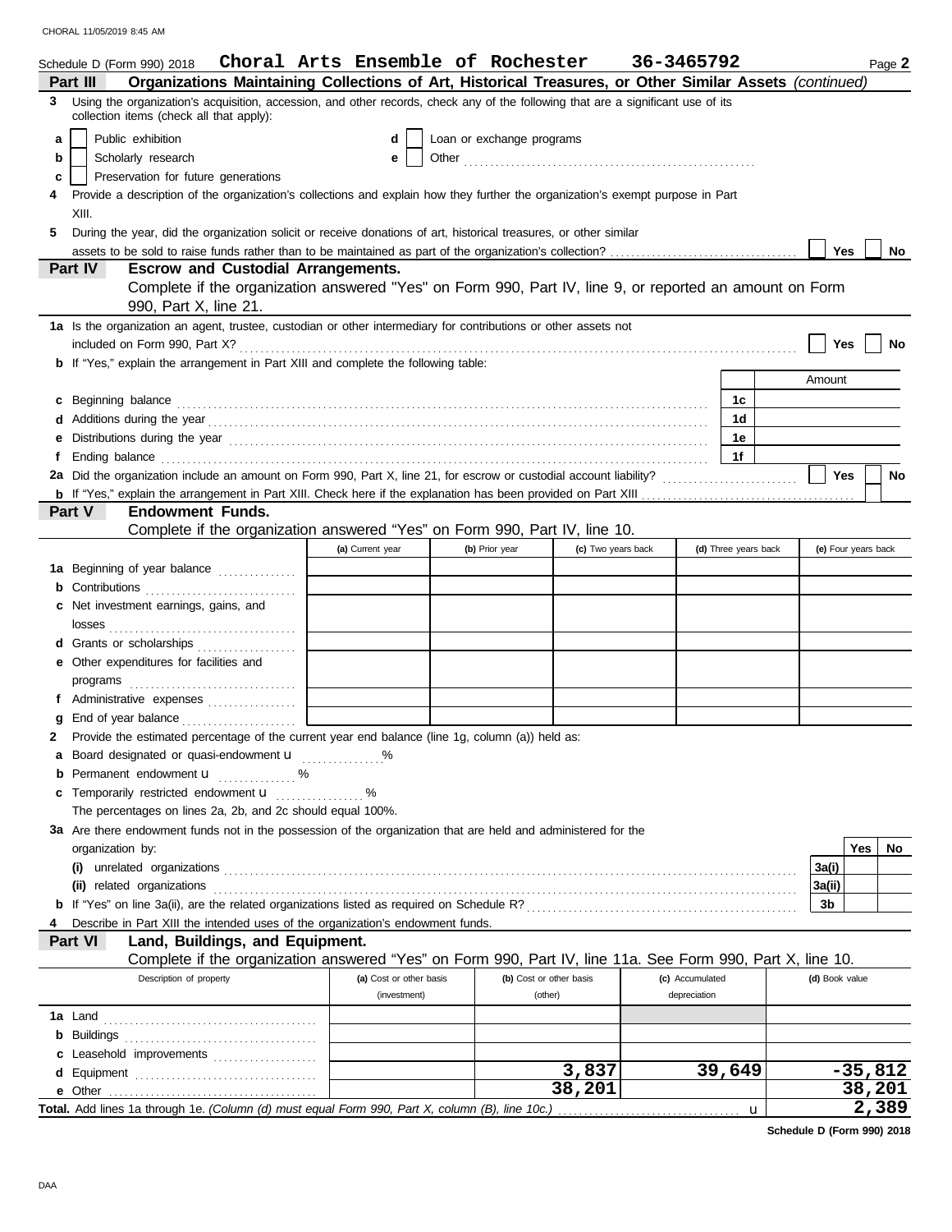Schedule D (Form 990) 2018 **Choral Arts Ensemble of Rochester 36-3465792** Page **2**

**Part III Organizations Maintaining Collections of Art, Historical Treasures, or Other Similar Assets** *(continued)*

**3** Using the organization's acquisition, accession, and other records, check any of the following that are a significant use of its collection items (check all that apply):

- **a** ☐ Public exhibition
- **b** ☐ Scholarly research
- **c** ☐ Preservation for future generations
- **d** ☐ Loan or exchange programs
- **e** ☐ Other

**4** Provide a description of the organization's collections and explain how they further the organization's exempt purpose in Part XIII.

**5** During the year, did the organization solicit or receive donations of art, historical treasures, or other similar assets to be sold to raise funds rather than to be maintained as part of the organization's collection? ☐ Yes ☐ No

**Part IV Escrow and Custodial Arrangements.**

Complete if the organization answered "Yes" on Form 990, Part IV, line 9, or reported an amount on Form 990, Part X, line 21.

**1a** Is the organization an agent, trustee, custodian or other intermediary for contributions or other assets not included on Form 990, Part X? ☐ Yes ☐ No

**b** If "Yes," explain the arrangement in Part XIII and complete the following table:

| | | Amount |
|---|---|---|
| **c** Beginning balance | 1c | |
| **d** Additions during the year | 1d | |
| **e** Distributions during the year | 1e | |
| **f** Ending balance | 1f | |

**2a** Did the organization include an amount on Form 990, Part X, line 21, for escrow or custodial account liability? ☐ Yes ☐ No

**b** If "Yes," explain the arrangement in Part XIII. Check here if the explanation has been provided on Part XIII ☐

**Part V Endowment Funds.**

Complete if the organization answered "Yes" on Form 990, Part IV, line 10.

| | (a) Current year | (b) Prior year | (c) Two years back | (d) Three years back | (e) Four years back |
|---|---|---|---|---|---|
| **1a** Beginning of year balance | | | | | |
| **b** Contributions | | | | | |
| **c** Net investment earnings, gains, and losses | | | | | |
| **d** Grants or scholarships | | | | | |
| **e** Other expenditures for facilities and programs | | | | | |
| **f** Administrative expenses | | | | | |
| **g** End of year balance | | | | | |

**2** Provide the estimated percentage of the current year end balance (line 1g, column (a)) held as:

- **a** Board designated or quasi-endowment u ............ %
- **b** Permanent endowment u ............ %
- **c** Temporarily restricted endowment u ............ %

The percentages on lines 2a, 2b, and 2c should equal 100%.

**3a** Are there endowment funds not in the possession of the organization that are held and administered for the organization by:

| | | Yes | No |
|---|---|---|---|
| **(i)** unrelated organizations | 3a(i) | | |
| **(ii)** related organizations | 3a(ii) | | |
| **b** If "Yes" on line 3a(ii), are the related organizations listed as required on Schedule R? | 3b | | |

**4** Describe in Part XIII the intended uses of the organization's endowment funds.

**Part VI Land, Buildings, and Equipment.**

Complete if the organization answered "Yes" on Form 990, Part IV, line 11a. See Form 990, Part X, line 10.

| Description of property | (a) Cost or other basis (investment) | (b) Cost or other basis (other) | (c) Accumulated depreciation | (d) Book value |
|---|---|---|---|---|
| **1a** Land | | | | |
| **b** Buildings | | | | |
| **c** Leasehold improvements | | | | |
| **d** Equipment | | 3,837 | 39,649 | -35,812 |
| **e** Other | | 38,201 | | 38,201 |
| **Total.** Add lines 1a through 1e. *(Column (d) must equal Form 990, Part X, column (B), line 10c.)* u | | | | 2,389 |

**Schedule D (Form 990) 2018**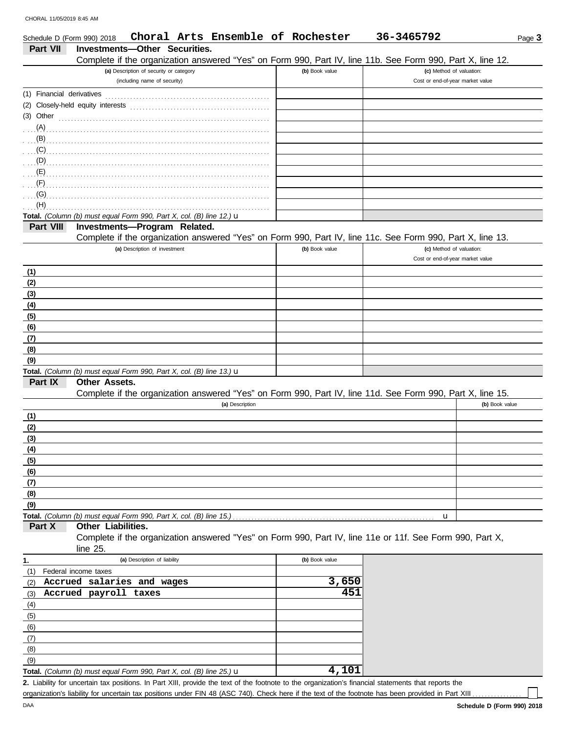Schedule D (Form 990) 2018 **Choral Arts Ensemble of Rochester** **36-3465792**

## Part VII Investments—Other Securities.

Complete if the organization answered "Yes" on Form 990, Part IV, line 11b. See Form 990, Part X, line 12.

| (a) Description of security or category (including name of security) | (b) Book value | (c) Method of valuation: Cost or end-of-year market value |
|---|---|---|
| (1) Financial derivatives | | |
| (2) Closely-held equity interests | | |
| (3) Other | | |
| (A) | | |
| (B) | | |
| (C) | | |
| (D) | | |
| (E) | | |
| (F) | | |
| (G) | | |
| (H) | | |
| **Total.** *(Column (b) must equal Form 990, Part X, col. (B) line 12.)* u | | |

## Part VIII Investments—Program Related.

Complete if the organization answered "Yes" on Form 990, Part IV, line 11c. See Form 990, Part X, line 13.

| (a) Description of investment | (b) Book value | (c) Method of valuation: Cost or end-of-year market value |
|---|---|---|
| (1) | | |
| (2) | | |
| (3) | | |
| (4) | | |
| (5) | | |
| (6) | | |
| (7) | | |
| (8) | | |
| (9) | | |
| **Total.** *(Column (b) must equal Form 990, Part X, col. (B) line 13.)* u | | |

## Part IX Other Assets.

Complete if the organization answered "Yes" on Form 990, Part IV, line 11d. See Form 990, Part X, line 15.

| (a) Description | (b) Book value |
|---|---|
| (1) | |
| (2) | |
| (3) | |
| (4) | |
| (5) | |
| (6) | |
| (7) | |
| (8) | |
| (9) | |
| **Total.** *(Column (b) must equal Form 990, Part X, col. (B) line 15.)* u | |

## Part X Other Liabilities.

Complete if the organization answered "Yes" on Form 990, Part IV, line 11e or 11f. See Form 990, Part X, line 25.

| 1. (a) Description of liability | (b) Book value |
|---|---|
| (1) Federal income taxes | |
| (2) **Accrued salaries and wages** | **3,650** |
| (3) **Accrued payroll taxes** | **451** |
| (4) | |
| (5) | |
| (6) | |
| (7) | |
| (8) | |
| (9) | |
| **Total.** *(Column (b) must equal Form 990, Part X, col. (B) line 25.)* u | **4,101** |

**2.** Liability for uncertain tax positions. In Part XIII, provide the text of the footnote to the organization's financial statements that reports the organization's liability for uncertain tax positions under FIN 48 (ASC 740). Check here if the text of the footnote has been provided in Part XIII ☐

Schedule D (Form 990) 2018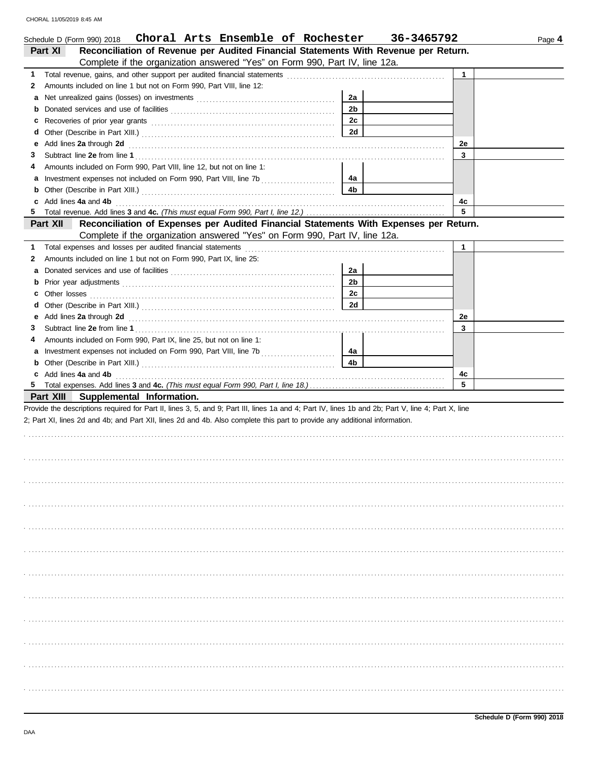Schedule D (Form 990) 2018 **Choral Arts Ensemble of Rochester 36-3465792**

## Part XI Reconciliation of Revenue per Audited Financial Statements With Revenue per Return.

Complete if the organization answered "Yes" on Form 990, Part IV, line 12a.

| | | | | | |
|---|---|---|---|---|---|
| **1** | Total revenue, gains, and other support per audited financial statements | | | 1 | |
| **2** | Amounts included on line 1 but not on Form 990, Part VIII, line 12: | | | | |
| **a** | Net unrealized gains (losses) on investments | 2a | | | |
| **b** | Donated services and use of facilities | 2b | | | |
| **c** | Recoveries of prior year grants | 2c | | | |
| **d** | Other (Describe in Part XIII.) | 2d | | | |
| **e** | Add lines **2a** through **2d** | | | 2e | |
| **3** | Subtract line **2e** from line **1** | | | 3 | |
| **4** | Amounts included on Form 990, Part VIII, line 12, but not on line 1: | | | | |
| **a** | Investment expenses not included on Form 990, Part VIII, line 7b | 4a | | | |
| **b** | Other (Describe in Part XIII.) | 4b | | | |
| **c** | Add lines **4a** and **4b** | | | 4c | |
| **5** | Total revenue. Add lines **3** and **4c.** *(This must equal Form 990, Part I, line 12.)* | | | 5 | |

## Part XII Reconciliation of Expenses per Audited Financial Statements With Expenses per Return.

Complete if the organization answered "Yes" on Form 990, Part IV, line 12a.

| | | | | | |
|---|---|---|---|---|---|
| **1** | Total expenses and losses per audited financial statements | | | 1 | |
| **2** | Amounts included on line 1 but not on Form 990, Part IX, line 25: | | | | |
| **a** | Donated services and use of facilities | 2a | | | |
| **b** | Prior year adjustments | 2b | | | |
| **c** | Other losses | 2c | | | |
| **d** | Other (Describe in Part XIII.) | 2d | | | |
| **e** | Add lines **2a** through **2d** | | | 2e | |
| **3** | Subtract line **2e** from line **1** | | | 3 | |
| **4** | Amounts included on Form 990, Part IX, line 25, but not on line 1: | | | | |
| **a** | Investment expenses not included on Form 990, Part VIII, line 7b | 4a | | | |
| **b** | Other (Describe in Part XIII.) | 4b | | | |
| **c** | Add lines **4a** and **4b** | | | 4c | |
| **5** | Total expenses. Add lines **3** and **4c.** *(This must equal Form 990, Part I, line 18.)* | | | 5 | |

## Part XIII Supplemental Information.

Provide the descriptions required for Part II, lines 3, 5, and 9; Part III, lines 1a and 4; Part IV, lines 1b and 2b; Part V, line 4; Part X, line 2; Part XI, lines 2d and 4b; and Part XII, lines 2d and 4b. Also complete this part to provide any additional information.

**Schedule D (Form 990) 2018**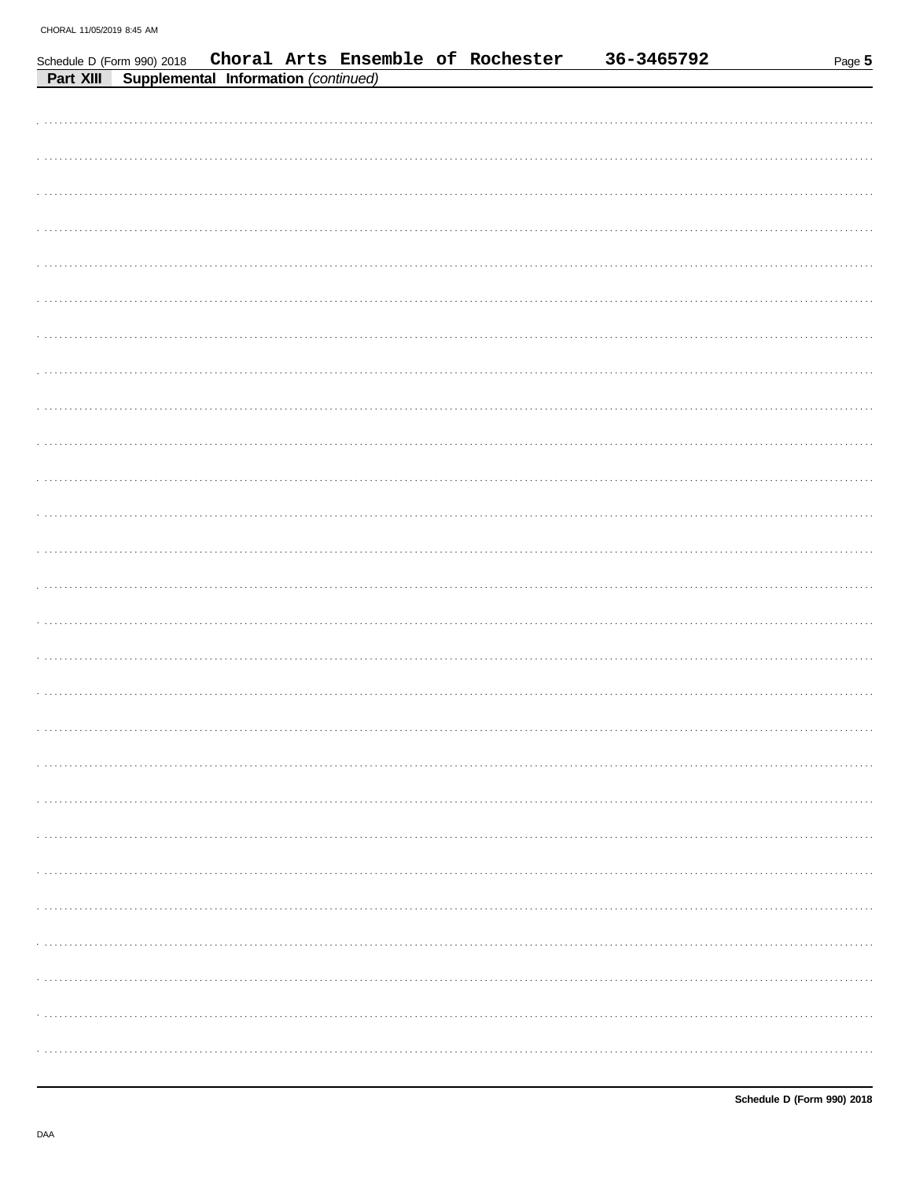Schedule D (Form 990) 2018 **Choral Arts Ensemble of Rochester** **36-3465792**

**Part XIII** **Supplemental Information** *(continued)*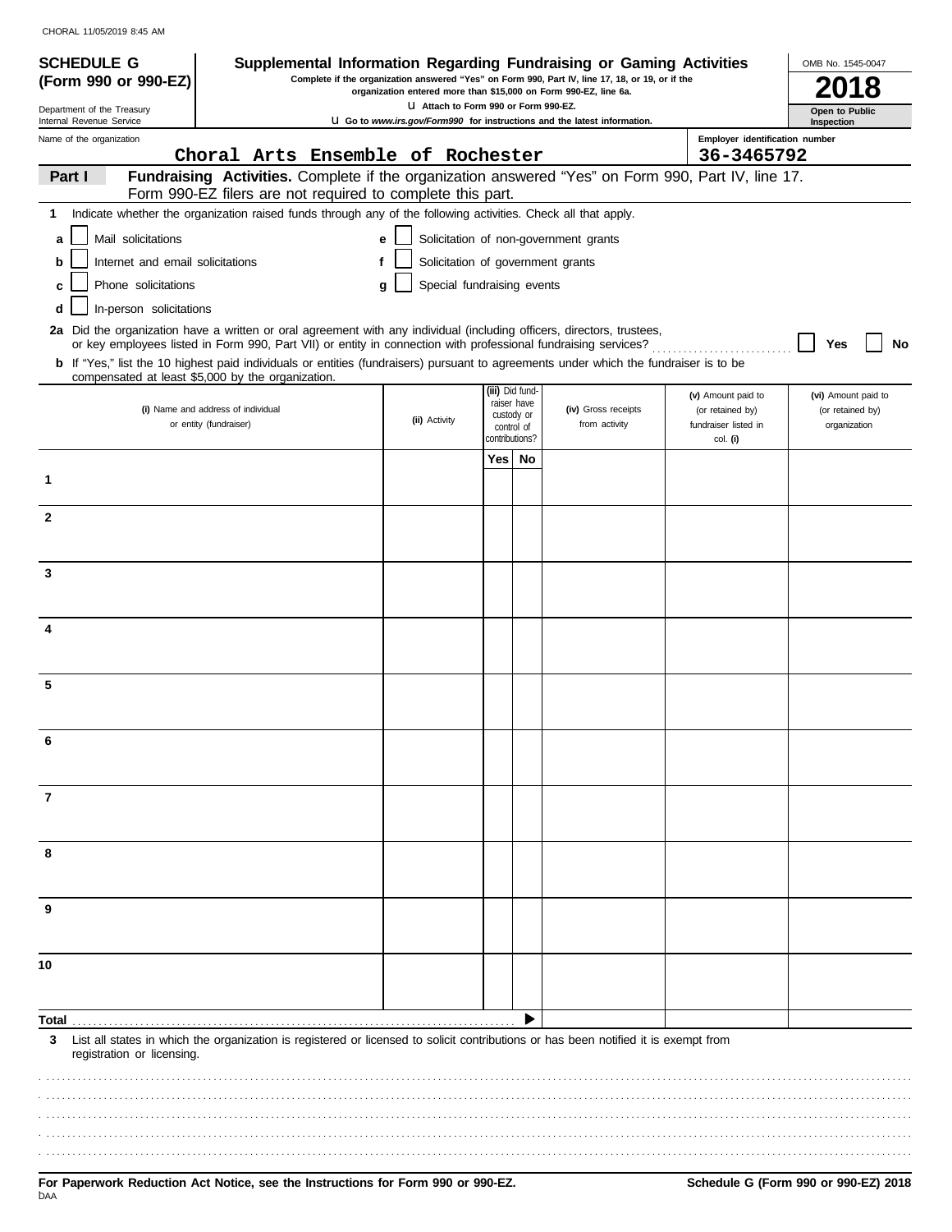CHORAL 11/05/2019 8:45 AM

**SCHEDULE G (Form 990 or 990-EZ)**

Department of the Treasury
Internal Revenue Service

# Supplemental Information Regarding Fundraising or Gaming Activities

**Complete if the organization answered "Yes" on Form 990, Part IV, line 17, 18, or 19, or if the organization entered more than $15,000 on Form 990-EZ, line 6a.**

**Attach to Form 990 or Form 990-EZ.**

**Go to *www.irs.gov/Form990* for instructions and the latest information.**

OMB No. 1545-0047

**2018**

**Open to Public Inspection**

Name of the organization: Choral Arts Ensemble of Rochester

Employer identification number: 36-3465792

**Part I Fundraising Activities.** Complete if the organization answered "Yes" on Form 990, Part IV, line 17. Form 990-EZ filers are not required to complete this part.

**1** Indicate whether the organization raised funds through any of the following activities. Check all that apply.

- **a** ☐ Mail solicitations
- **b** ☐ Internet and email solicitations
- **c** ☐ Phone solicitations
- **d** ☐ In-person solicitations
- **e** ☐ Solicitation of non-government grants
- **f** ☐ Solicitation of government grants
- **g** ☐ Special fundraising events

**2a** Did the organization have a written or oral agreement with any individual (including officers, directors, trustees, or key employees listed in Form 990, Part VII) or entity in connection with professional fundraising services? ☐ Yes ☐ No

**b** If "Yes," list the 10 highest paid individuals or entities (fundraisers) pursuant to agreements under which the fundraiser is to be compensated at least $5,000 by the organization.

| | (i) Name and address of individual or entity (fundraiser) | (ii) Activity | (iii) Did fund-raiser have custody or control of contributions? Yes | No | (iv) Gross receipts from activity | (v) Amount paid to (or retained by) fundraiser listed in col. (i) | (vi) Amount paid to (or retained by) organization |
|---|---|---|---|---|---|---|---|
| 1 | | | | | | | |
| 2 | | | | | | | |
| 3 | | | | | | | |
| 4 | | | | | | | |
| 5 | | | | | | | |
| 6 | | | | | | | |
| 7 | | | | | | | |
| 8 | | | | | | | |
| 9 | | | | | | | |
| 10 | | | | | | | |
| **Total** | | | | ▶ | | | |

**3** List all states in which the organization is registered or licensed to solicit contributions or has been notified it is exempt from registration or licensing.

**For Paperwork Reduction Act Notice, see the Instructions for Form 990 or 990-EZ.**

**Schedule G (Form 990 or 990-EZ) 2018**

DAA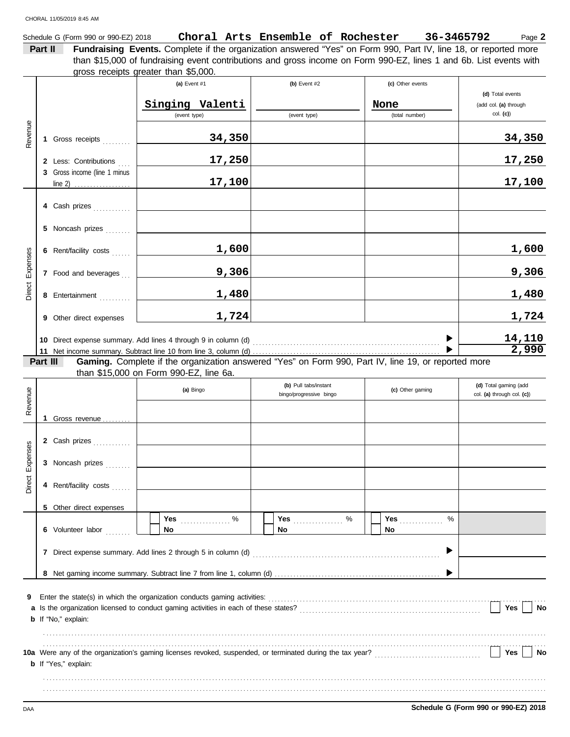Schedule G (Form 990 or 990-EZ) 2018 **Choral Arts Ensemble of Rochester 36-3465792** Page **2**

**Part II** **Fundraising Events.** Complete if the organization answered "Yes" on Form 990, Part IV, line 18, or reported more than $15,000 of fundraising event contributions and gross income on Form 990-EZ, lines 1 and 6b. List events with gross receipts greater than $5,000.

| | | (a) Event #1 | (b) Event #2 | (c) Other events | (d) Total events (add col. (a) through col. (c)) |
|---|---|---|---|---|---|
| | | Singing Valenti (event type) | (event type) | None (total number) | |
| Revenue | 1 Gross receipts | 34,350 | | | 34,350 |
| | 2 Less: Contributions | 17,250 | | | 17,250 |
| | 3 Gross income (line 1 minus line 2) | 17,100 | | | 17,100 |
| Direct Expenses | 4 Cash prizes | | | | |
| | 5 Noncash prizes | | | | |
| | 6 Rent/facility costs | 1,600 | | | 1,600 |
| | 7 Food and beverages | 9,306 | | | 9,306 |
| | 8 Entertainment | 1,480 | | | 1,480 |
| | 9 Other direct expenses | 1,724 | | | 1,724 |
| | 10 Direct expense summary. Add lines 4 through 9 in column (d) | | | | 14,110 |
| | 11 Net income summary. Subtract line 10 from line 3, column (d) | | | | 2,990 |

**Part III** **Gaming.** Complete if the organization answered "Yes" on Form 990, Part IV, line 19, or reported more than $15,000 on Form 990-EZ, line 6a.

| | | (a) Bingo | (b) Pull tabs/instant bingo/progressive bingo | (c) Other gaming | (d) Total gaming (add col. (a) through col. (c)) |
|---|---|---|---|---|---|
| Revenue | 1 Gross revenue | | | | |
| Direct Expenses | 2 Cash prizes | | | | |
| | 3 Noncash prizes | | | | |
| | 4 Rent/facility costs | | | | |
| | 5 Other direct expenses | | | | |
| | 6 Volunteer labor | Yes ....... % No | Yes ....... % No | Yes ....... % No | |
| | 7 Direct expense summary. Add lines 2 through 5 in column (d) | | | | |
| | 8 Net gaming income summary. Subtract line 7 from line 1, column (d) | | | | |

**9** Enter the state(s) in which the organization conducts gaming activities:

**a** Is the organization licensed to conduct gaming activities in each of these states? Yes No

**b** If "No," explain:

**10a** Were any of the organization's gaming licenses revoked, suspended, or terminated during the tax year? Yes No

**b** If "Yes," explain:

**Schedule G (Form 990 or 990-EZ) 2018**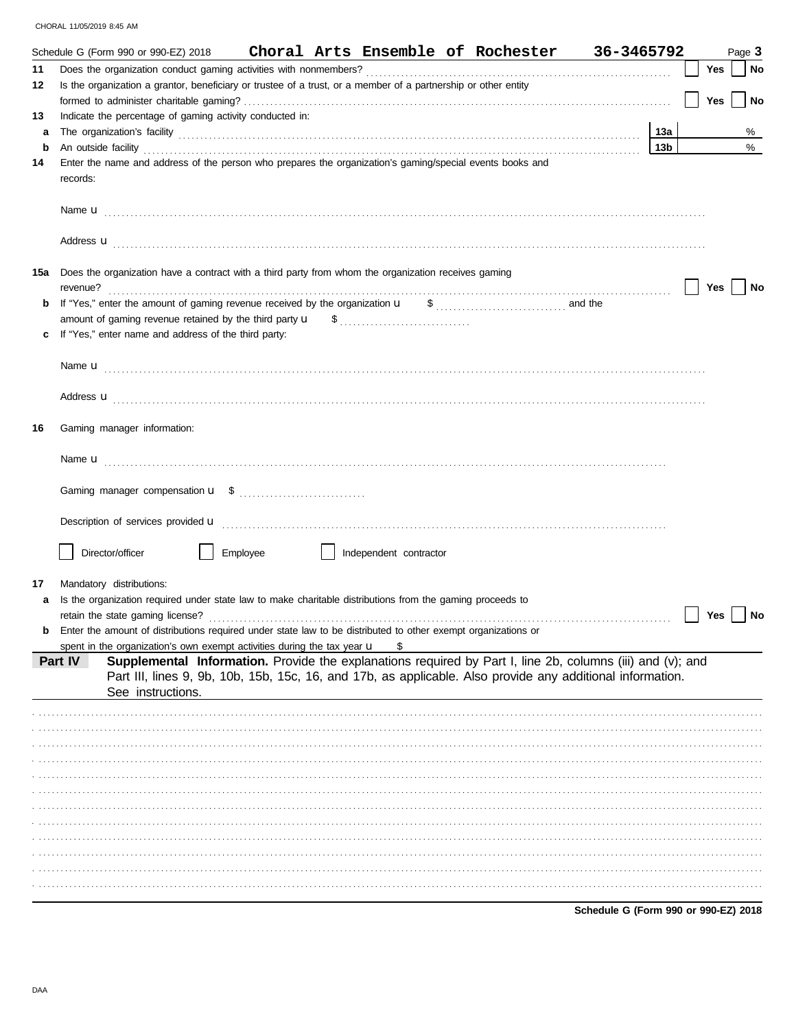Schedule G (Form 990 or 990-EZ) 2018 **Choral Arts Ensemble of Rochester 36-3465792** Page **3**

**11** Does the organization conduct gaming activities with nonmembers? ☐ **Yes** ☐ **No**

**12** Is the organization a grantor, beneficiary or trustee of a trust, or a member of a partnership or other entity formed to administer charitable gaming? ☐ **Yes** ☐ **No**

**13** Indicate the percentage of gaming activity conducted in:

**a** The organization's facility **13a** %

**b** An outside facility **13b** %

**14** Enter the name and address of the person who prepares the organization's gaming/special events books and records:

Name u

Address u

**15a** Does the organization have a contract with a third party from whom the organization receives gaming revenue? ☐ **Yes** ☐ **No**

**b** If "Yes," enter the amount of gaming revenue received by the organization u $ and the amount of gaming revenue retained by the third party u $

**c** If "Yes," enter name and address of the third party:

Name u

Address u

**16** Gaming manager information:

Name u

Gaming manager compensation u $

Description of services provided u

☐ Director/officer ☐ Employee ☐ Independent contractor

**17** Mandatory distributions:

**a** Is the organization required under state law to make charitable distributions from the gaming proceeds to retain the state gaming license? ☐ **Yes** ☐ **No**

**b** Enter the amount of distributions required under state law to be distributed to other exempt organizations or spent in the organization's own exempt activities during the tax year u $

**Part IV** **Supplemental Information.** Provide the explanations required by Part I, line 2b, columns (iii) and (v); and Part III, lines 9, 9b, 10b, 15b, 15c, 16, and 17b, as applicable. Also provide any additional information. See instructions.

**Schedule G (Form 990 or 990-EZ) 2018**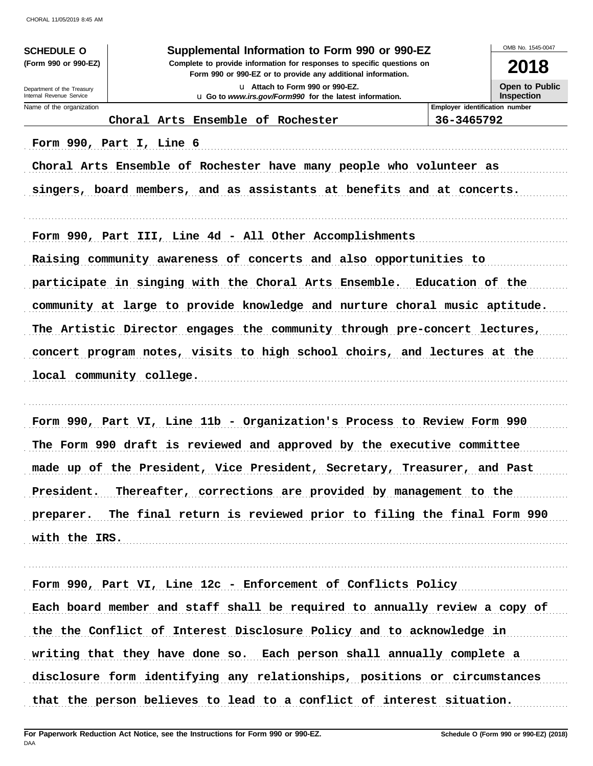**SCHEDULE O**
**(Form 990 or 990-EZ)**

Department of the Treasury
Internal Revenue Service

# Supplemental Information to Form 990 or 990-EZ

**Complete to provide information for responses to specific questions on Form 990 or 990-EZ or to provide any additional information.**

u Attach to Form 990 or 990-EZ.
u Go to *www.irs.gov/Form990* for the latest information.

OMB No. 1545-0047

**2018**

**Open to Public Inspection**

| Name of the organization | Employer identification number |
|---|---|
| Choral Arts Ensemble of Rochester | 36-3465792 |

Form 990, Part I, Line 6

Choral Arts Ensemble of Rochester have many people who volunteer as singers, board members, and as assistants at benefits and at concerts.

Form 990, Part III, Line 4d - All Other Accomplishments

Raising community awareness of concerts and also opportunities to participate in singing with the Choral Arts Ensemble. Education of the community at large to provide knowledge and nurture choral music aptitude. The Artistic Director engages the community through pre-concert lectures, concert program notes, visits to high school choirs, and lectures at the local community college.

Form 990, Part VI, Line 11b - Organization's Process to Review Form 990

The Form 990 draft is reviewed and approved by the executive committee made up of the President, Vice President, Secretary, Treasurer, and Past President. Thereafter, corrections are provided by management to the preparer. The final return is reviewed prior to filing the final Form 990 with the IRS.

Form 990, Part VI, Line 12c - Enforcement of Conflicts Policy

Each board member and staff shall be required to annually review a copy of the the Conflict of Interest Disclosure Policy and to acknowledge in writing that they have done so. Each person shall annually complete a disclosure form identifying any relationships, positions or circumstances that the person believes to lead to a conflict of interest situation.

**For Paperwork Reduction Act Notice, see the Instructions for Form 990 or 990-EZ.**

**Schedule O (Form 990 or 990-EZ) (2018)**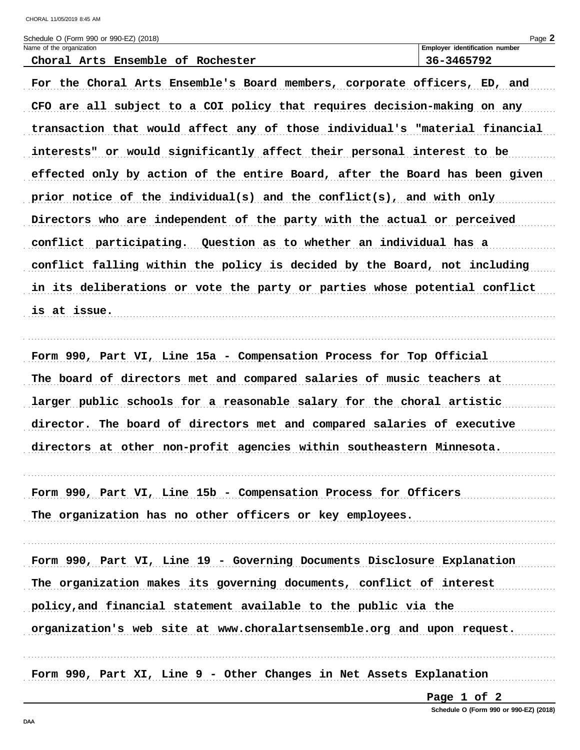Schedule O (Form 990 or 990-EZ) (2018)

| Name of the organization | Employer identification number |
| --- | --- |
| Choral Arts Ensemble of Rochester | 36-3465792 |

For the Choral Arts Ensemble's Board members, corporate officers, ED, and CFO are all subject to a COI policy that requires decision-making on any transaction that would affect any of those individual's "material financial interests" or would significantly affect their personal interest to be effected only by action of the entire Board, after the Board has been given prior notice of the individual(s) and the conflict(s), and with only Directors who are independent of the party with the actual or perceived conflict participating. Question as to whether an individual has a conflict falling within the policy is decided by the Board, not including in its deliberations or vote the party or parties whose potential conflict is at issue.

Form 990, Part VI, Line 15a - Compensation Process for Top Official

The board of directors met and compared salaries of music teachers at larger public schools for a reasonable salary for the choral artistic director. The board of directors met and compared salaries of executive directors at other non-profit agencies within southeastern Minnesota.

Form 990, Part VI, Line 15b - Compensation Process for Officers

The organization has no other officers or key employees.

Form 990, Part VI, Line 19 - Governing Documents Disclosure Explanation

The organization makes its governing documents, conflict of interest policy,and financial statement available to the public via the organization's web site at www.choralartsensemble.org and upon request.

Form 990, Part XI, Line 9 - Other Changes in Net Assets Explanation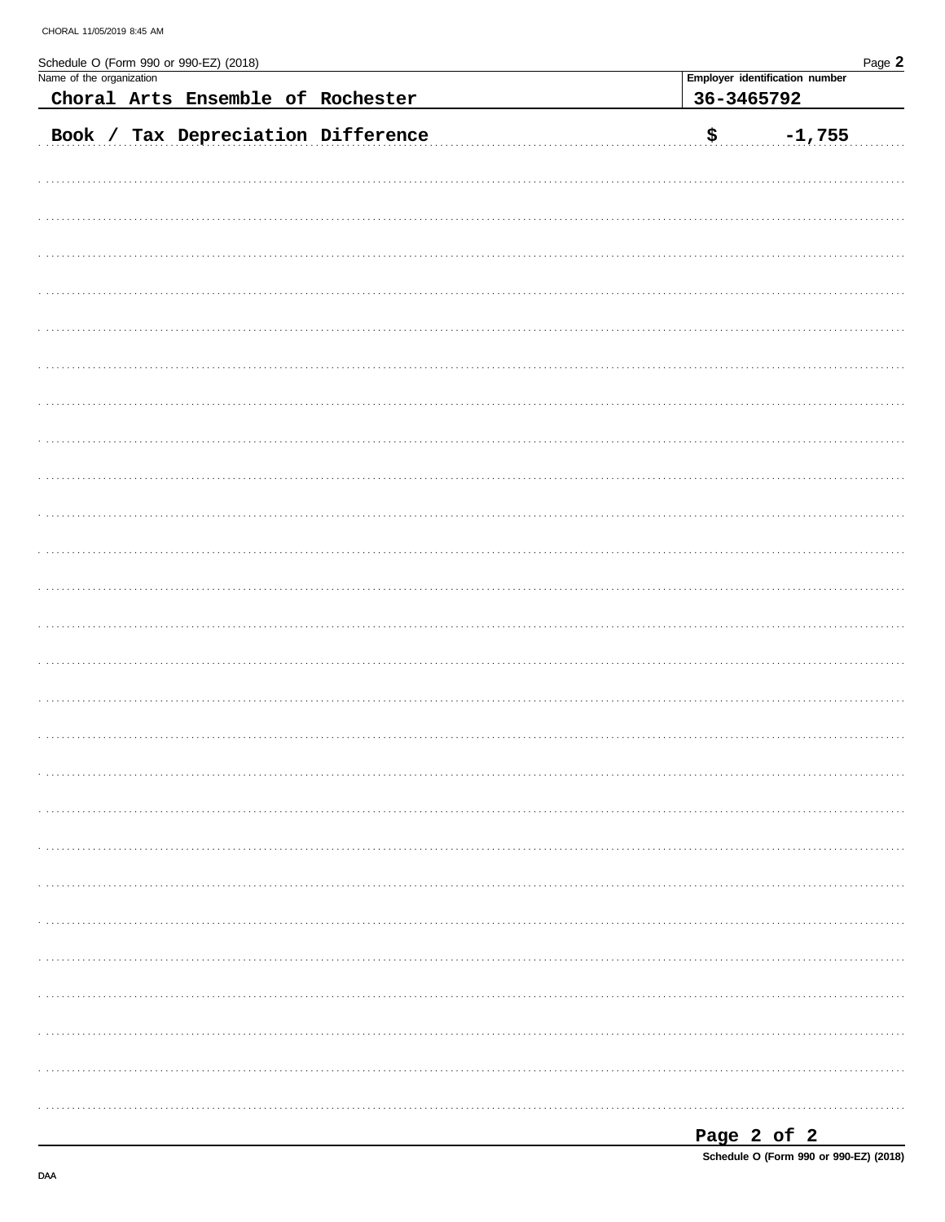Schedule O (Form 990 or 990-EZ) (2018)

| Name of the organization | Employer identification number |
| --- | --- |
| Choral Arts Ensemble of Rochester | 36-3465792 |

Book / Tax Depreciation Difference $ -1,755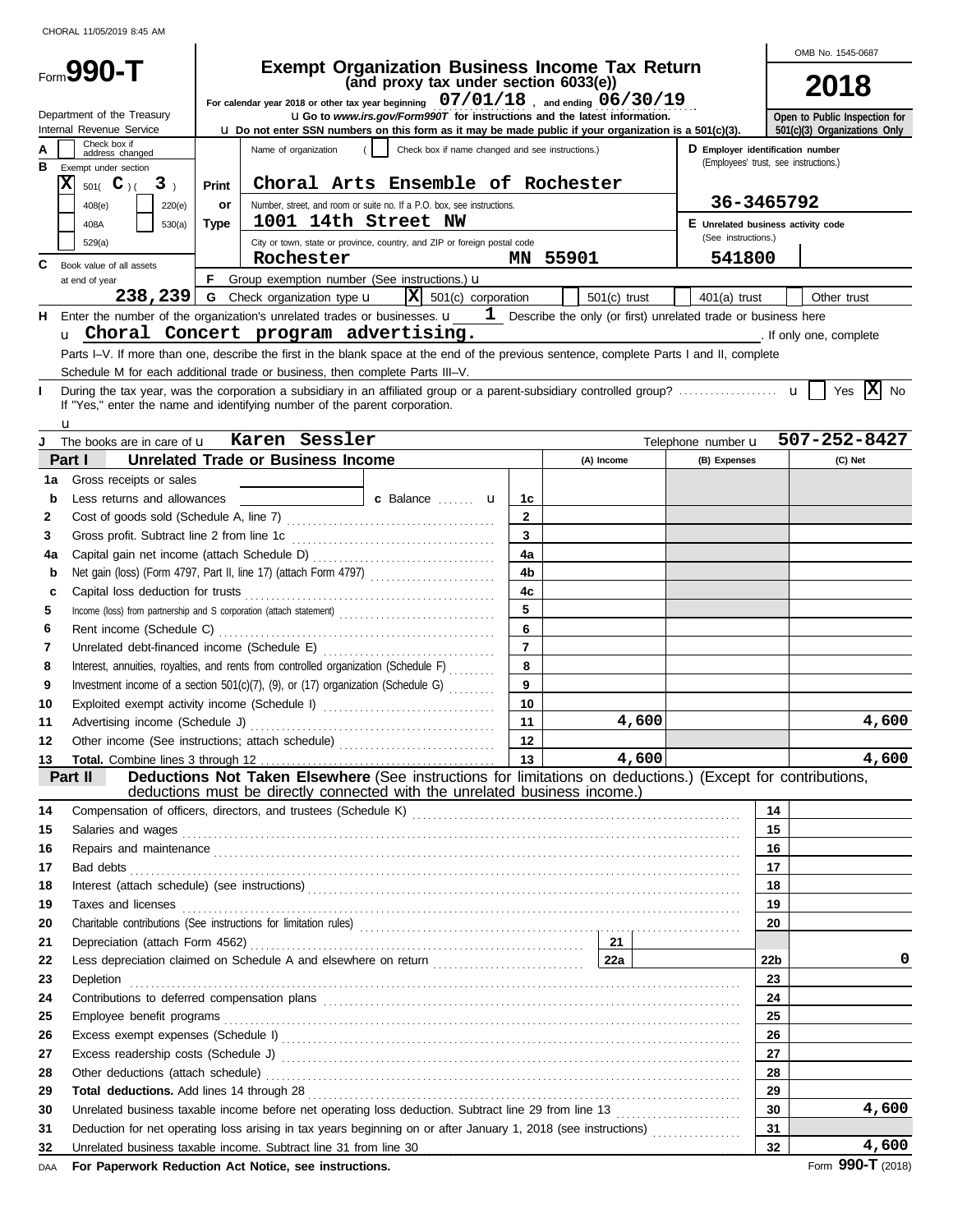CHORAL 11/05/2019 8:45 AM

# Form 990-T

## Exempt Organization Business Income Tax Return
**(and proxy tax under section 6033(e))**

OMB No. 1545-0687

**2018**

For calendar year 2018 or other tax year beginning 07/01/18 , and ending 06/30/19 .

Department of the Treasury
Internal Revenue Service

u Go to *www.irs.gov/Form990T* for instructions and the latest information.
u Do not enter SSN numbers on this form as it may be made public if your organization is a 501(c)(3).

**Open to Public Inspection for 501(c)(3) Organizations Only**

**A** Check box if address changed [ ]

**B** Exempt under section
[X] 501( C )( 3 )
[ ] 408(e) [ ] 220(e)
[ ] 408A [ ] 530(a)
[ ] 529(a)

**Print or Type**

Name of organization ( [ ] Check box if name changed and see instructions.)
**Choral Arts Ensemble of Rochester**

Number, street, and room or suite no. If a P.O. box, see instructions.
**1001 14th Street NW**

City or town, state or province, country, and ZIP or foreign postal code
**Rochester MN 55901**

**D** Employer identification number (Employees' trust, see instructions.)
**36-3465792**

**E** Unrelated business activity code (See instructions.)
**541800**

**C** Book value of all assets at end of year **238,239**

**F** Group exemption number (See instructions.) u

**G** Check organization type u [X] 501(c) corporation [ ] 501(c) trust [ ] 401(a) trust [ ] Other trust

**H** Enter the number of the organization's unrelated trades or businesses. u **1** Describe the only (or first) unrelated trade or business here u **Choral Concert program advertising.** . If only one, complete Parts I–V. If more than one, describe the first in the blank space at the end of the previous sentence, complete Parts I and II, complete Schedule M for each additional trade or business, then complete Parts III–V.

**I** During the tax year, was the corporation a subsidiary in an affiliated group or a parent-subsidiary controlled group? u [ ] Yes [X] No
If "Yes," enter the name and identifying number of the parent corporation.
u

**J** The books are in care of u **Karen Sessler** Telephone number u **507-252-8427**

| **Part I** | **Unrelated Trade or Business Income** | | **(A) Income** | **(B) Expenses** | **(C) Net** |
|---|---|---|---|---|---|
| 1a | Gross receipts or sales | | | | |
| b | Less returns and allowances ........ c Balance u | 1c | | | |
| 2 | Cost of goods sold (Schedule A, line 7) | 2 | | | |
| 3 | Gross profit. Subtract line 2 from line 1c | 3 | | | |
| 4a | Capital gain net income (attach Schedule D) | 4a | | | |
| b | Net gain (loss) (Form 4797, Part II, line 17) (attach Form 4797) | 4b | | | |
| c | Capital loss deduction for trusts | 4c | | | |
| 5 | Income (loss) from partnership and S corporation (attach statement) | 5 | | | |
| 6 | Rent income (Schedule C) | 6 | | | |
| 7 | Unrelated debt-financed income (Schedule E) | 7 | | | |
| 8 | Interest, annuities, royalties, and rents from controlled organization (Schedule F) | 8 | | | |
| 9 | Investment income of a section 501(c)(7), (9), or (17) organization (Schedule G) | 9 | | | |
| 10 | Exploited exempt activity income (Schedule I) | 10 | | | |
| 11 | Advertising income (Schedule J) | 11 | 4,600 | | 4,600 |
| 12 | Other income (See instructions; attach schedule) | 12 | | | |
| 13 | **Total.** Combine lines 3 through 12 | 13 | 4,600 | | 4,600 |

**Part II** **Deductions Not Taken Elsewhere** (See instructions for limitations on deductions.) (Except for contributions, deductions must be directly connected with the unrelated business income.)

| Line | Description | | Amount |
|---|---|---|---|
| 14 | Compensation of officers, directors, and trustees (Schedule K) | 14 | |
| 15 | Salaries and wages | 15 | |
| 16 | Repairs and maintenance | 16 | |
| 17 | Bad debts | 17 | |
| 18 | Interest (attach schedule) (see instructions) | 18 | |
| 19 | Taxes and licenses | 19 | |
| 20 | Charitable contributions (See instructions for limitation rules) | 20 | |
| 21 | Depreciation (attach Form 4562) ........ 21 | | |
| 22 | Less depreciation claimed on Schedule A and elsewhere on return ........ 22a | 22b | 0 |
| 23 | Depletion | 23 | |
| 24 | Contributions to deferred compensation plans | 24 | |
| 25 | Employee benefit programs | 25 | |
| 26 | Excess exempt expenses (Schedule I) | 26 | |
| 27 | Excess readership costs (Schedule J) | 27 | |
| 28 | Other deductions (attach schedule) | 28 | |
| 29 | **Total deductions.** Add lines 14 through 28 | 29 | |
| 30 | Unrelated business taxable income before net operating loss deduction. Subtract line 29 from line 13 | 30 | 4,600 |
| 31 | Deduction for net operating loss arising in tax years beginning on or after January 1, 2018 (see instructions) | 31 | |
| 32 | Unrelated business taxable income. Subtract line 31 from line 30 | 32 | 4,600 |

DAA **For Paperwork Reduction Act Notice, see instructions.** Form **990-T** (2018)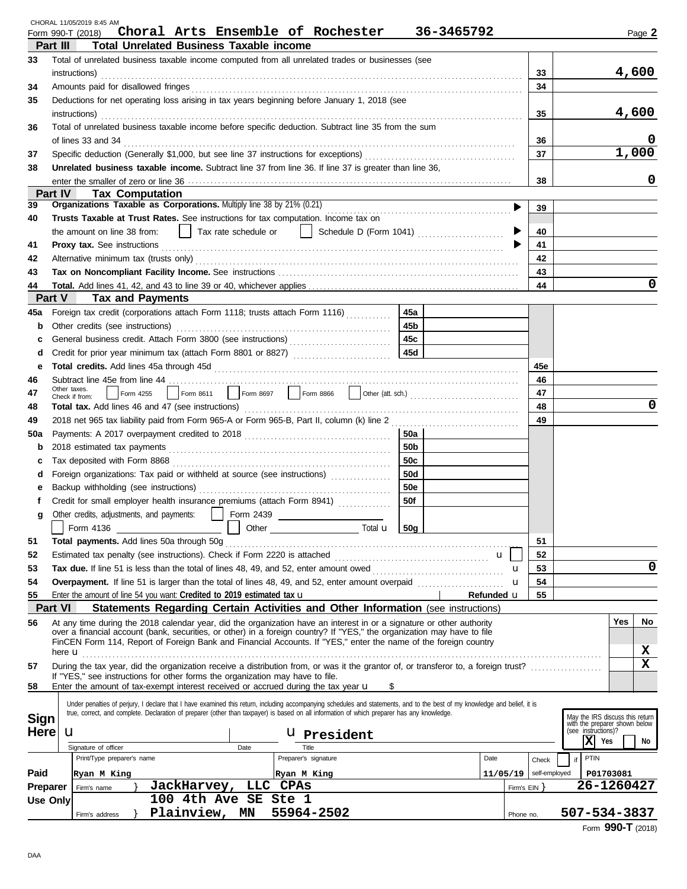CHORAL 11/05/2019 8:45 AM

Form 990-T (2018) **Choral Arts Ensemble of Rochester 36-3465792** Page **2**

## Part III Total Unrelated Business Taxable income

| Line | Description | Ref | Amount |
|---|---|---|---|
| 33 | Total of unrelated business taxable income computed from all unrelated trades or businesses (see instructions) | 33 | 4,600 |
| 34 | Amounts paid for disallowed fringes | 34 | |
| 35 | Deductions for net operating loss arising in tax years beginning before January 1, 2018 (see instructions) | 35 | 4,600 |
| 36 | Total of unrelated business taxable income before specific deduction. Subtract line 35 from the sum of lines 33 and 34 | 36 | 0 |
| 37 | Specific deduction (Generally $1,000, but see line 37 instructions for exceptions) | 37 | 1,000 |
| 38 | **Unrelated business taxable income.** Subtract line 37 from line 36. If line 37 is greater than line 36, enter the smaller of zero or line 36 | 38 | 0 |

## Part IV Tax Computation

| Line | Description | Ref | Amount |
|---|---|---|---|
| 39 | **Organizations Taxable as Corporations.** Multiply line 38 by 21% (0.21) | 39 | |
| 40 | **Trusts Taxable at Trust Rates.** See instructions for tax computation. Income tax on the amount on line 38 from: ☐ Tax rate schedule or ☐ Schedule D (Form 1041) | 40 | |
| 41 | **Proxy tax.** See instructions | 41 | |
| 42 | Alternative minimum tax (trusts only) | 42 | |
| 43 | **Tax on Noncompliant Facility Income.** See instructions | 43 | |
| 44 | **Total.** Add lines 41, 42, and 43 to line 39 or 40, whichever applies | 44 | 0 |

## Part V Tax and Payments

| Line | Description | Ref | Amount | Ref | Amount |
|---|---|---|---|---|---|
| 45a | Foreign tax credit (corporations attach Form 1118; trusts attach Form 1116) | 45a | | | |
| b | Other credits (see instructions) | 45b | | | |
| c | General business credit. Attach Form 3800 (see instructions) | 45c | | | |
| d | Credit for prior year minimum tax (attach Form 8801 or 8827) | 45d | | | |
| e | **Total credits.** Add lines 45a through 45d | | | 45e | |
| 46 | Subtract line 45e from line 44 | | | 46 | |
| 47 | Other taxes. Check if from: ☐ Form 4255 ☐ Form 8611 ☐ Form 8697 ☐ Form 8866 ☐ Other (att. sch.) | | | 47 | |
| 48 | **Total tax.** Add lines 46 and 47 (see instructions) | | | 48 | 0 |
| 49 | 2018 net 965 tax liability paid from Form 965-A or Form 965-B, Part II, column (k) line 2 | | | 49 | |
| 50a | Payments: A 2017 overpayment credited to 2018 | 50a | | | |
| b | 2018 estimated tax payments | 50b | | | |
| c | Tax deposited with Form 8868 | 50c | | | |
| d | Foreign organizations: Tax paid or withheld at source (see instructions) | 50d | | | |
| e | Backup withholding (see instructions) | 50e | | | |
| f | Credit for small employer health insurance premiums (attach Form 8941) | 50f | | | |
| g | Other credits, adjustments, and payments: ☐ Form 2439 ☐ Form 4136 ☐ Other Total | 50g | | | |
| 51 | **Total payments.** Add lines 50a through 50g | | | 51 | |
| 52 | Estimated tax penalty (see instructions). Check if Form 2220 is attached ☐ | | | 52 | |
| 53 | **Tax due.** If line 51 is less than the total of lines 48, 49, and 52, enter amount owed | | | 53 | 0 |
| 54 | **Overpayment.** If line 51 is larger than the total of lines 48, 49, and 52, enter amount overpaid | | | 54 | |
| 55 | Enter the amount of line 54 you want: **Credited to 2019 estimated tax** | | Refunded | 55 | |

## Part VI Statements Regarding Certain Activities and Other Information (see instructions)

| Line | Question | Yes | No |
|---|---|---|---|
| 56 | At any time during the 2018 calendar year, did the organization have an interest in or a signature or other authority over a financial account (bank, securities, or other) in a foreign country? If "YES," the organization may have to file FinCEN Form 114, Report of Foreign Bank and Financial Accounts. If "YES," enter the name of the foreign country here | | X |
| 57 | During the tax year, did the organization receive a distribution from, or was it the grantor of, or transferor to, a foreign trust? If "YES," see instructions for other forms the organization may have to file. | | X |
| 58 | Enter the amount of tax-exempt interest received or accrued during the tax year $ | | |

**Sign Here**

Under penalties of perjury, I declare that I have examined this return, including accompanying schedules and statements, and to the best of my knowledge and belief, it is true, correct, and complete. Declaration of preparer (other than taxpayer) is based on all information of which preparer has any knowledge.

Signature of officer: | Date: | Title: **President**

May the IRS discuss this return with the preparer shown below (see instructions)? ☒ Yes ☐ No

**Paid Preparer Use Only**

| Print/Type preparer's name | Preparer's signature | Date | Check ☐ if self-employed | PTIN |
|---|---|---|---|---|
| Ryan M King | Ryan M King | 11/05/19 | | P01703081 |

Firm's name: **JackHarvey, LLC CPAs** — Firm's EIN: **26-1260427**

Firm's address: **100 4th Ave SE Ste 1, Plainview, MN 55964-2502** — Phone no. **507-534-3837**

Form **990-T** (2018)

DAA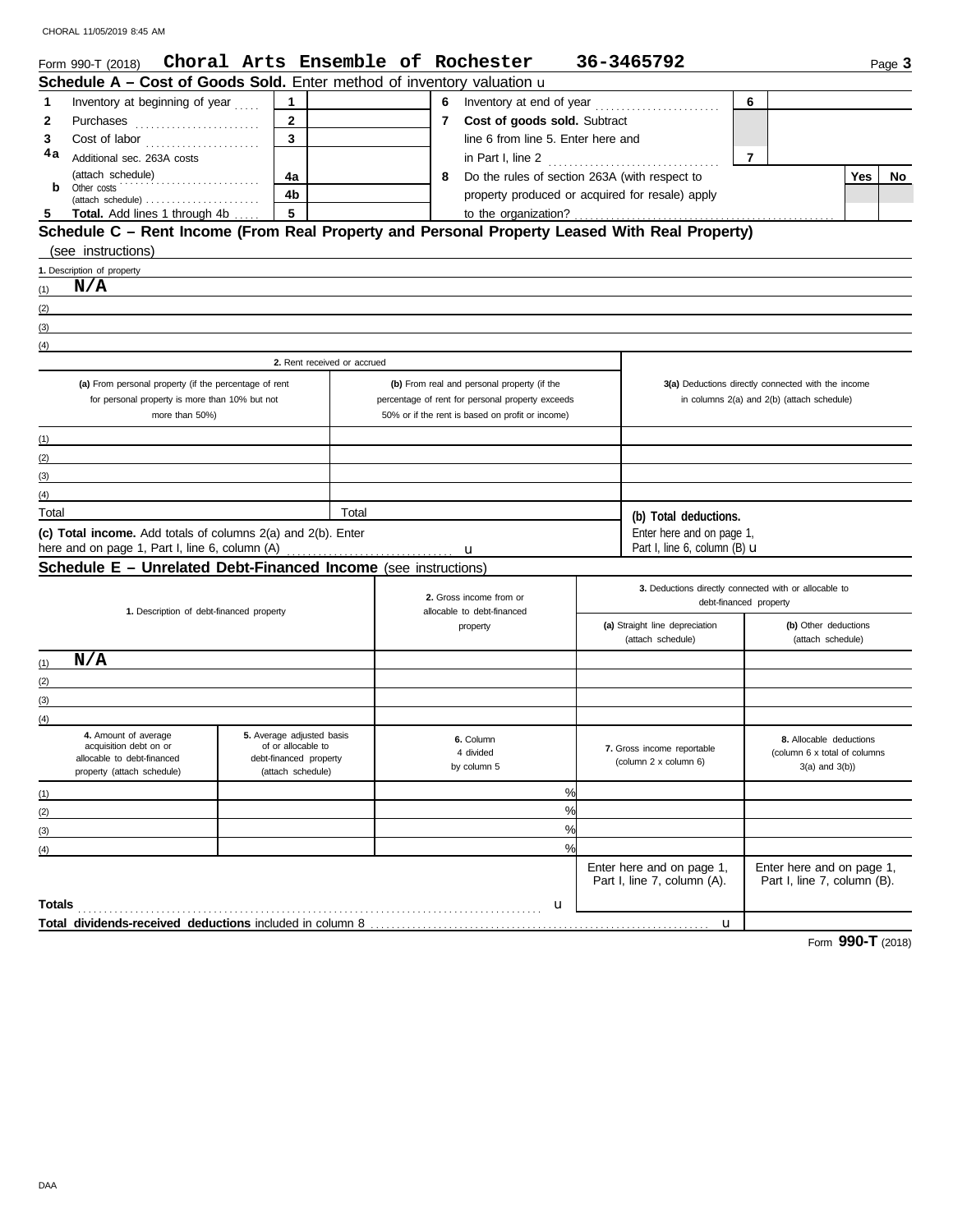Form 990-T (2018) **Choral Arts Ensemble of Rochester 36-3465792** Page 3

## Schedule A – Cost of Goods Sold. Enter method of inventory valuation ►

| | | | | | | | |
|---|---|---|---|---|---|---|---|
| 1 | Inventory at beginning of year | 1 | | 6 | Inventory at end of year | 6 | |
| 2 | Purchases | 2 | | 7 | **Cost of goods sold.** Subtract line 6 from line 5. Enter here and in Part I, line 2 | 7 | |
| 3 | Cost of labor | 3 | | | | | |
| 4a | Additional sec. 263A costs (attach schedule) | 4a | | 8 | Do the rules of section 263A (with respect to property produced or acquired for resale) apply to the organization? | Yes | No |
| b | Other costs (attach schedule) | 4b | | | | | |
| 5 | **Total.** Add lines 1 through 4b | 5 | | | | | |

## Schedule C – Rent Income (From Real Property and Personal Property Leased With Real Property)
(see instructions)

**1.** Description of property

(1) **N/A**
(2)
(3)
(4)

| | 2. Rent received or accrued | | |
|---|---|---|---|
| | **(a)** From personal property (if the percentage of rent for personal property is more than 10% but not more than 50%) | **(b)** From real and personal property (if the percentage of rent for personal property exceeds 50% or if the rent is based on profit or income) | **3(a)** Deductions directly connected with the income in columns 2(a) and 2(b) (attach schedule) |
| (1) | | | |
| (2) | | | |
| (3) | | | |
| (4) | | | |
| Total | | Total | **(b) Total deductions.** Enter here and on page 1, Part I, line 6, column (B) ► |

**(c) Total income.** Add totals of columns 2(a) and 2(b). Enter here and on page 1, Part I, line 6, column (A) ►

## Schedule E – Unrelated Debt-Financed Income (see instructions)

| | 1. Description of debt-financed property | 2. Gross income from or allocable to debt-financed property | 3. Deductions directly connected with or allocable to debt-financed property | |
|---|---|---|---|---|
| | | | **(a)** Straight line depreciation (attach schedule) | **(b)** Other deductions (attach schedule) |
| (1) | **N/A** | | | |
| (2) | | | | |
| (3) | | | | |
| (4) | | | | |

| | 4. Amount of average acquisition debt on or allocable to debt-financed property (attach schedule) | 5. Average adjusted basis of or allocable to debt-financed property (attach schedule) | 6. Column 4 divided by column 5 | 7. Gross income reportable (column 2 x column 6) | 8. Allocable deductions (column 6 x total of columns 3(a) and 3(b)) |
|---|---|---|---|---|---|
| (1) | | | % | | |
| (2) | | | % | | |
| (3) | | | % | | |
| (4) | | | % | | |
| | | | | Enter here and on page 1, Part I, line 7, column (A). | Enter here and on page 1, Part I, line 7, column (B). |
| **Totals** | | | ► | | |
| **Total dividends-received deductions** included in column 8 | | | | ► | |

Form **990-T** (2018)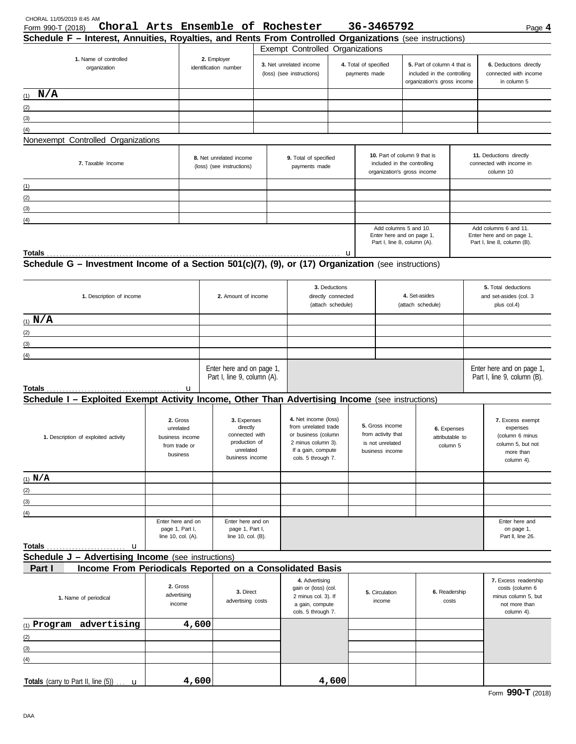CHORAL 11/05/2019 8:45 AM

Form 990-T (2018) **Choral Arts Ensemble of Rochester 36-3465792** Page **4**

## Schedule F – Interest, Annuities, Royalties, and Rents From Controlled Organizations (see instructions)

Exempt Controlled Organizations

| 1. Name of controlled organization | 2. Employer identification number | 3. Net unrelated income (loss) (see instructions) | 4. Total of specified payments made | 5. Part of column 4 that is included in the controlling organization's gross income | 6. Deductions directly connected with income in column 5 |
|---|---|---|---|---|---|
| (1) N/A | | | | | |
| (2) | | | | | |
| (3) | | | | | |
| (4) | | | | | |

Nonexempt Controlled Organizations

| 7. Taxable Income | 8. Net unrelated income (loss) (see instructions) | 9. Total of specified payments made | 10. Part of column 9 that is included in the controlling organization's gross income | 11. Deductions directly connected with income in column 10 |
|---|---|---|---|---|
| (1) | | | | |
| (2) | | | | |
| (3) | | | | |
| (4) | | | | |
| | | | Add columns 5 and 10. Enter here and on page 1, Part I, line 8, column (A). | Add columns 6 and 11. Enter here and on page 1, Part I, line 8, column (B). |
| **Totals** ... u | | | | |

## Schedule G – Investment Income of a Section 501(c)(7), (9), or (17) Organization (see instructions)

| 1. Description of income | 2. Amount of income | 3. Deductions directly connected (attach schedule) | 4. Set-asides (attach schedule) | 5. Total deductions and set-asides (col. 3 plus col.4) |
|---|---|---|---|---|
| (1) N/A | | | | |
| (2) | | | | |
| (3) | | | | |
| (4) | | | | |
| **Totals** ... u | Enter here and on page 1, Part I, line 9, column (A). | | | Enter here and on page 1, Part I, line 9, column (B). |

## Schedule I – Exploited Exempt Activity Income, Other Than Advertising Income (see instructions)

| 1. Description of exploited activity | 2. Gross unrelated business income from trade or business | 3. Expenses directly connected with production of unrelated business income | 4. Net income (loss) from unrelated trade or business (column 2 minus column 3). If a gain, compute cols. 5 through 7. | 5. Gross income from activity that is not unrelated business income | 6. Expenses attributable to column 5 | 7. Excess exempt expenses (column 6 minus column 5, but not more than column 4). |
|---|---|---|---|---|---|---|
| (1) N/A | | | | | | |
| (2) | | | | | | |
| (3) | | | | | | |
| (4) | | | | | | |
| **Totals** ... u | Enter here and on page 1, Part I, line 10, col. (A). | Enter here and on page 1, Part I, line 10, col. (B). | | | | Enter here and on page 1, Part II, line 26. |

## Schedule J – Advertising Income (see instructions)

### Part I Income From Periodicals Reported on a Consolidated Basis

| 1. Name of periodical | 2. Gross advertising income | 3. Direct advertising costs | 4. Advertising gain or (loss) (col. 2 minus col. 3). If a gain, compute cols. 5 through 7. | 5. Circulation income | 6. Readership costs | 7. Excess readership costs (column 6 minus column 5, but not more than column 4). |
|---|---|---|---|---|---|---|
| (1) Program advertising | 4,600 | | | | | |
| (2) | | | | | | |
| (3) | | | | | | |
| (4) | | | | | | |
| **Totals** (carry to Part II, line (5)) ... u | 4,600 | | 4,600 | | | |

Form **990-T** (2018)

DAA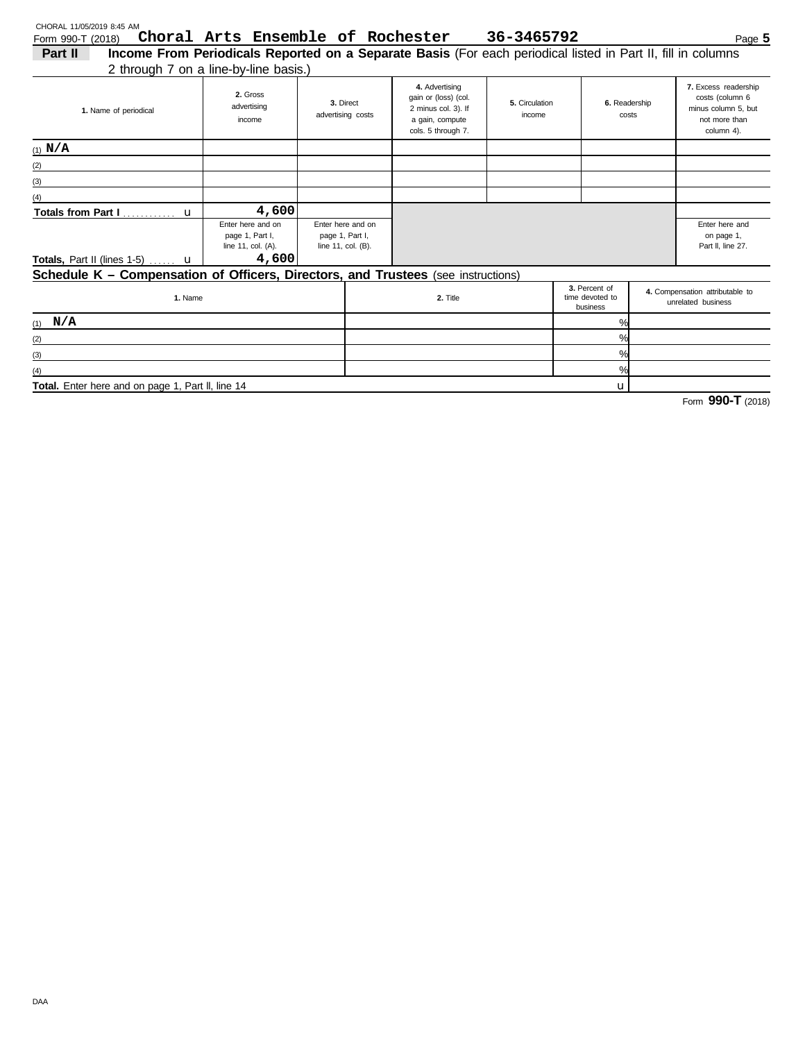Form 990-T (2018) **Choral Arts Ensemble of Rochester 36-3465792**

## Part II Income From Periodicals Reported on a Separate Basis (For each periodical listed in Part II, fill in columns 2 through 7 on a line-by-line basis.)

| 1. Name of periodical | 2. Gross advertising income | 3. Direct advertising costs | 4. Advertising gain or (loss) (col. 2 minus col. 3). If a gain, compute cols. 5 through 7. | 5. Circulation income | 6. Readership costs | 7. Excess readership costs (column 6 minus column 5, but not more than column 4). |
|---|---|---|---|---|---|---|
| (1) N/A | | | | | | |
| (2) | | | | | | |
| (3) | | | | | | |
| (4) | | | | | | |
| Totals from Part I ............ u | 4,600 | | | | | |
| Totals, Part II (lines 1-5) ...... u | Enter here and on page 1, Part I, line 11, col. (A). 4,600 | Enter here and on page 1, Part I, line 11, col. (B). | | | | Enter here and on page 1, Part II, line 27. |

## Schedule K – Compensation of Officers, Directors, and Trustees (see instructions)

| 1. Name | 2. Title | 3. Percent of time devoted to business | 4. Compensation attributable to unrelated business |
|---|---|---|---|
| (1) N/A | | % | |
| (2) | | % | |
| (3) | | % | |
| (4) | | % | |
| Total. Enter here and on page 1, Part II, line 14 | | u | |

Form **990-T** (2018)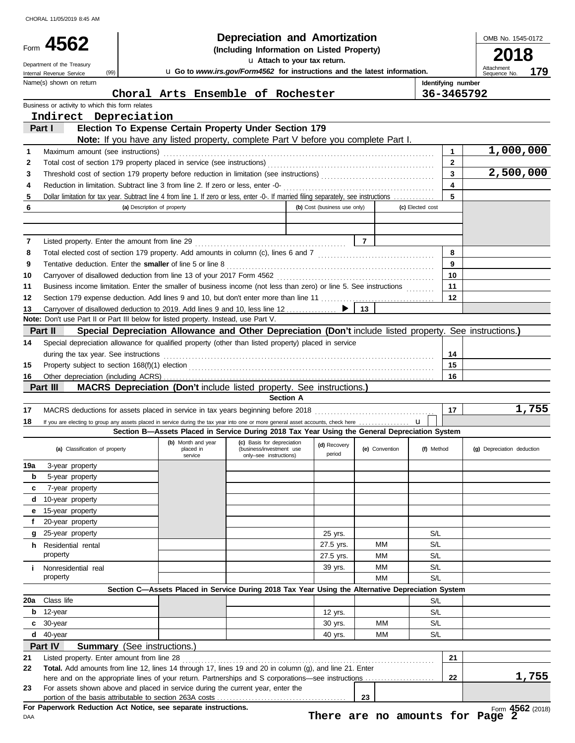CHORAL 11/05/2019 8:45 AM

# Form 4562 — Depreciation and Amortization (Including Information on Listed Property)

**2018**

OMB No. 1545-0172

Department of the Treasury
Internal Revenue Service (99)

Attach to your tax return.
Go to *www.irs.gov/Form4562* for instructions and the latest information.

Attachment Sequence No. **179**

Name(s) shown on return: **Choral Arts Ensemble of Rochester**

Identifying number: **36-3465792**

Business or activity to which this form relates: **Indirect Depreciation**

## Part I — Election To Expense Certain Property Under Section 179

**Note:** If you have any listed property, complete Part V before you complete Part I.

| | | Line | Amount |
|---|---|---|---|
| 1 | Maximum amount (see instructions) | 1 | 1,000,000 |
| 2 | Total cost of section 179 property placed in service (see instructions) | 2 | |
| 3 | Threshold cost of section 179 property before reduction in limitation (see instructions) | 3 | 2,500,000 |
| 4 | Reduction in limitation. Subtract line 3 from line 2. If zero or less, enter -0- | 4 | |
| 5 | Dollar limitation for tax year. Subtract line 4 from line 1. If zero or less, enter -0-. If married filing separately, see instructions | 5 | |

| 6 | (a) Description of property | (b) Cost (business use only) | (c) Elected cost |
|---|---|---|---|
| | | | |
| | | | |

| | | Line | Amount |
|---|---|---|---|
| 7 | Listed property. Enter the amount from line 29 | 7 | |
| 8 | Total elected cost of section 179 property. Add amounts in column (c), lines 6 and 7 | 8 | |
| 9 | Tentative deduction. Enter the **smaller** of line 5 or line 8 | 9 | |
| 10 | Carryover of disallowed deduction from line 13 of your 2017 Form 4562 | 10 | |
| 11 | Business income limitation. Enter the smaller of business income (not less than zero) or line 5. See instructions | 11 | |
| 12 | Section 179 expense deduction. Add lines 9 and 10, but don't enter more than line 11 | 12 | |
| 13 | Carryover of disallowed deduction to 2019. Add lines 9 and 10, less line 12 | 13 | |

**Note:** Don't use Part II or Part III below for listed property. Instead, use Part V.

## Part II — Special Depreciation Allowance and Other Depreciation (Don't include listed property. See instructions.)

| | | Line | Amount |
|---|---|---|---|
| 14 | Special depreciation allowance for qualified property (other than listed property) placed in service during the tax year. See instructions | 14 | |
| 15 | Property subject to section 168(f)(1) election | 15 | |
| 16 | Other depreciation (including ACRS) | 16 | |

## Part III — MACRS Depreciation (Don't include listed property. See instructions.)

### Section A

| | | Line | Amount |
|---|---|---|---|
| 17 | MACRS deductions for assets placed in service in tax years beginning before 2018 | 17 | 1,755 |
| 18 | If you are electing to group any assets placed in service during the tax year into one or more general asset accounts, check here | | ☐ |

### Section B—Assets Placed in Service During 2018 Tax Year Using the General Depreciation System

| (a) Classification of property | (b) Month and year placed in service | (c) Basis for depreciation (business/investment use only–see instructions) | (d) Recovery period | (e) Convention | (f) Method | (g) Depreciation deduction |
|---|---|---|---|---|---|---|
| 19a 3-year property | | | | | | |
| b 5-year property | | | | | | |
| c 7-year property | | | | | | |
| d 10-year property | | | | | | |
| e 15-year property | | | | | | |
| f 20-year property | | | | | | |
| g 25-year property | | | 25 yrs. | | S/L | |
| h Residential rental property | | | 27.5 yrs. | MM | S/L | |
| | | | 27.5 yrs. | MM | S/L | |
| i Nonresidential real property | | | 39 yrs. | MM | S/L | |
| | | | | MM | S/L | |

### Section C—Assets Placed in Service During 2018 Tax Year Using the Alternative Depreciation System

| (a) Classification of property | (b) Month and year placed in service | (c) Basis for depreciation | (d) Recovery period | (e) Convention | (f) Method | (g) Depreciation deduction |
|---|---|---|---|---|---|---|
| 20a Class life | | | | | S/L | |
| b 12-year | | | 12 yrs. | | S/L | |
| c 30-year | | | 30 yrs. | MM | S/L | |
| d 40-year | | | 40 yrs. | MM | S/L | |

## Part IV — Summary (See instructions.)

| | | Line | Amount |
|---|---|---|---|
| 21 | Listed property. Enter amount from line 28 | 21 | |
| 22 | **Total.** Add amounts from line 12, lines 14 through 17, lines 19 and 20 in column (g), and line 21. Enter here and on the appropriate lines of your return. Partnerships and S corporations—see instructions | 22 | 1,755 |
| 23 | For assets shown above and placed in service during the current year, enter the portion of the basis attributable to section 263A costs | 23 | |

**For Paperwork Reduction Act Notice, see separate instructions.**

DAA

**There are no amounts for Page 2**

Form **4562** (2018)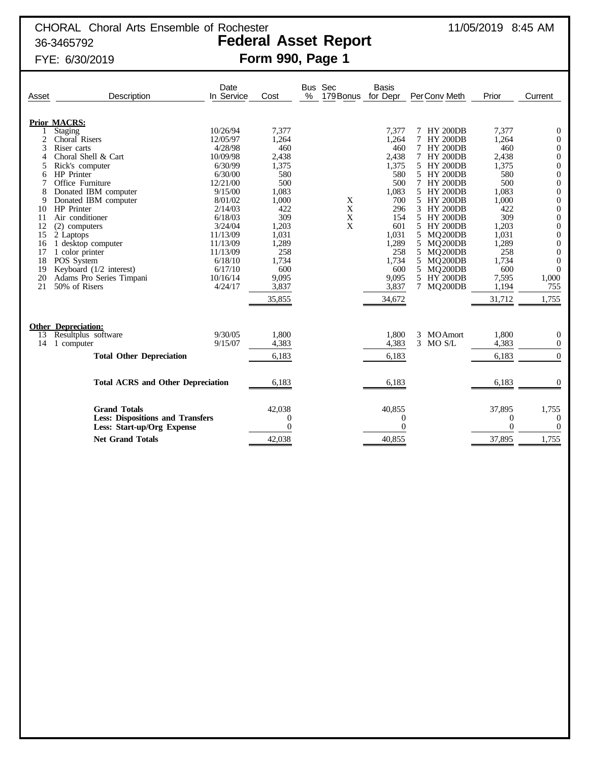CHORAL Choral Arts Ensemble of Rochester  11/05/2019 8:45 AM

36-3465792

# Federal Asset Report

## Form 990, Page 1

FYE: 6/30/2019

| Asset | Description | Date In Service | Cost | Bus % | Sec 179 Bonus | Basis for Depr | Per | Conv Meth | Prior | Current |
|---|---|---|---|---|---|---|---|---|---|---|
| | **Prior MACRS:** | | | | | | | | | |
| 1 | Staging | 10/26/94 | 7,377 | | | 7,377 | 7 | HY 200DB | 7,377 | 0 |
| 2 | Choral Risers | 12/05/97 | 1,264 | | | 1,264 | 7 | HY 200DB | 1,264 | 0 |
| 3 | Riser carts | 4/28/98 | 460 | | | 460 | 7 | HY 200DB | 460 | 0 |
| 4 | Choral Shell & Cart | 10/09/98 | 2,438 | | | 2,438 | 7 | HY 200DB | 2,438 | 0 |
| 5 | Rick's computer | 6/30/99 | 1,375 | | | 1,375 | 5 | HY 200DB | 1,375 | 0 |
| 6 | HP Printer | 6/30/00 | 580 | | | 580 | 5 | HY 200DB | 580 | 0 |
| 7 | Office Furniture | 12/21/00 | 500 | | | 500 | 7 | HY 200DB | 500 | 0 |
| 8 | Donated IBM computer | 9/15/00 | 1,083 | | | 1,083 | 5 | HY 200DB | 1,083 | 0 |
| 9 | Donated IBM computer | 8/01/02 | 1,000 | | X | 700 | 5 | HY 200DB | 1,000 | 0 |
| 10 | HP Printer | 2/14/03 | 422 | | X | 296 | 3 | HY 200DB | 422 | 0 |
| 11 | Air conditioner | 6/18/03 | 309 | | X | 154 | 5 | HY 200DB | 309 | 0 |
| 12 | (2) computers | 3/24/04 | 1,203 | | X | 601 | 5 | HY 200DB | 1,203 | 0 |
| 15 | 2 Laptops | 11/13/09 | 1,031 | | | 1,031 | 5 | MQ200DB | 1,031 | 0 |
| 16 | 1 desktop computer | 11/13/09 | 1,289 | | | 1,289 | 5 | MQ200DB | 1,289 | 0 |
| 17 | 1 color printer | 11/13/09 | 258 | | | 258 | 5 | MQ200DB | 258 | 0 |
| 18 | POS System | 6/18/10 | 1,734 | | | 1,734 | 5 | MQ200DB | 1,734 | 0 |
| 19 | Keyboard (1/2 interest) | 6/17/10 | 600 | | | 600 | 5 | MQ200DB | 600 | 0 |
| 20 | Adams Pro Series Timpani | 10/16/14 | 9,095 | | | 9,095 | 5 | HY 200DB | 7,595 | 1,000 |
| 21 | 50% of Risers | 4/24/17 | 3,837 | | | 3,837 | 7 | MQ200DB | 1,194 | 755 |
| | | | 35,855 | | | 34,672 | | | 31,712 | 1,755 |
| | **Other Depreciation:** | | | | | | | | | |
| 13 | Resultplus software | 9/30/05 | 1,800 | | | 1,800 | 3 | MO Amort | 1,800 | 0 |
| 14 | 1 computer | 9/15/07 | 4,383 | | | 4,383 | 3 | MO S/L | 4,383 | 0 |
| | **Total Other Depreciation** | | 6,183 | | | 6,183 | | | 6,183 | 0 |
| | **Total ACRS and Other Depreciation** | | 6,183 | | | 6,183 | | | 6,183 | 0 |
| | **Grand Totals** | | 42,038 | | | 40,855 | | | 37,895 | 1,755 |
| | **Less: Dispositions and Transfers** | | 0 | | | 0 | | | 0 | 0 |
| | **Less: Start-up/Org Expense** | | 0 | | | 0 | | | 0 | 0 |
| | **Net Grand Totals** | | 42,038 | | | 40,855 | | | 37,895 | 1,755 |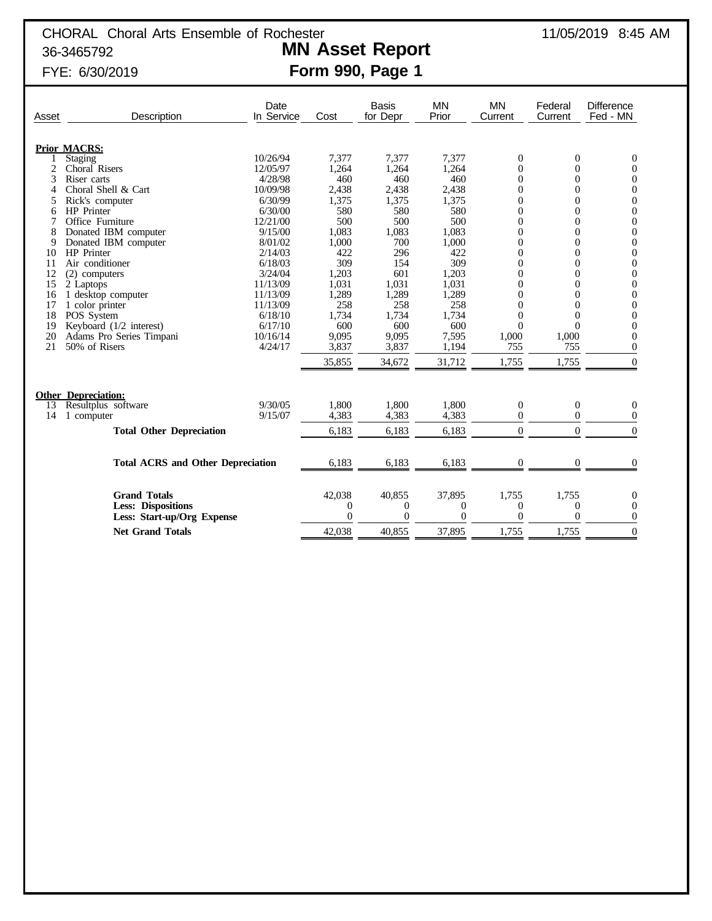CHORAL Choral Arts Ensemble of Rochester
36-3465792
FYE: 6/30/2019

11/05/2019 8:45 AM

# MN Asset Report
## Form 990, Page 1

| Asset | Description | Date In Service | Cost | Basis for Depr | MN Prior | MN Current | Federal Current | Difference Fed - MN |
|---|---|---|---|---|---|---|---|---|
| | **Prior MACRS:** | | | | | | | |
| 1 | Staging | 10/26/94 | 7,377 | 7,377 | 7,377 | 0 | 0 | 0 |
| 2 | Choral Risers | 12/05/97 | 1,264 | 1,264 | 1,264 | 0 | 0 | 0 |
| 3 | Riser carts | 4/28/98 | 460 | 460 | 460 | 0 | 0 | 0 |
| 4 | Choral Shell & Cart | 10/09/98 | 2,438 | 2,438 | 2,438 | 0 | 0 | 0 |
| 5 | Rick's computer | 6/30/99 | 1,375 | 1,375 | 1,375 | 0 | 0 | 0 |
| 6 | HP Printer | 6/30/00 | 580 | 580 | 580 | 0 | 0 | 0 |
| 7 | Office Furniture | 12/21/00 | 500 | 500 | 500 | 0 | 0 | 0 |
| 8 | Donated IBM computer | 9/15/00 | 1,083 | 1,083 | 1,083 | 0 | 0 | 0 |
| 9 | Donated IBM computer | 8/01/02 | 1,000 | 700 | 1,000 | 0 | 0 | 0 |
| 10 | HP Printer | 2/14/03 | 422 | 296 | 422 | 0 | 0 | 0 |
| 11 | Air conditioner | 6/18/03 | 309 | 154 | 309 | 0 | 0 | 0 |
| 12 | (2) computers | 3/24/04 | 1,203 | 601 | 1,203 | 0 | 0 | 0 |
| 15 | 2 Laptops | 11/13/09 | 1,031 | 1,031 | 1,031 | 0 | 0 | 0 |
| 16 | 1 desktop computer | 11/13/09 | 1,289 | 1,289 | 1,289 | 0 | 0 | 0 |
| 17 | 1 color printer | 11/13/09 | 258 | 258 | 258 | 0 | 0 | 0 |
| 18 | POS System | 6/18/10 | 1,734 | 1,734 | 1,734 | 0 | 0 | 0 |
| 19 | Keyboard (1/2 interest) | 6/17/10 | 600 | 600 | 600 | 0 | 0 | 0 |
| 20 | Adams Pro Series Timpani | 10/16/14 | 9,095 | 9,095 | 7,595 | 1,000 | 1,000 | 0 |
| 21 | 50% of Risers | 4/24/17 | 3,837 | 3,837 | 1,194 | 755 | 755 | 0 |
| | | | 35,855 | 34,672 | 31,712 | 1,755 | 1,755 | 0 |
| | **Other Depreciation:** | | | | | | | |
| 13 | Resultplus software | 9/30/05 | 1,800 | 1,800 | 1,800 | 0 | 0 | 0 |
| 14 | 1 computer | 9/15/07 | 4,383 | 4,383 | 4,383 | 0 | 0 | 0 |
| | **Total Other Depreciation** | | 6,183 | 6,183 | 6,183 | 0 | 0 | 0 |
| | **Total ACRS and Other Depreciation** | | 6,183 | 6,183 | 6,183 | 0 | 0 | 0 |
| | **Grand Totals** | | 42,038 | 40,855 | 37,895 | 1,755 | 1,755 | 0 |
| | **Less: Dispositions** | | 0 | 0 | 0 | 0 | 0 | 0 |
| | **Less: Start-up/Org Expense** | | 0 | 0 | 0 | 0 | 0 | 0 |
| | **Net Grand Totals** | | 42,038 | 40,855 | 37,895 | 1,755 | 1,755 | 0 |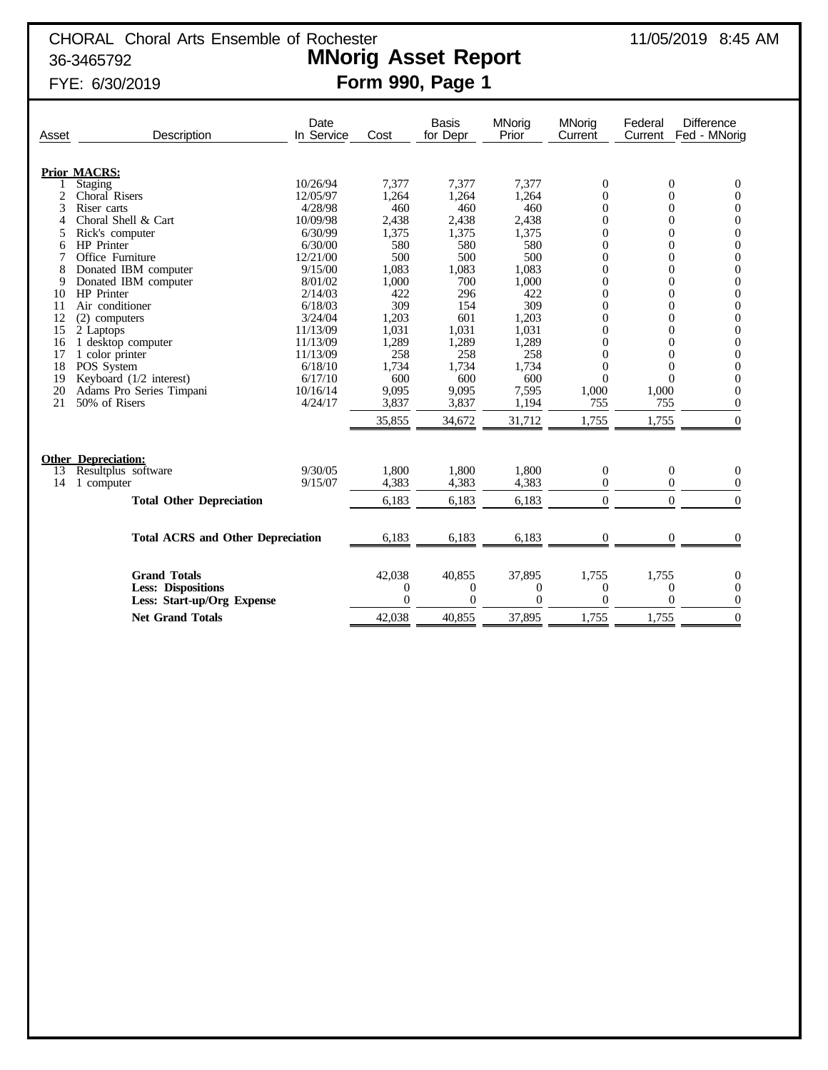CHORAL Choral Arts Ensemble of Rochester

36-3465792

FYE: 6/30/2019

11/05/2019 8:45 AM

# MNorig Asset Report

## Form 990, Page 1

| Asset | Description | Date In Service | Cost | Basis for Depr | MNorig Prior | MNorig Current | Federal Current | Difference Fed - MNorig |
|---|---|---|---|---|---|---|---|---|
| | **Prior MACRS:** | | | | | | | |
| 1 | Staging | 10/26/94 | 7,377 | 7,377 | 7,377 | 0 | 0 | 0 |
| 2 | Choral Risers | 12/05/97 | 1,264 | 1,264 | 1,264 | 0 | 0 | 0 |
| 3 | Riser carts | 4/28/98 | 460 | 460 | 460 | 0 | 0 | 0 |
| 4 | Choral Shell & Cart | 10/09/98 | 2,438 | 2,438 | 2,438 | 0 | 0 | 0 |
| 5 | Rick's computer | 6/30/99 | 1,375 | 1,375 | 1,375 | 0 | 0 | 0 |
| 6 | HP Printer | 6/30/00 | 580 | 580 | 580 | 0 | 0 | 0 |
| 7 | Office Furniture | 12/21/00 | 500 | 500 | 500 | 0 | 0 | 0 |
| 8 | Donated IBM computer | 9/15/00 | 1,083 | 1,083 | 1,083 | 0 | 0 | 0 |
| 9 | Donated IBM computer | 8/01/02 | 1,000 | 700 | 1,000 | 0 | 0 | 0 |
| 10 | HP Printer | 2/14/03 | 422 | 296 | 422 | 0 | 0 | 0 |
| 11 | Air conditioner | 6/18/03 | 309 | 154 | 309 | 0 | 0 | 0 |
| 12 | (2) computers | 3/24/04 | 1,203 | 601 | 1,203 | 0 | 0 | 0 |
| 15 | 2 Laptops | 11/13/09 | 1,031 | 1,031 | 1,031 | 0 | 0 | 0 |
| 16 | 1 desktop computer | 11/13/09 | 1,289 | 1,289 | 1,289 | 0 | 0 | 0 |
| 17 | 1 color printer | 11/13/09 | 258 | 258 | 258 | 0 | 0 | 0 |
| 18 | POS System | 6/18/10 | 1,734 | 1,734 | 1,734 | 0 | 0 | 0 |
| 19 | Keyboard (1/2 interest) | 6/17/10 | 600 | 600 | 600 | 0 | 0 | 0 |
| 20 | Adams Pro Series Timpani | 10/16/14 | 9,095 | 9,095 | 7,595 | 1,000 | 1,000 | 0 |
| 21 | 50% of Risers | 4/24/17 | 3,837 | 3,837 | 1,194 | 755 | 755 | 0 |
| | | | 35,855 | 34,672 | 31,712 | 1,755 | 1,755 | 0 |
| | **Other Depreciation:** | | | | | | | |
| 13 | Resultplus software | 9/30/05 | 1,800 | 1,800 | 1,800 | 0 | 0 | 0 |
| 14 | 1 computer | 9/15/07 | 4,383 | 4,383 | 4,383 | 0 | 0 | 0 |
| | **Total Other Depreciation** | | 6,183 | 6,183 | 6,183 | 0 | 0 | 0 |
| | **Total ACRS and Other Depreciation** | | 6,183 | 6,183 | 6,183 | 0 | 0 | 0 |
| | **Grand Totals** | | 42,038 | 40,855 | 37,895 | 1,755 | 1,755 | 0 |
| | **Less: Dispositions** | | 0 | 0 | 0 | 0 | 0 | 0 |
| | **Less: Start-up/Org Expense** | | 0 | 0 | 0 | 0 | 0 | 0 |
| | **Net Grand Totals** | | 42,038 | 40,855 | 37,895 | 1,755 | 1,755 | 0 |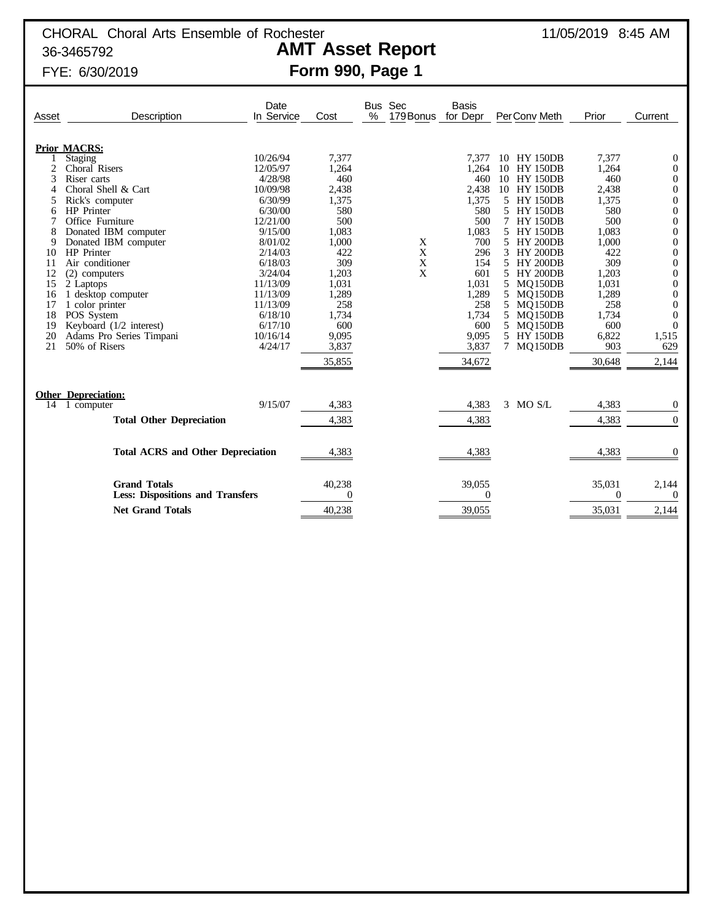CHORAL Choral Arts Ensemble of Rochester 11/05/2019 8:45 AM

36-3465792

# AMT Asset Report

## Form 990, Page 1

FYE: 6/30/2019

| Asset | Description | Date In Service | Cost | Bus % | Sec 179 | Bonus | Basis for Depr | Per | Conv | Meth | Prior | Current |
|---|---|---|---|---|---|---|---|---|---|---|---|---|
| **Prior MACRS:** | | | | | | | | | | | | |
| 1 | Staging | 10/26/94 | 7,377 | | | | 7,377 | 10 | HY | 150DB | 7,377 | 0 |
| 2 | Choral Risers | 12/05/97 | 1,264 | | | | 1,264 | 10 | HY | 150DB | 1,264 | 0 |
| 3 | Riser carts | 4/28/98 | 460 | | | | 460 | 10 | HY | 150DB | 460 | 0 |
| 4 | Choral Shell & Cart | 10/09/98 | 2,438 | | | | 2,438 | 10 | HY | 150DB | 2,438 | 0 |
| 5 | Rick's computer | 6/30/99 | 1,375 | | | | 1,375 | 5 | HY | 150DB | 1,375 | 0 |
| 6 | HP Printer | 6/30/00 | 580 | | | | 580 | 5 | HY | 150DB | 580 | 0 |
| 7 | Office Furniture | 12/21/00 | 500 | | | | 500 | 7 | HY | 150DB | 500 | 0 |
| 8 | Donated IBM computer | 9/15/00 | 1,083 | | | | 1,083 | 5 | HY | 150DB | 1,083 | 0 |
| 9 | Donated IBM computer | 8/01/02 | 1,000 | | | X | 700 | 5 | HY | 200DB | 1,000 | 0 |
| 10 | HP Printer | 2/14/03 | 422 | | | X | 296 | 3 | HY | 200DB | 422 | 0 |
| 11 | Air conditioner | 6/18/03 | 309 | | | X | 154 | 5 | HY | 200DB | 309 | 0 |
| 12 | (2) computers | 3/24/04 | 1,203 | | | X | 601 | 5 | HY | 200DB | 1,203 | 0 |
| 15 | 2 Laptops | 11/13/09 | 1,031 | | | | 1,031 | 5 | MQ | 150DB | 1,031 | 0 |
| 16 | 1 desktop computer | 11/13/09 | 1,289 | | | | 1,289 | 5 | MQ | 150DB | 1,289 | 0 |
| 17 | 1 color printer | 11/13/09 | 258 | | | | 258 | 5 | MQ | 150DB | 258 | 0 |
| 18 | POS System | 6/18/10 | 1,734 | | | | 1,734 | 5 | MQ | 150DB | 1,734 | 0 |
| 19 | Keyboard (1/2 interest) | 6/17/10 | 600 | | | | 600 | 5 | MQ | 150DB | 600 | 0 |
| 20 | Adams Pro Series Timpani | 10/16/14 | 9,095 | | | | 9,095 | 5 | HY | 150DB | 6,822 | 1,515 |
| 21 | 50% of Risers | 4/24/17 | 3,837 | | | | 3,837 | 7 | MQ | 150DB | 903 | 629 |
| | | | 35,855 | | | | 34,672 | | | | 30,648 | 2,144 |
| **Other Depreciation:** | | | | | | | | | | | | |
| 14 | 1 computer | 9/15/07 | 4,383 | | | | 4,383 | 3 | MO | S/L | 4,383 | 0 |
| | **Total Other Depreciation** | | 4,383 | | | | 4,383 | | | | 4,383 | 0 |
| | **Total ACRS and Other Depreciation** | | 4,383 | | | | 4,383 | | | | 4,383 | 0 |
| | **Grand Totals** | | 40,238 | | | | 39,055 | | | | 35,031 | 2,144 |
| | **Less: Dispositions and Transfers** | | 0 | | | | 0 | | | | 0 | 0 |
| | **Net Grand Totals** | | 40,238 | | | | 39,055 | | | | 35,031 | 2,144 |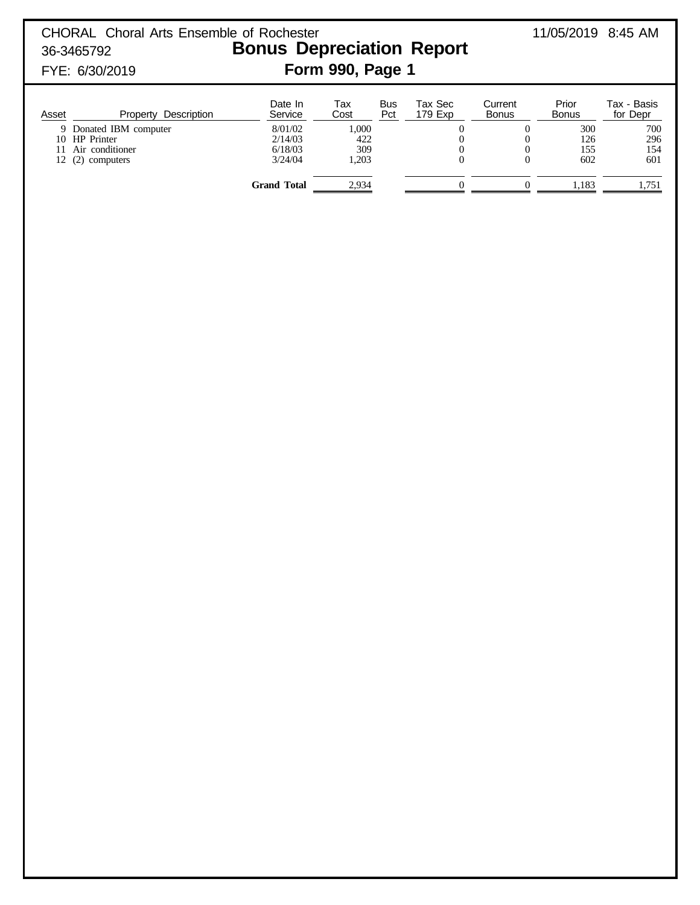CHORAL Choral Arts Ensemble of Rochester 11/05/2019 8:45 AM
36-3465792
FYE: 6/30/2019

# Bonus Depreciation Report

## Form 990, Page 1

| Asset | Property Description | Date In Service | Tax Cost | Bus Pct | Tax Sec 179 Exp | Current Bonus | Prior Bonus | Tax - Basis for Depr |
|---|---|---|---|---|---|---|---|---|
| 9 | Donated IBM computer | 8/01/02 | 1,000 | | 0 | 0 | 300 | 700 |
| 10 | HP Printer | 2/14/03 | 422 | | 0 | 0 | 126 | 296 |
| 11 | Air conditioner | 6/18/03 | 309 | | 0 | 0 | 155 | 154 |
| 12 | (2) computers | 3/24/04 | 1,203 | | 0 | 0 | 602 | 601 |
| | | **Grand Total** | 2,934 | | 0 | 0 | 1,183 | 1,751 |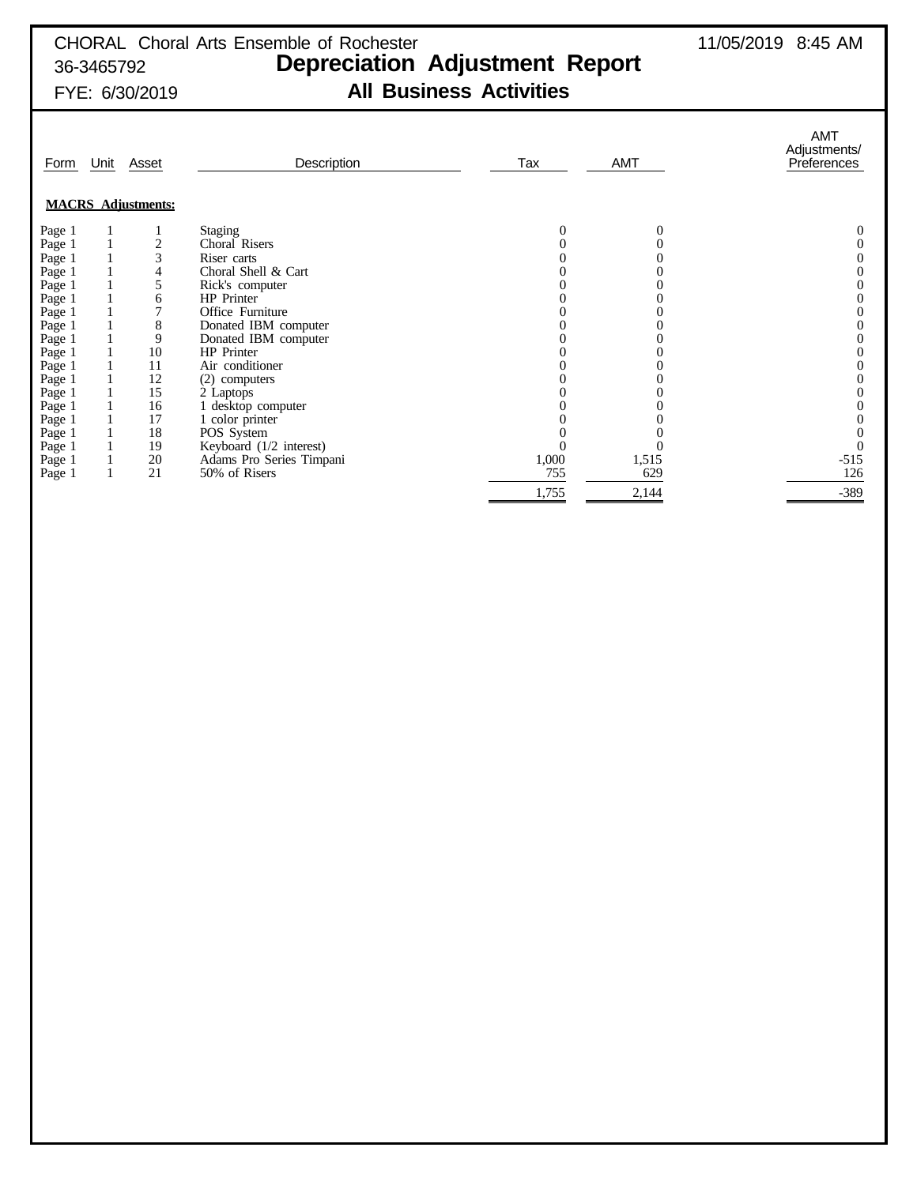CHORAL Choral Arts Ensemble of Rochester
36-3465792
FYE: 6/30/2019

11/05/2019 8:45 AM

# Depreciation Adjustment Report

## All Business Activities

| Form | Unit | Asset | Description | Tax | AMT | AMT Adjustments/ Preferences |
|---|---|---|---|---|---|---|
| **MACRS Adjustments:** | | | | | | |
| Page 1 | 1 | 1 | Staging | 0 | 0 | 0 |
| Page 1 | 1 | 2 | Choral Risers | 0 | 0 | 0 |
| Page 1 | 1 | 3 | Riser carts | 0 | 0 | 0 |
| Page 1 | 1 | 4 | Choral Shell & Cart | 0 | 0 | 0 |
| Page 1 | 1 | 5 | Rick's computer | 0 | 0 | 0 |
| Page 1 | 1 | 6 | HP Printer | 0 | 0 | 0 |
| Page 1 | 1 | 7 | Office Furniture | 0 | 0 | 0 |
| Page 1 | 1 | 8 | Donated IBM computer | 0 | 0 | 0 |
| Page 1 | 1 | 9 | Donated IBM computer | 0 | 0 | 0 |
| Page 1 | 1 | 10 | HP Printer | 0 | 0 | 0 |
| Page 1 | 1 | 11 | Air conditioner | 0 | 0 | 0 |
| Page 1 | 1 | 12 | (2) computers | 0 | 0 | 0 |
| Page 1 | 1 | 15 | 2 Laptops | 0 | 0 | 0 |
| Page 1 | 1 | 16 | 1 desktop computer | 0 | 0 | 0 |
| Page 1 | 1 | 17 | 1 color printer | 0 | 0 | 0 |
| Page 1 | 1 | 18 | POS System | 0 | 0 | 0 |
| Page 1 | 1 | 19 | Keyboard (1/2 interest) | 0 | 0 | 0 |
| Page 1 | 1 | 20 | Adams Pro Series Timpani | 1,000 | 1,515 | -515 |
| Page 1 | 1 | 21 | 50% of Risers | 755 | 629 | 126 |
| | | | | 1,755 | 2,144 | -389 |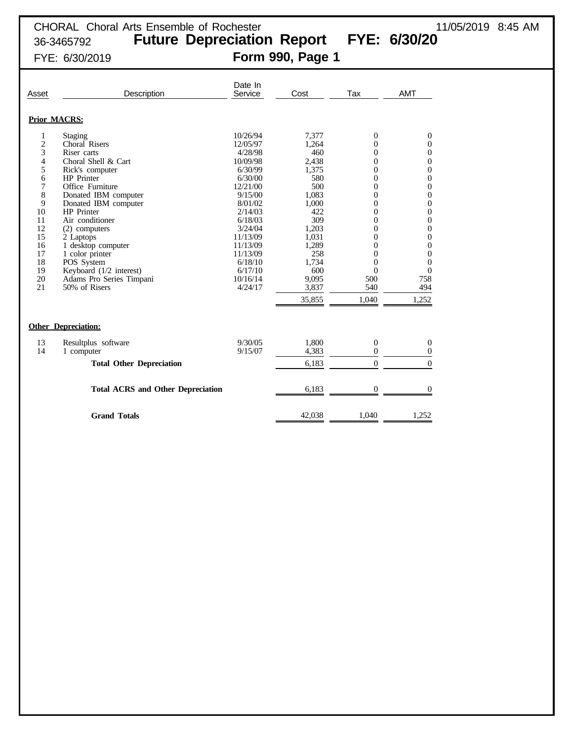CHORAL Choral Arts Ensemble of Rochester

36-3465792

FYE: 6/30/2019

11/05/2019 8:45 AM

# Future Depreciation Report FYE: 6/30/20

## Form 990, Page 1

| Asset | Description | Date In Service | Cost | Tax | AMT |
|---|---|---|---|---|---|
| **Prior MACRS:** | | | | | |
| 1 | Staging | 10/26/94 | 7,377 | 0 | 0 |
| 2 | Choral Risers | 12/05/97 | 1,264 | 0 | 0 |
| 3 | Riser carts | 4/28/98 | 460 | 0 | 0 |
| 4 | Choral Shell & Cart | 10/09/98 | 2,438 | 0 | 0 |
| 5 | Rick's computer | 6/30/99 | 1,375 | 0 | 0 |
| 6 | HP Printer | 6/30/00 | 580 | 0 | 0 |
| 7 | Office Furniture | 12/21/00 | 500 | 0 | 0 |
| 8 | Donated IBM computer | 9/15/00 | 1,083 | 0 | 0 |
| 9 | Donated IBM computer | 8/01/02 | 1,000 | 0 | 0 |
| 10 | HP Printer | 2/14/03 | 422 | 0 | 0 |
| 11 | Air conditioner | 6/18/03 | 309 | 0 | 0 |
| 12 | (2) computers | 3/24/04 | 1,203 | 0 | 0 |
| 15 | 2 Laptops | 11/13/09 | 1,031 | 0 | 0 |
| 16 | 1 desktop computer | 11/13/09 | 1,289 | 0 | 0 |
| 17 | 1 color printer | 11/13/09 | 258 | 0 | 0 |
| 18 | POS System | 6/18/10 | 1,734 | 0 | 0 |
| 19 | Keyboard (1/2 interest) | 6/17/10 | 600 | 0 | 0 |
| 20 | Adams Pro Series Timpani | 10/16/14 | 9,095 | 500 | 758 |
| 21 | 50% of Risers | 4/24/17 | 3,837 | 540 | 494 |
| | | | 35,855 | 1,040 | 1,252 |
| **Other Depreciation:** | | | | | |
| 13 | Resultplus software | 9/30/05 | 1,800 | 0 | 0 |
| 14 | 1 computer | 9/15/07 | 4,383 | 0 | 0 |
| | **Total Other Depreciation** | | 6,183 | 0 | 0 |
| | **Total ACRS and Other Depreciation** | | 6,183 | 0 | 0 |
| | **Grand Totals** | | 42,038 | 1,040 | 1,252 |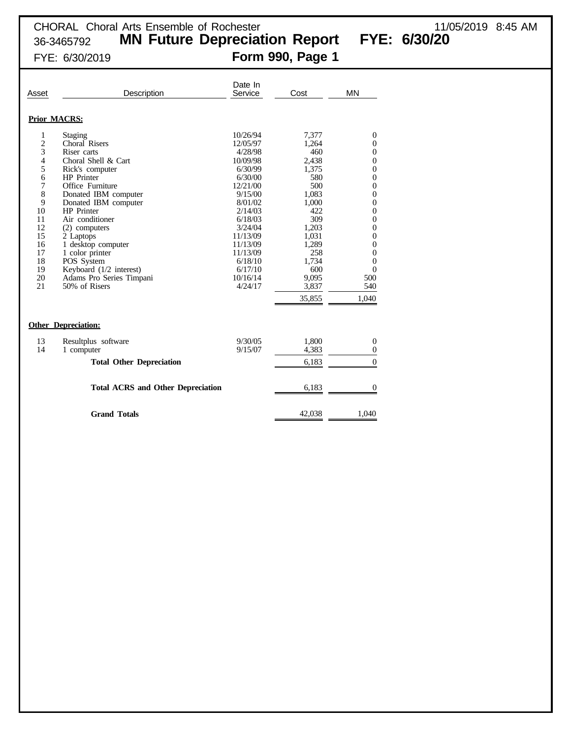CHORAL Choral Arts Ensemble of Rochester 11/05/2019 8:45 AM

36-3465792 **MN Future Depreciation Report FYE: 6/30/20**

FYE: 6/30/2019 **Form 990, Page 1**

| Asset | Description | Date In Service | Cost | MN |
|---|---|---|---|---|
| **Prior MACRS:** | | | | |
| 1 | Staging | 10/26/94 | 7,377 | 0 |
| 2 | Choral Risers | 12/05/97 | 1,264 | 0 |
| 3 | Riser carts | 4/28/98 | 460 | 0 |
| 4 | Choral Shell & Cart | 10/09/98 | 2,438 | 0 |
| 5 | Rick's computer | 6/30/99 | 1,375 | 0 |
| 6 | HP Printer | 6/30/00 | 580 | 0 |
| 7 | Office Furniture | 12/21/00 | 500 | 0 |
| 8 | Donated IBM computer | 9/15/00 | 1,083 | 0 |
| 9 | Donated IBM computer | 8/01/02 | 1,000 | 0 |
| 10 | HP Printer | 2/14/03 | 422 | 0 |
| 11 | Air conditioner | 6/18/03 | 309 | 0 |
| 12 | (2) computers | 3/24/04 | 1,203 | 0 |
| 15 | 2 Laptops | 11/13/09 | 1,031 | 0 |
| 16 | 1 desktop computer | 11/13/09 | 1,289 | 0 |
| 17 | 1 color printer | 11/13/09 | 258 | 0 |
| 18 | POS System | 6/18/10 | 1,734 | 0 |
| 19 | Keyboard (1/2 interest) | 6/17/10 | 600 | 0 |
| 20 | Adams Pro Series Timpani | 10/16/14 | 9,095 | 500 |
| 21 | 50% of Risers | 4/24/17 | 3,837 | 540 |
| | | | 35,855 | 1,040 |
| **Other Depreciation:** | | | | |
| 13 | Resultplus software | 9/30/05 | 1,800 | 0 |
| 14 | 1 computer | 9/15/07 | 4,383 | 0 |
| | **Total Other Depreciation** | | 6,183 | 0 |
| | **Total ACRS and Other Depreciation** | | 6,183 | 0 |
| | **Grand Totals** | | 42,038 | 1,040 |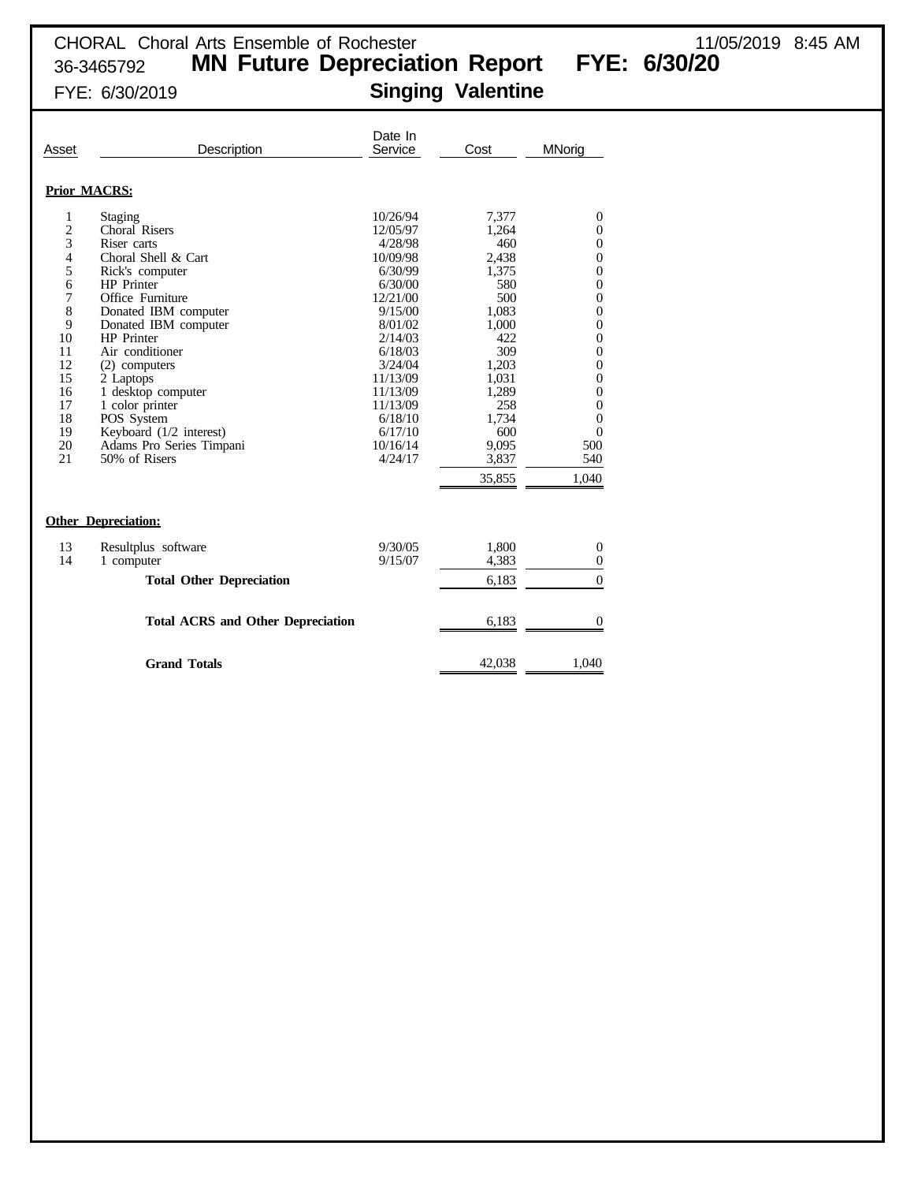CHORAL Choral Arts Ensemble of Rochester 11/05/2019 8:45 AM

36-3465792 **MN Future Depreciation Report FYE: 6/30/20**

FYE: 6/30/2019 **Singing Valentine**

| Asset | Description | Date In Service | Cost | MNorig |
|---|---|---|---|---|
| **Prior MACRS:** | | | | |
| 1 | Staging | 10/26/94 | 7,377 | 0 |
| 2 | Choral Risers | 12/05/97 | 1,264 | 0 |
| 3 | Riser carts | 4/28/98 | 460 | 0 |
| 4 | Choral Shell & Cart | 10/09/98 | 2,438 | 0 |
| 5 | Rick's computer | 6/30/99 | 1,375 | 0 |
| 6 | HP Printer | 6/30/00 | 580 | 0 |
| 7 | Office Furniture | 12/21/00 | 500 | 0 |
| 8 | Donated IBM computer | 9/15/00 | 1,083 | 0 |
| 9 | Donated IBM computer | 8/01/02 | 1,000 | 0 |
| 10 | HP Printer | 2/14/03 | 422 | 0 |
| 11 | Air conditioner | 6/18/03 | 309 | 0 |
| 12 | (2) computers | 3/24/04 | 1,203 | 0 |
| 15 | 2 Laptops | 11/13/09 | 1,031 | 0 |
| 16 | 1 desktop computer | 11/13/09 | 1,289 | 0 |
| 17 | 1 color printer | 11/13/09 | 258 | 0 |
| 18 | POS System | 6/18/10 | 1,734 | 0 |
| 19 | Keyboard (1/2 interest) | 6/17/10 | 600 | 0 |
| 20 | Adams Pro Series Timpani | 10/16/14 | 9,095 | 500 |
| 21 | 50% of Risers | 4/24/17 | 3,837 | 540 |
| | | | 35,855 | 1,040 |
| **Other Depreciation:** | | | | |
| 13 | Resultplus software | 9/30/05 | 1,800 | 0 |
| 14 | 1 computer | 9/15/07 | 4,383 | 0 |
| | **Total Other Depreciation** | | 6,183 | 0 |
| | **Total ACRS and Other Depreciation** | | 6,183 | 0 |
| | **Grand Totals** | | 42,038 | 1,040 |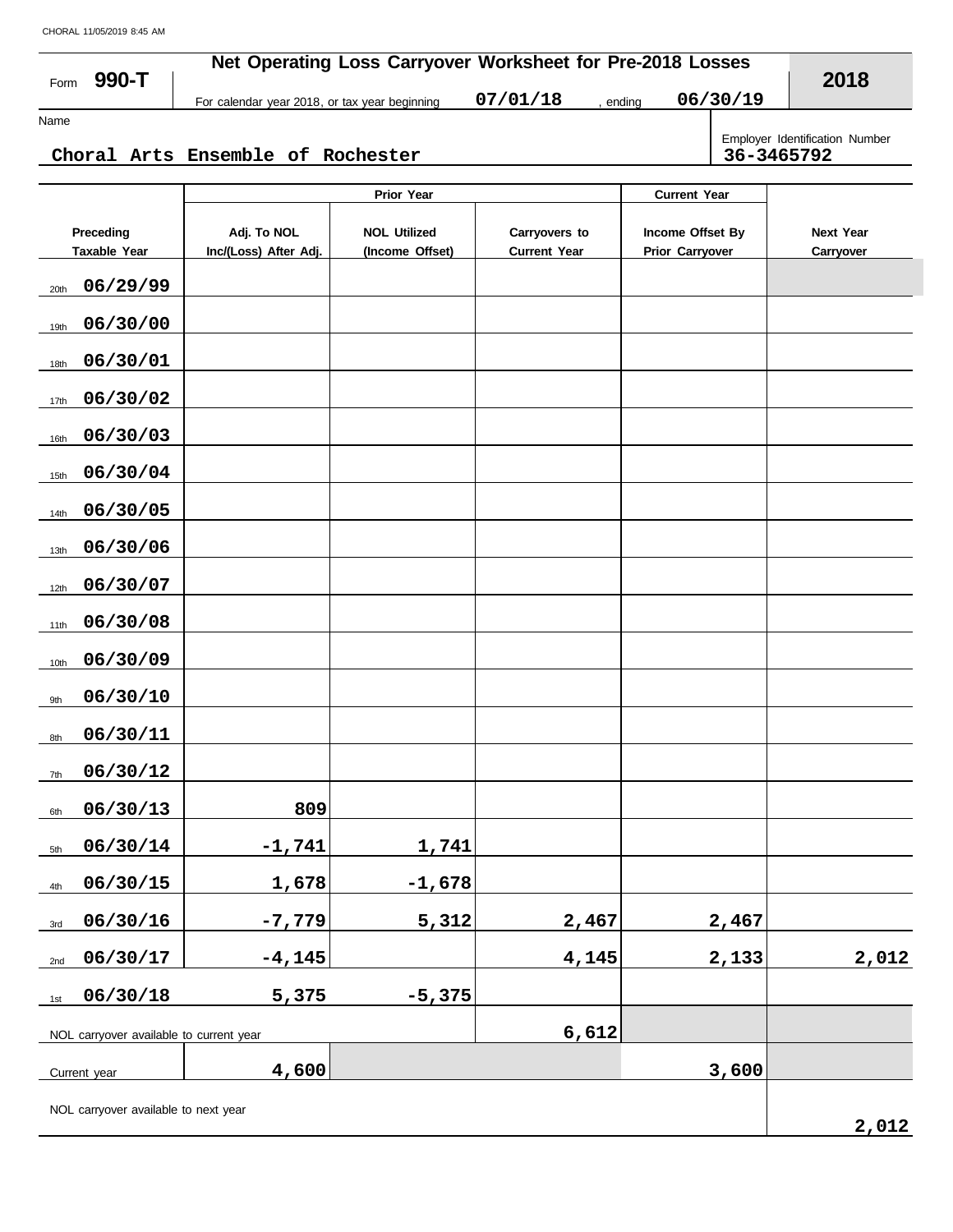# Net Operating Loss Carryover Worksheet for Pre-2018 Losses

Form **990-T** — For calendar year 2018, or tax year beginning **07/01/18**, ending **06/30/19** — **2018**

Name: **Choral Arts Ensemble of Rochester**

Employer Identification Number: **36-3465792**

| Preceding Taxable Year | Prior Year: Adj. To NOL Inc/(Loss) After Adj. | Prior Year: NOL Utilized (Income Offset) | Prior Year: Carryovers to Current Year | Current Year: Income Offset By Prior Carryover | Next Year Carryover |
|---|---|---|---|---|---|
| 20th 06/29/99 | | | | | |
| 19th 06/30/00 | | | | | |
| 18th 06/30/01 | | | | | |
| 17th 06/30/02 | | | | | |
| 16th 06/30/03 | | | | | |
| 15th 06/30/04 | | | | | |
| 14th 06/30/05 | | | | | |
| 13th 06/30/06 | | | | | |
| 12th 06/30/07 | | | | | |
| 11th 06/30/08 | | | | | |
| 10th 06/30/09 | | | | | |
| 9th 06/30/10 | | | | | |
| 8th 06/30/11 | | | | | |
| 7th 06/30/12 | | | | | |
| 6th 06/30/13 | 809 | | | | |
| 5th 06/30/14 | -1,741 | 1,741 | | | |
| 4th 06/30/15 | 1,678 | -1,678 | | | |
| 3rd 06/30/16 | -7,779 | 5,312 | 2,467 | 2,467 | |
| 2nd 06/30/17 | -4,145 | | 4,145 | 2,133 | 2,012 |
| 1st 06/30/18 | 5,375 | -5,375 | | | |
| NOL carryover available to current year | | | 6,612 | | |
| Current year | 4,600 | | | 3,600 | |
| NOL carryover available to next year | | | | | 2,012 |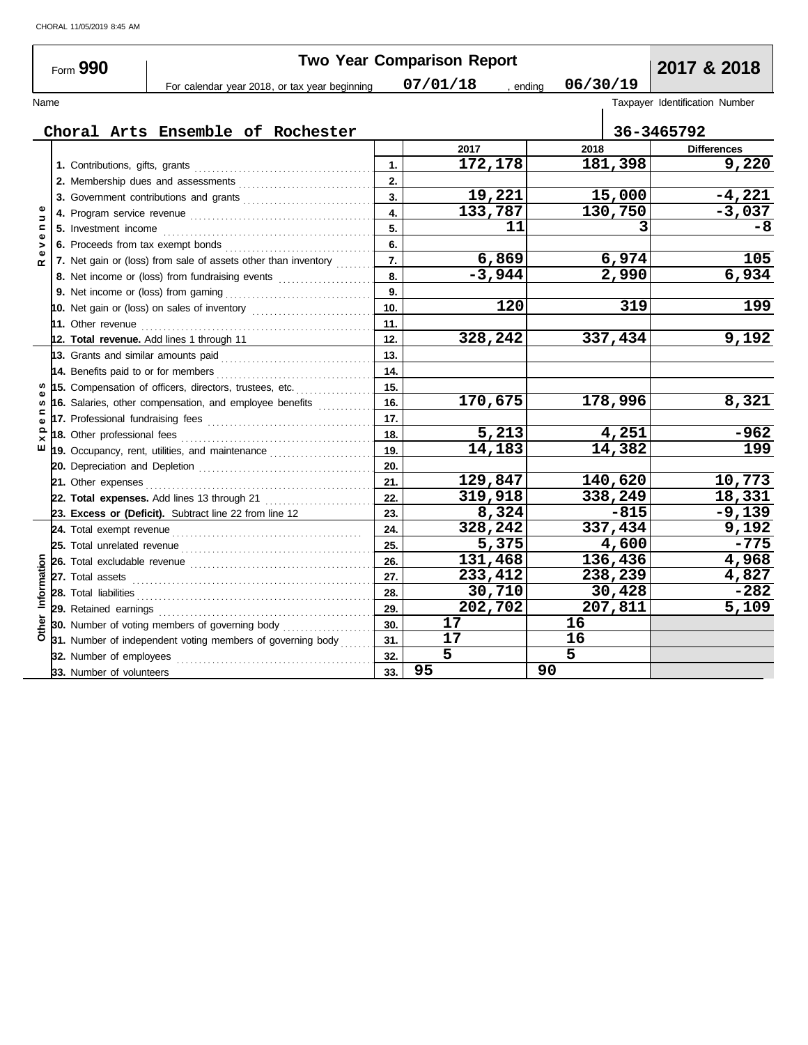Form **990** — **Two Year Comparison Report** — **2017 & 2018**

For calendar year 2018, or tax year beginning **07/01/18**, ending **06/30/19**

Name: **Choral Arts Ensemble of Rochester**

Taxpayer Identification Number: **36-3465792**

| Section | Line | | 2017 | 2018 | Differences |
|---|---|---|---|---|---|
| Revenue | 1. Contributions, gifts, grants | 1. | 172,178 | 181,398 | 9,220 |
| | 2. Membership dues and assessments | 2. | | | |
| | 3. Government contributions and grants | 3. | 19,221 | 15,000 | -4,221 |
| | 4. Program service revenue | 4. | 133,787 | 130,750 | -3,037 |
| | 5. Investment income | 5. | 11 | 3 | -8 |
| | 6. Proceeds from tax exempt bonds | 6. | | | |
| | 7. Net gain or (loss) from sale of assets other than inventory | 7. | 6,869 | 6,974 | 105 |
| | 8. Net income or (loss) from fundraising events | 8. | -3,944 | 2,990 | 6,934 |
| | 9. Net income or (loss) from gaming | 9. | | | |
| | 10. Net gain or (loss) on sales of inventory | 10. | 120 | 319 | 199 |
| | 11. Other revenue | 11. | | | |
| | **12. Total revenue.** Add lines 1 through 11 | 12. | 328,242 | 337,434 | 9,192 |
| Expenses | 13. Grants and similar amounts paid | 13. | | | |
| | 14. Benefits paid to or for members | 14. | | | |
| | 15. Compensation of officers, directors, trustees, etc. | 15. | | | |
| | 16. Salaries, other compensation, and employee benefits | 16. | 170,675 | 178,996 | 8,321 |
| | 17. Professional fundraising fees | 17. | | | |
| | 18. Other professional fees | 18. | 5,213 | 4,251 | -962 |
| | 19. Occupancy, rent, utilities, and maintenance | 19. | 14,183 | 14,382 | 199 |
| | 20. Depreciation and Depletion | 20. | | | |
| | 21. Other expenses | 21. | 129,847 | 140,620 | 10,773 |
| | **22. Total expenses.** Add lines 13 through 21 | 22. | 319,918 | 338,249 | 18,331 |
| | **23. Excess or (Deficit).** Subtract line 22 from line 12 | 23. | 8,324 | -815 | -9,139 |
| Other Information | 24. Total exempt revenue | 24. | 328,242 | 337,434 | 9,192 |
| | 25. Total unrelated revenue | 25. | 5,375 | 4,600 | -775 |
| | 26. Total excludable revenue | 26. | 131,468 | 136,436 | 4,968 |
| | 27. Total assets | 27. | 233,412 | 238,239 | 4,827 |
| | 28. Total liabilities | 28. | 30,710 | 30,428 | -282 |
| | 29. Retained earnings | 29. | 202,702 | 207,811 | 5,109 |
| | 30. Number of voting members of governing body | 30. | 17 | 16 | |
| | 31. Number of independent voting members of governing body | 31. | 17 | 16 | |
| | 32. Number of employees | 32. | 5 | 5 | |
| | 33. Number of volunteers | 33. | 95 | 90 | |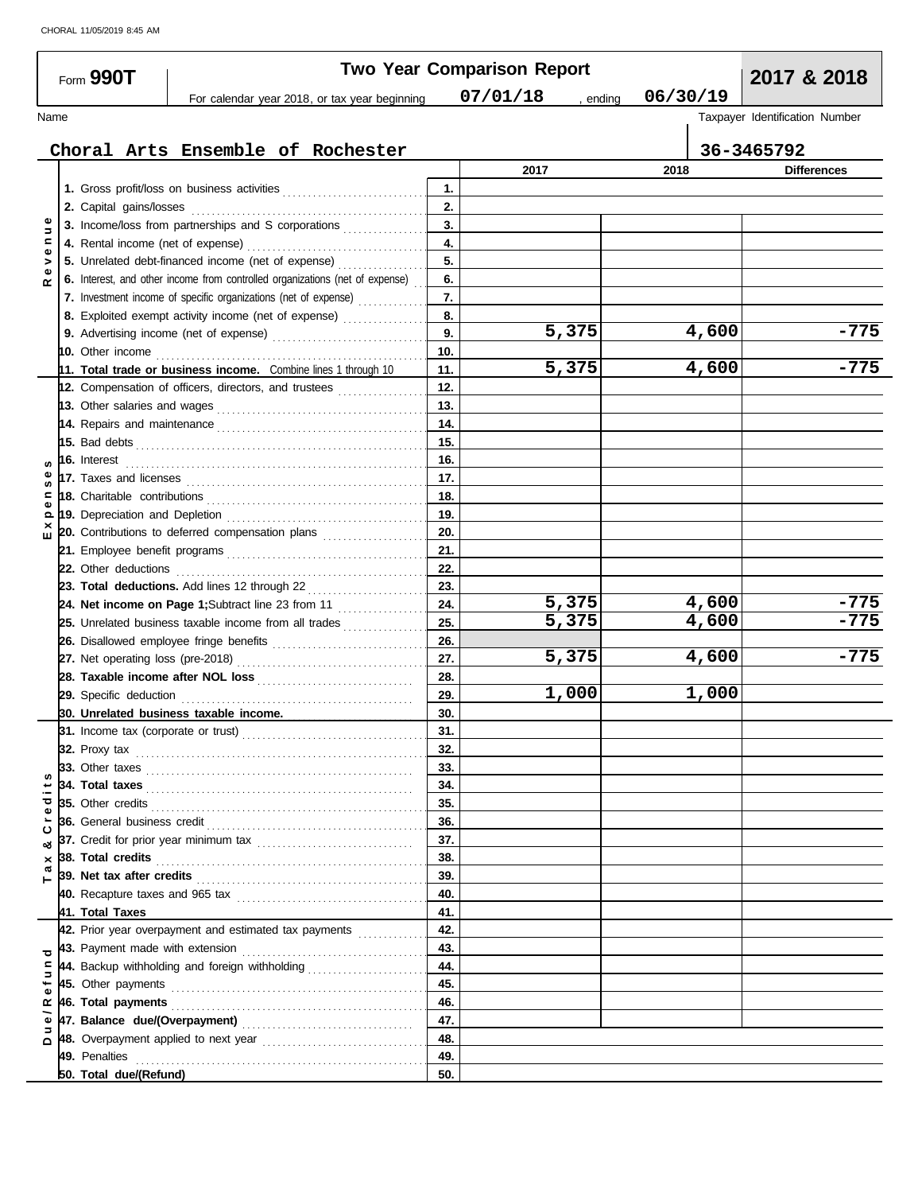CHORAL 11/05/2019 8:45 AM

# Form 990T — Two Year Comparison Report — 2017 & 2018

For calendar year 2018, or tax year beginning **07/01/18**, ending **06/30/19**

| Name | Taxpayer Identification Number |
|---|---|
| **Choral Arts Ensemble of Rochester** | **36-3465792** |

| Section | Line | | 2017 | 2018 | Differences |
|---|---|---|---|---|---|
| Revenue | 1. Gross profit/loss on business activities | 1. | | | |
| | 2. Capital gains/losses | 2. | | | |
| | 3. Income/loss from partnerships and S corporations | 3. | | | |
| | 4. Rental income (net of expense) | 4. | | | |
| | 5. Unrelated debt-financed income (net of expense) | 5. | | | |
| | 6. Interest, and other income from controlled organizations (net of expense) | 6. | | | |
| | 7. Investment income of specific organizations (net of expense) | 7. | | | |
| | 8. Exploited exempt activity income (net of expense) | 8. | | | |
| | 9. Advertising income (net of expense) | 9. | 5,375 | 4,600 | -775 |
| | 10. Other income | 10. | | | |
| | 11. **Total trade or business income.** Combine lines 1 through 10 | 11. | 5,375 | 4,600 | -775 |
| Expenses | 12. Compensation of officers, directors, and trustees | 12. | | | |
| | 13. Other salaries and wages | 13. | | | |
| | 14. Repairs and maintenance | 14. | | | |
| | 15. Bad debts | 15. | | | |
| | 16. Interest | 16. | | | |
| | 17. Taxes and licenses | 17. | | | |
| | 18. Charitable contributions | 18. | | | |
| | 19. Depreciation and Depletion | 19. | | | |
| | 20. Contributions to deferred compensation plans | 20. | | | |
| | 21. Employee benefit programs | 21. | | | |
| | 22. Other deductions | 22. | | | |
| | 23. **Total deductions.** Add lines 12 through 22 | 23. | | | |
| | 24. **Net income on Page 1;** Subtract line 23 from 11 | 24. | 5,375 | 4,600 | -775 |
| | 25. Unrelated business taxable income from all trades | 25. | 5,375 | 4,600 | -775 |
| | 26. Disallowed employee fringe benefits | 26. | | | |
| | 27. Net operating loss (pre-2018) | 27. | 5,375 | 4,600 | -775 |
| | 28. **Taxable income after NOL loss** | 28. | | | |
| | 29. Specific deduction | 29. | 1,000 | 1,000 | |
| | 30. **Unrelated business taxable income.** | 30. | | | |
| Tax & Credits | 31. Income tax (corporate or trust) | 31. | | | |
| | 32. Proxy tax | 32. | | | |
| | 33. Other taxes | 33. | | | |
| | 34. **Total taxes** | 34. | | | |
| | 35. Other credits | 35. | | | |
| | 36. General business credit | 36. | | | |
| | 37. Credit for prior year minimum tax | 37. | | | |
| | 38. **Total credits** | 38. | | | |
| | 39. **Net tax after credits** | 39. | | | |
| | 40. Recapture taxes and 965 tax | 40. | | | |
| | 41. **Total Taxes** | 41. | | | |
| Due/Refund | 42. Prior year overpayment and estimated tax payments | 42. | | | |
| | 43. Payment made with extension | 43. | | | |
| | 44. Backup withholding and foreign withholding | 44. | | | |
| | 45. Other payments | 45. | | | |
| | 46. **Total payments** | 46. | | | |
| | 47. **Balance due/(Overpayment)** | 47. | | | |
| | 48. Overpayment applied to next year | 48. | | | |
| | 49. Penalties | 49. | | | |
| | 50. **Total due/(Refund)** | 50. | | | |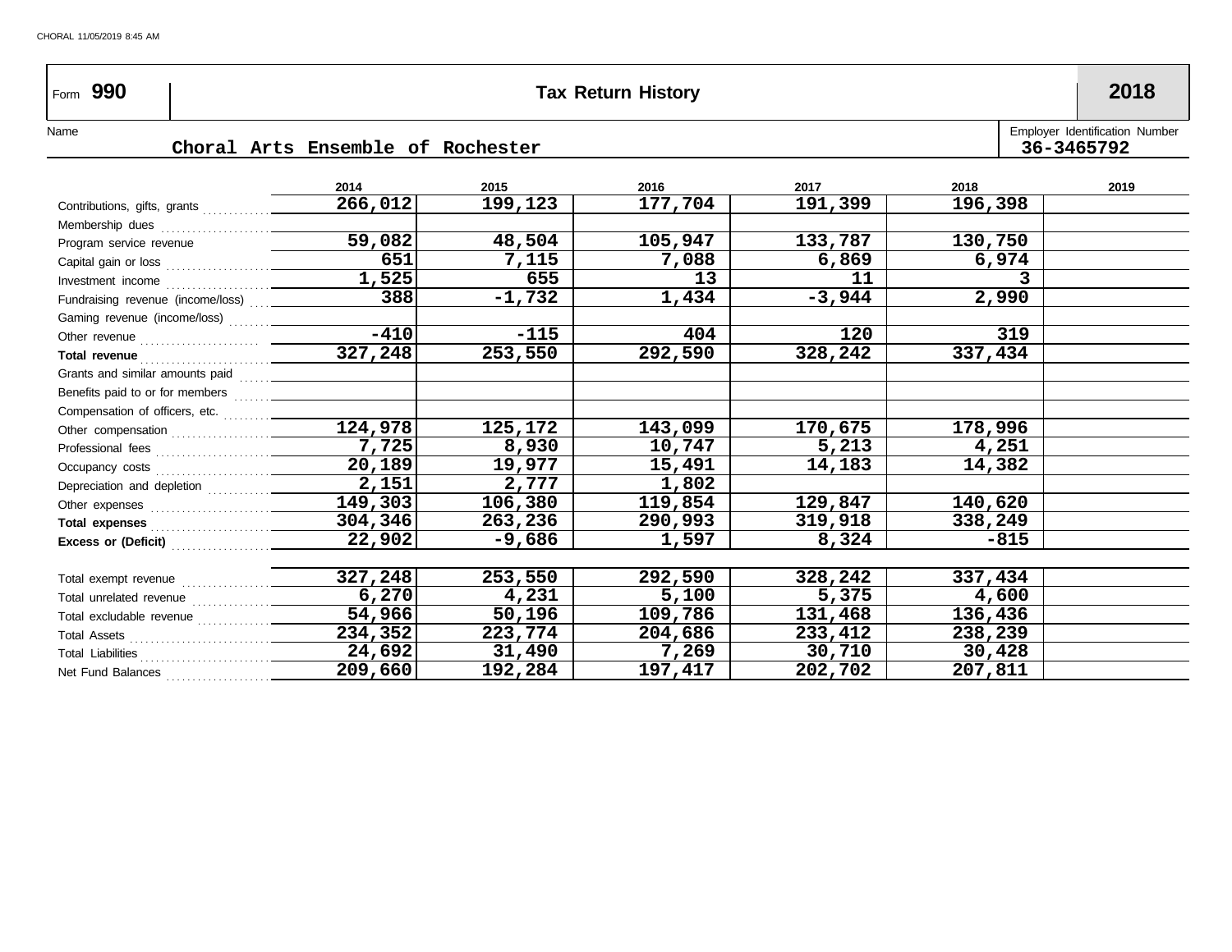Form **990** — **Tax Return History** — **2018**

Name: Choral Arts Ensemble of Rochester

Employer Identification Number: 36-3465792

| | 2014 | 2015 | 2016 | 2017 | 2018 | 2019 |
|---|---|---|---|---|---|---|
| Contributions, gifts, grants | 266,012 | 199,123 | 177,704 | 191,399 | 196,398 | |
| Membership dues | | | | | | |
| Program service revenue | 59,082 | 48,504 | 105,947 | 133,787 | 130,750 | |
| Capital gain or loss | 651 | 7,115 | 7,088 | 6,869 | 6,974 | |
| Investment income | 1,525 | 655 | 13 | 11 | 3 | |
| Fundraising revenue (income/loss) | 388 | -1,732 | 1,434 | -3,944 | 2,990 | |
| Gaming revenue (income/loss) | | | | | | |
| Other revenue | -410 | -115 | 404 | 120 | 319 | |
| **Total revenue** | 327,248 | 253,550 | 292,590 | 328,242 | 337,434 | |
| Grants and similar amounts paid | | | | | | |
| Benefits paid to or for members | | | | | | |
| Compensation of officers, etc. | | | | | | |
| Other compensation | 124,978 | 125,172 | 143,099 | 170,675 | 178,996 | |
| Professional fees | 7,725 | 8,930 | 10,747 | 5,213 | 4,251 | |
| Occupancy costs | 20,189 | 19,977 | 15,491 | 14,183 | 14,382 | |
| Depreciation and depletion | 2,151 | 2,777 | 1,802 | | | |
| Other expenses | 149,303 | 106,380 | 119,854 | 129,847 | 140,620 | |
| **Total expenses** | 304,346 | 263,236 | 290,993 | 319,918 | 338,249 | |
| **Excess or (Deficit)** | 22,902 | -9,686 | 1,597 | 8,324 | -815 | |
| | | | | | | |
| Total exempt revenue | 327,248 | 253,550 | 292,590 | 328,242 | 337,434 | |
| Total unrelated revenue | 6,270 | 4,231 | 5,100 | 5,375 | 4,600 | |
| Total excludable revenue | 54,966 | 50,196 | 109,786 | 131,468 | 136,436 | |
| Total Assets | 234,352 | 223,774 | 204,686 | 233,412 | 238,239 | |
| Total Liabilities | 24,692 | 31,490 | 7,269 | 30,710 | 30,428 | |
| Net Fund Balances | 209,660 | 192,284 | 197,417 | 202,702 | 207,811 | |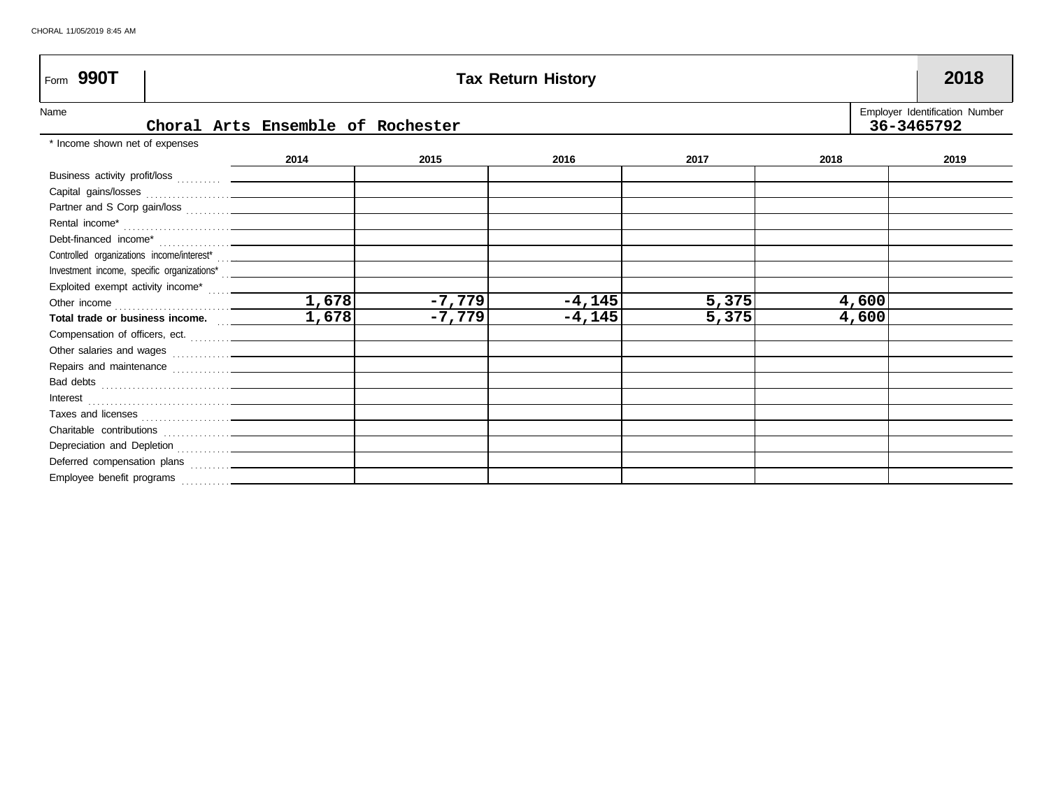Form **990T**

# Tax Return History

**2018**

Name: **Choral Arts Ensemble of Rochester**

Employer Identification Number: **36-3465792**

\* Income shown net of expenses

| | 2014 | 2015 | 2016 | 2017 | 2018 | 2019 |
|---|---|---|---|---|---|---|
| Business activity profit/loss | | | | | | |
| Capital gains/losses | | | | | | |
| Partner and S Corp gain/loss | | | | | | |
| Rental income* | | | | | | |
| Debt-financed income* | | | | | | |
| Controlled organizations income/interest* | | | | | | |
| Investment income, specific organizations* | | | | | | |
| Exploited exempt activity income* | | | | | | |
| Other income | 1,678 | -7,779 | -4,145 | 5,375 | 4,600 | |
| **Total trade or business income.** | 1,678 | -7,779 | -4,145 | 5,375 | 4,600 | |
| Compensation of officers, ect. | | | | | | |
| Other salaries and wages | | | | | | |
| Repairs and maintenance | | | | | | |
| Bad debts | | | | | | |
| Interest | | | | | | |
| Taxes and licenses | | | | | | |
| Charitable contributions | | | | | | |
| Depreciation and Depletion | | | | | | |
| Deferred compensation plans | | | | | | |
| Employee benefit programs | | | | | | |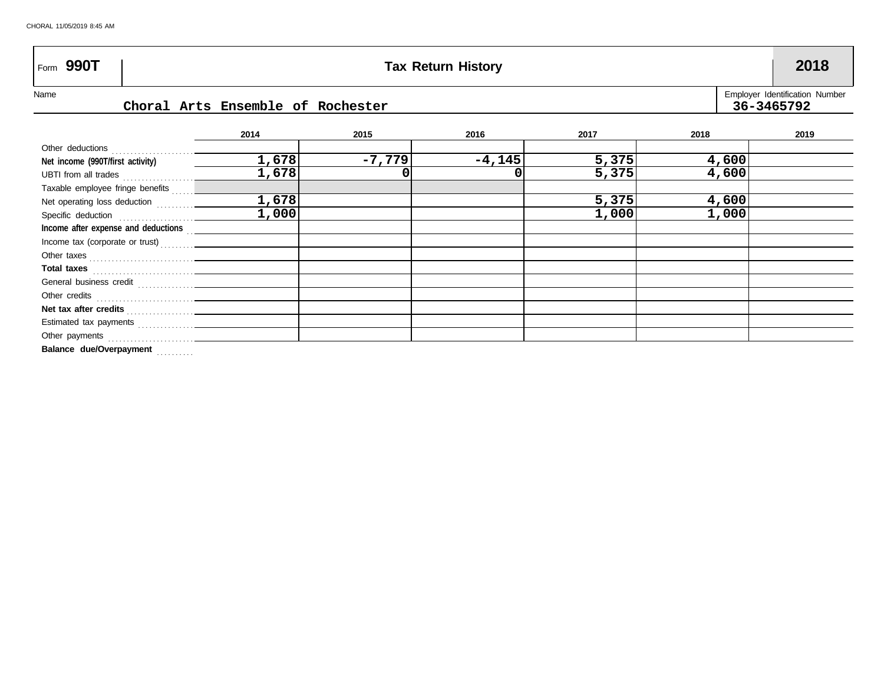Form **990T** — **Tax Return History** — **2018**

Name: Choral Arts Ensemble of Rochester

Employer Identification Number: 36-3465792

| | 2014 | 2015 | 2016 | 2017 | 2018 | 2019 |
|---|---|---|---|---|---|---|
| Other deductions | | | | | | |
| **Net income (990T/first activity)** | 1,678 | -7,779 | -4,145 | 5,375 | 4,600 | |
| UBTI from all trades | 1,678 | 0 | 0 | 5,375 | 4,600 | |
| Taxable employee fringe benefits | | | | | | |
| Net operating loss deduction | 1,678 | | | 5,375 | 4,600 | |
| Specific deduction | 1,000 | | | 1,000 | 1,000 | |
| **Income after expense and deductions** | | | | | | |
| Income tax (corporate or trust) | | | | | | |
| Other taxes | | | | | | |
| **Total taxes** | | | | | | |
| General business credit | | | | | | |
| Other credits | | | | | | |
| **Net tax after credits** | | | | | | |
| Estimated tax payments | | | | | | |
| Other payments | | | | | | |
| **Balance due/Overpayment** | | | | | | |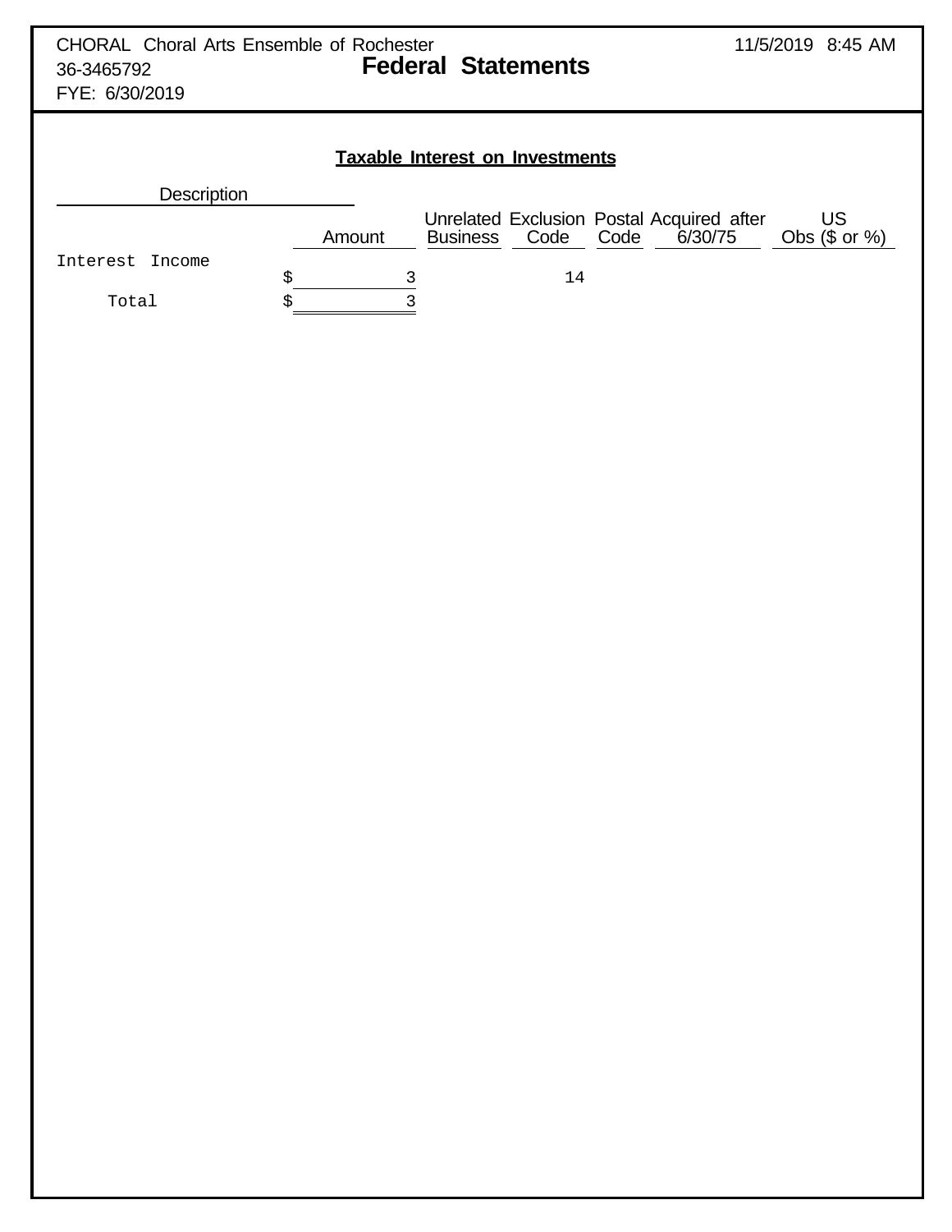CHORAL Choral Arts Ensemble of Rochester
36-3465792
FYE: 6/30/2019

11/5/2019 8:45 AM

# Federal Statements

## Taxable Interest on Investments

| Description | Amount | Unrelated Business | Exclusion Code | Postal Code | Acquired after 6/30/75 | US Obs ($ or %) |
|---|---|---|---|---|---|---|
| Interest Income | $ 3 | | 14 | | | |
| Total | $ 3 | | | | | |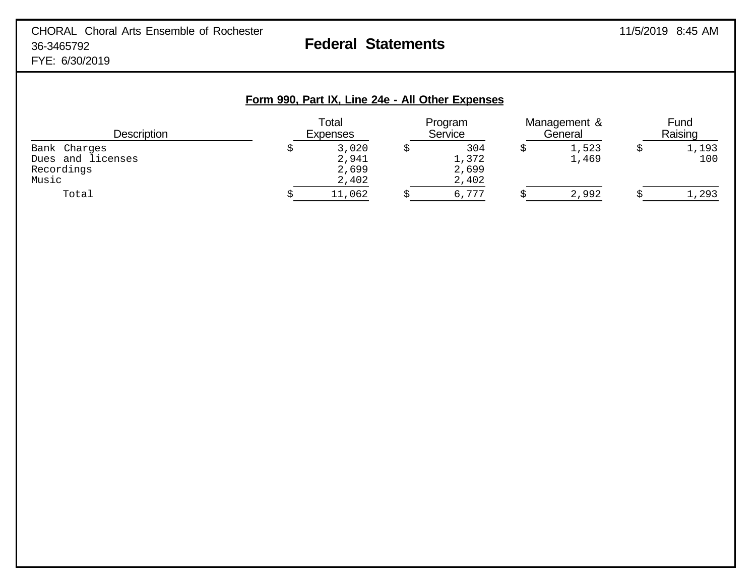CHORAL Choral Arts Ensemble of Rochester
36-3465792
FYE: 6/30/2019

11/5/2019 8:45 AM

# Federal Statements

## Form 990, Part IX, Line 24e - All Other Expenses

| Description | Total Expenses | Program Service | Management & General | Fund Raising |
|---|---|---|---|---|
| Bank Charges | $ 3,020 | $ 304 | $ 1,523 | $ 1,193 |
| Dues and licenses | 2,941 | 1,372 | 1,469 | 100 |
| Recordings | 2,699 | 2,699 | | |
| Music | 2,402 | 2,402 | | |
| Total | $ 11,062 | $ 6,777 | $ 2,992 | $ 1,293 |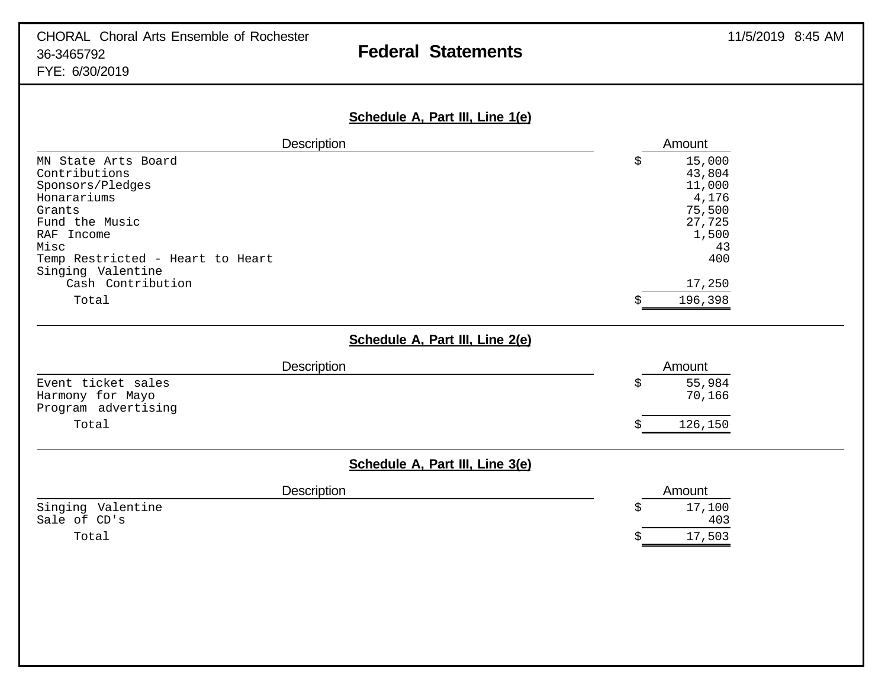CHORAL Choral Arts Ensemble of Rochester
36-3465792
FYE: 6/30/2019

# Federal Statements

11/5/2019 8:45 AM

## Schedule A, Part III, Line 1(e)

| Description | Amount |
|---|---|
| MN State Arts Board | $ 15,000 |
| Contributions | 43,804 |
| Sponsors/Pledges | 11,000 |
| Honarariums | 4,176 |
| Grants | 75,500 |
| Fund the Music | 27,725 |
| RAF Income | 1,500 |
| Misc | 43 |
| Temp Restricted - Heart to Heart | 400 |
| Singing Valentine Cash Contribution | 17,250 |
| Total | $ 196,398 |

## Schedule A, Part III, Line 2(e)

| Description | Amount |
|---|---|
| Event ticket sales | $ 55,984 |
| Harmony for Mayo | 70,166 |
| Program advertising | |
| Total | $ 126,150 |

## Schedule A, Part III, Line 3(e)

| Description | Amount |
|---|---|
| Singing Valentine | $ 17,100 |
| Sale of CD's | 403 |
| Total | $ 17,503 |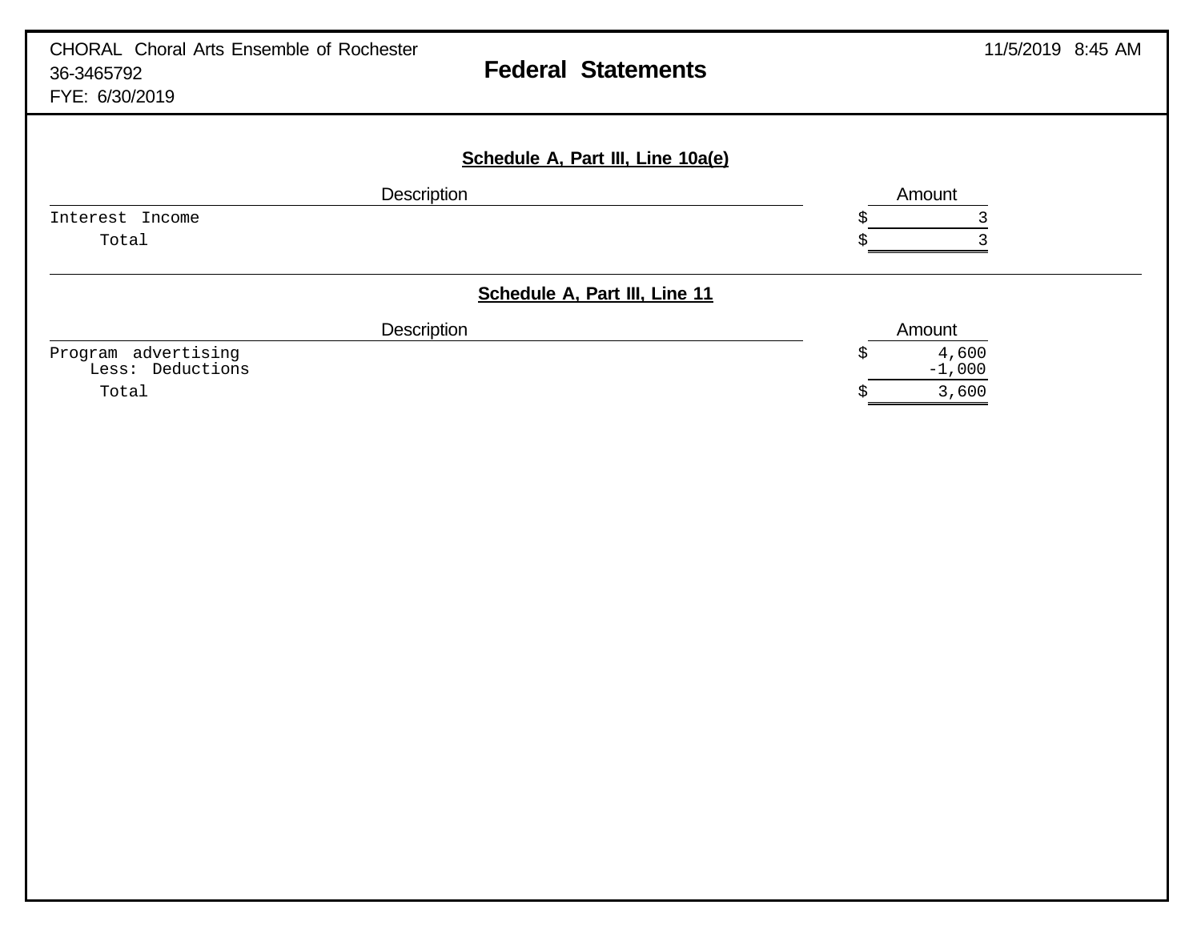CHORAL Choral Arts Ensemble of Rochester
36-3465792
FYE: 6/30/2019

# Federal Statements

11/5/2019 8:45 AM

## Schedule A, Part III, Line 10a(e)

| Description | Amount |
|---|---|
| Interest Income | $ 3 |
| Total | $ 3 |

## Schedule A, Part III, Line 11

| Description | Amount |
|---|---|
| Program advertising | $ 4,600 |
| Less: Deductions | -1,000 |
| Total | $ 3,600 |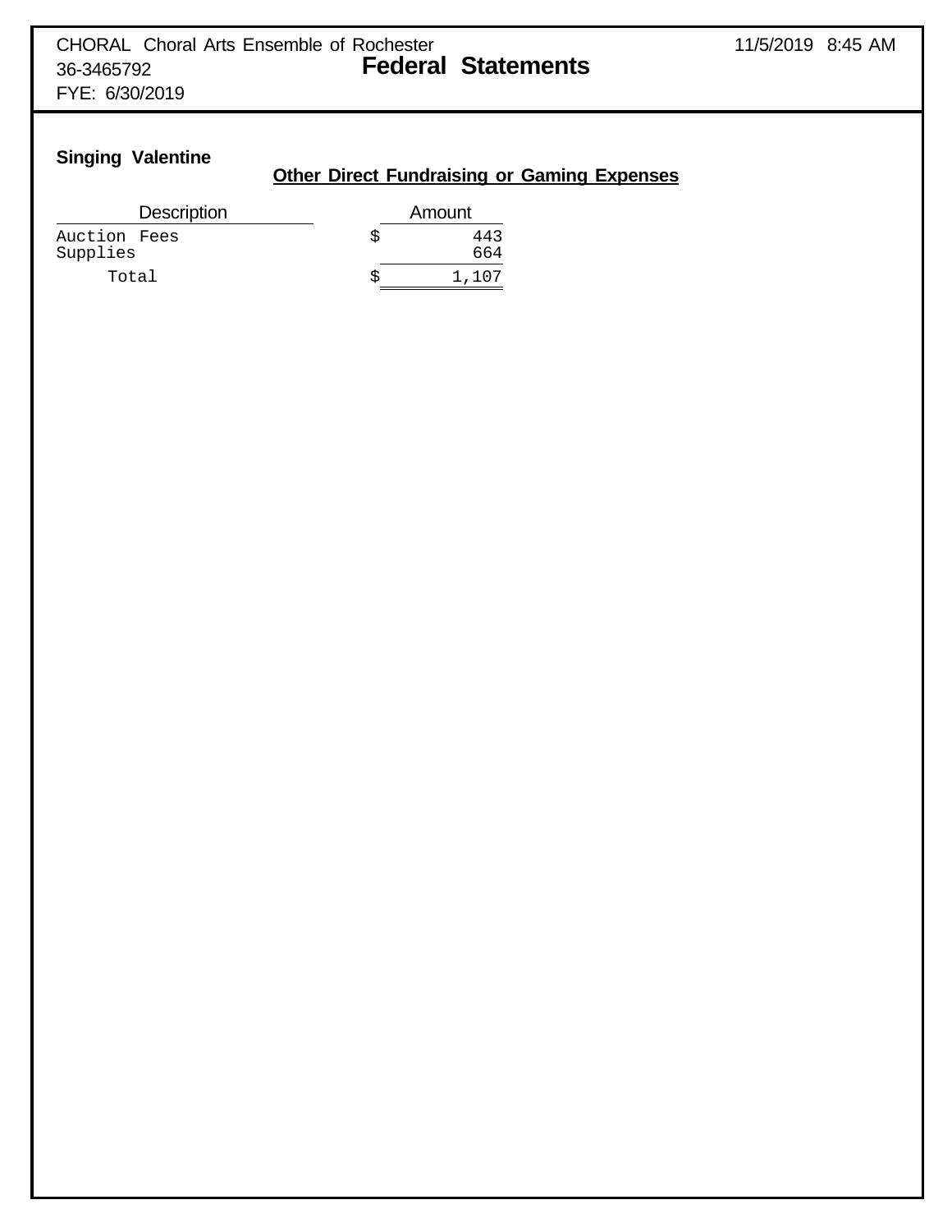CHORAL Choral Arts Ensemble of Rochester
36-3465792
FYE: 6/30/2019

# Federal Statements

11/5/2019 8:45 AM

**Singing Valentine**

## Other Direct Fundraising or Gaming Expenses

| Description | Amount |
|---|---|
| Auction Fees | $ 443 |
| Supplies | 664 |
| Total | $ 1,107 |